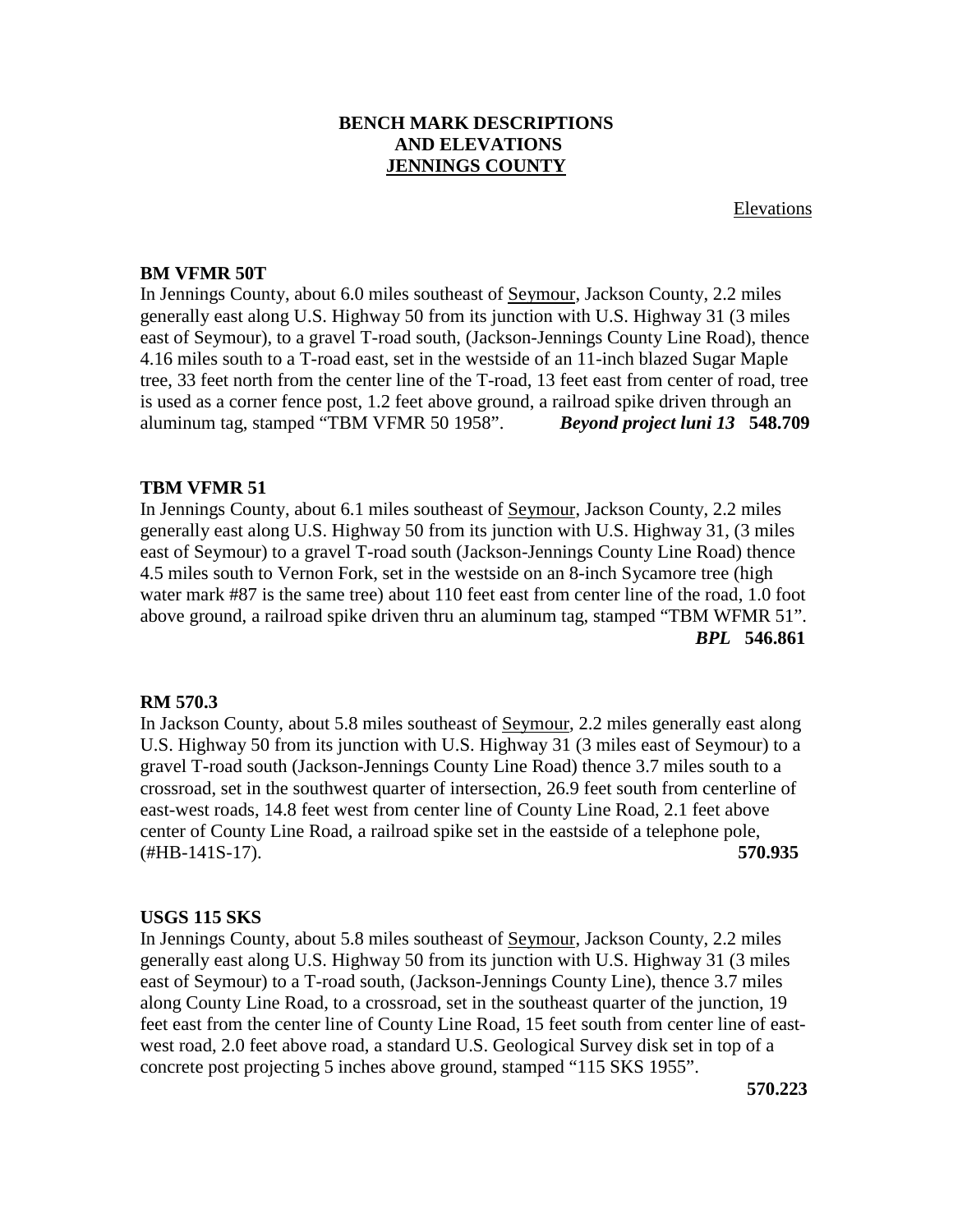# BENCH MARK DESCRIPTIONS AND ELEVATIONS JENNINGS COUNTY

Elevations

### BM VFMR 50T

In Jennings County, about 6.0 miles southeast of Seymour, Jackson County, 2.2 miles generally east along U.S. Highway 50 from its junction with U.S. Highway 31 (3 miles east of Seymour), to a gravel T-road south, (Jackson-Jennings County Line Road), thence 4.16 miles south to a T-road east, set in the westside of an 11-inch blazed Sugar Maple tree, 33 feet north from the center line of the T-road, 13 feet east from center of road, tree is used as a corner fence post, 1.2 feet above ground, a railroad spike driven through an aluminum tag, stamped "TBM VFMR 50 1958". ***Beyond project luni 13*** **548.709**

### TBM VFMR 51

In Jennings County, about 6.1 miles southeast of Seymour, Jackson County, 2.2 miles generally east along U.S. Highway 50 from its junction with U.S. Highway 31, (3 miles east of Seymour) to a gravel T-road south (Jackson-Jennings County Line Road) thence 4.5 miles south to Vernon Fork, set in the westside on an 8-inch Sycamore tree (high water mark #87 is the same tree) about 110 feet east from center line of the road, 1.0 foot above ground, a railroad spike driven thru an aluminum tag, stamped "TBM WFMR 51". ***BPL*** **546.861**

### RM 570.3

In Jackson County, about 5.8 miles southeast of Seymour, 2.2 miles generally east along U.S. Highway 50 from its junction with U.S. Highway 31 (3 miles east of Seymour) to a gravel T-road south (Jackson-Jennings County Line Road) thence 3.7 miles south to a crossroad, set in the southwest quarter of intersection, 26.9 feet south from centerline of east-west roads, 14.8 feet west from center line of County Line Road, 2.1 feet above center of County Line Road, a railroad spike set in the eastside of a telephone pole, (#HB-141S-17). **570.935**

### USGS 115 SKS

In Jennings County, about 5.8 miles southeast of Seymour, Jackson County, 2.2 miles generally east along U.S. Highway 50 from its junction with U.S. Highway 31 (3 miles east of Seymour) to a T-road south, (Jackson-Jennings County Line), thence 3.7 miles along County Line Road, to a crossroad, set in the southeast quarter of the junction, 19 feet east from the center line of County Line Road, 15 feet south from center line of east-west road, 2.0 feet above road, a standard U.S. Geological Survey disk set in top of a concrete post projecting 5 inches above ground, stamped "115 SKS 1955". **570.223**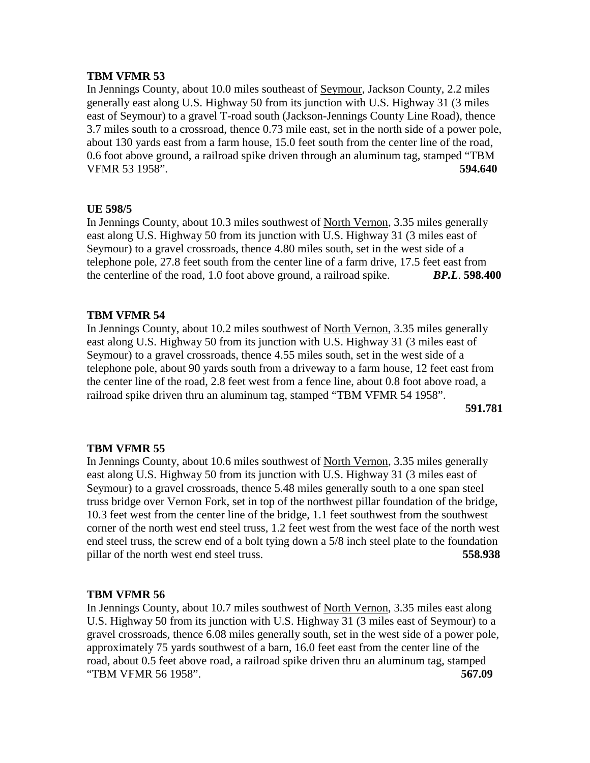**TBM VFMR 53**

In Jennings County, about 10.0 miles southeast of Seymour, Jackson County, 2.2 miles generally east along U.S. Highway 50 from its junction with U.S. Highway 31 (3 miles east of Seymour) to a gravel T-road south (Jackson-Jennings County Line Road), thence 3.7 miles south to a crossroad, thence 0.73 mile east, set in the north side of a power pole, about 130 yards east from a farm house, 15.0 feet south from the center line of the road, 0.6 foot above ground, a railroad spike driven through an aluminum tag, stamped "TBM VFMR 53 1958". **594.640**

**UE 598/5**

In Jennings County, about 10.3 miles southwest of North Vernon, 3.35 miles generally east along U.S. Highway 50 from its junction with U.S. Highway 31 (3 miles east of Seymour) to a gravel crossroads, thence 4.80 miles south, set in the west side of a telephone pole, 27.8 feet south from the center line of a farm drive, 17.5 feet east from the centerline of the road, 1.0 foot above ground, a railroad spike. ***BP.L*. 598.400**

**TBM VFMR 54**

In Jennings County, about 10.2 miles southwest of North Vernon, 3.35 miles generally east along U.S. Highway 50 from its junction with U.S. Highway 31 (3 miles east of Seymour) to a gravel crossroads, thence 4.55 miles south, set in the west side of a telephone pole, about 90 yards south from a driveway to a farm house, 12 feet east from the center line of the road, 2.8 feet west from a fence line, about 0.8 foot above road, a railroad spike driven thru an aluminum tag, stamped "TBM VFMR 54 1958". **591.781**

**TBM VFMR 55**

In Jennings County, about 10.6 miles southwest of North Vernon, 3.35 miles generally east along U.S. Highway 50 from its junction with U.S. Highway 31 (3 miles east of Seymour) to a gravel crossroads, thence 5.48 miles generally south to a one span steel truss bridge over Vernon Fork, set in top of the northwest pillar foundation of the bridge, 10.3 feet west from the center line of the bridge, 1.1 feet southwest from the southwest corner of the north west end steel truss, 1.2 feet west from the west face of the north west end steel truss, the screw end of a bolt tying down a 5/8 inch steel plate to the foundation pillar of the north west end steel truss. **558.938**

**TBM VFMR 56**

In Jennings County, about 10.7 miles southwest of North Vernon, 3.35 miles east along U.S. Highway 50 from its junction with U.S. Highway 31 (3 miles east of Seymour) to a gravel crossroads, thence 6.08 miles generally south, set in the west side of a power pole, approximately 75 yards southwest of a barn, 16.0 feet east from the center line of the road, about 0.5 feet above road, a railroad spike driven thru an aluminum tag, stamped "TBM VFMR 56 1958". **567.09**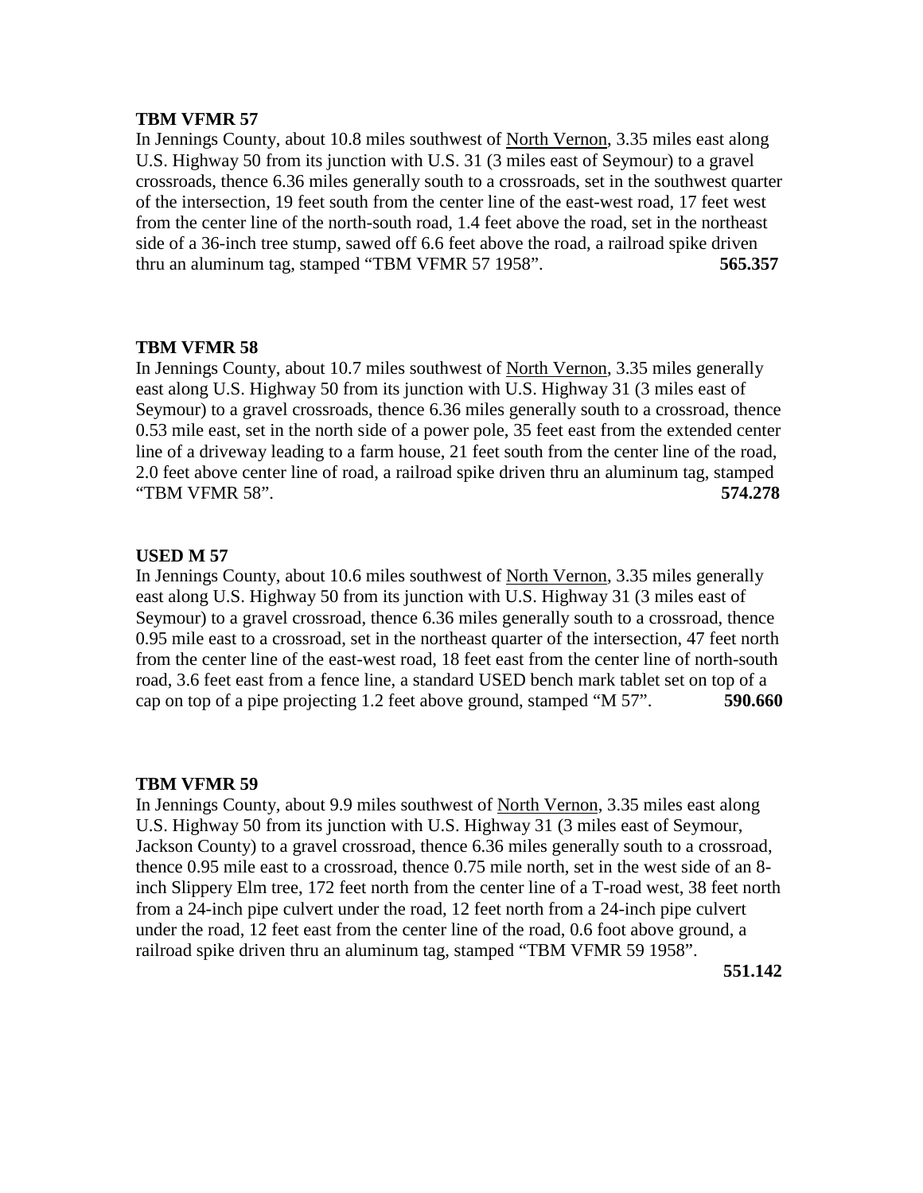**TBM VFMR 57**

In Jennings County, about 10.8 miles southwest of North Vernon, 3.35 miles east along U.S. Highway 50 from its junction with U.S. 31 (3 miles east of Seymour) to a gravel crossroads, thence 6.36 miles generally south to a crossroads, set in the southwest quarter of the intersection, 19 feet south from the center line of the east-west road, 17 feet west from the center line of the north-south road, 1.4 feet above the road, set in the northeast side of a 36-inch tree stump, sawed off 6.6 feet above the road, a railroad spike driven thru an aluminum tag, stamped "TBM VFMR 57 1958". **565.357**

**TBM VFMR 58**

In Jennings County, about 10.7 miles southwest of North Vernon, 3.35 miles generally east along U.S. Highway 50 from its junction with U.S. Highway 31 (3 miles east of Seymour) to a gravel crossroads, thence 6.36 miles generally south to a crossroad, thence 0.53 mile east, set in the north side of a power pole, 35 feet east from the extended center line of a driveway leading to a farm house, 21 feet south from the center line of the road, 2.0 feet above center line of road, a railroad spike driven thru an aluminum tag, stamped "TBM VFMR 58". **574.278**

**USED M 57**

In Jennings County, about 10.6 miles southwest of North Vernon, 3.35 miles generally east along U.S. Highway 50 from its junction with U.S. Highway 31 (3 miles east of Seymour) to a gravel crossroad, thence 6.36 miles generally south to a crossroad, thence 0.95 mile east to a crossroad, set in the northeast quarter of the intersection, 47 feet north from the center line of the east-west road, 18 feet east from the center line of north-south road, 3.6 feet east from a fence line, a standard USED bench mark tablet set on top of a cap on top of a pipe projecting 1.2 feet above ground, stamped "M 57". **590.660**

**TBM VFMR 59**

In Jennings County, about 9.9 miles southwest of North Vernon, 3.35 miles east along U.S. Highway 50 from its junction with U.S. Highway 31 (3 miles east of Seymour, Jackson County) to a gravel crossroad, thence 6.36 miles generally south to a crossroad, thence 0.95 mile east to a crossroad, thence 0.75 mile north, set in the west side of an 8-inch Slippery Elm tree, 172 feet north from the center line of a T-road west, 38 feet north from a 24-inch pipe culvert under the road, 12 feet north from a 24-inch pipe culvert under the road, 12 feet east from the center line of the road, 0.6 foot above ground, a railroad spike driven thru an aluminum tag, stamped "TBM VFMR 59 1958". **551.142**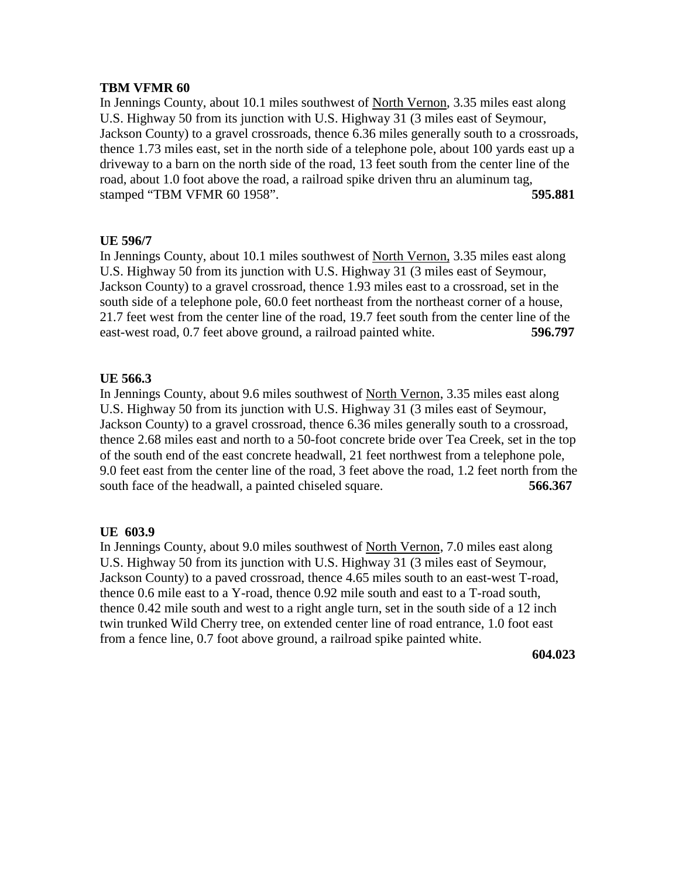**TBM VFMR 60**

In Jennings County, about 10.1 miles southwest of North Vernon, 3.35 miles east along U.S. Highway 50 from its junction with U.S. Highway 31 (3 miles east of Seymour, Jackson County) to a gravel crossroads, thence 6.36 miles generally south to a crossroads, thence 1.73 miles east, set in the north side of a telephone pole, about 100 yards east up a driveway to a barn on the north side of the road, 13 feet south from the center line of the road, about 1.0 foot above the road, a railroad spike driven thru an aluminum tag, stamped "TBM VFMR 60 1958". **595.881**

**UE 596/7**

In Jennings County, about 10.1 miles southwest of North Vernon, 3.35 miles east along U.S. Highway 50 from its junction with U.S. Highway 31 (3 miles east of Seymour, Jackson County) to a gravel crossroad, thence 1.93 miles east to a crossroad, set in the south side of a telephone pole, 60.0 feet northeast from the northeast corner of a house, 21.7 feet west from the center line of the road, 19.7 feet south from the center line of the east-west road, 0.7 feet above ground, a railroad painted white. **596.797**

**UE 566.3**

In Jennings County, about 9.6 miles southwest of North Vernon, 3.35 miles east along U.S. Highway 50 from its junction with U.S. Highway 31 (3 miles east of Seymour, Jackson County) to a gravel crossroad, thence 6.36 miles generally south to a crossroad, thence 2.68 miles east and north to a 50-foot concrete bride over Tea Creek, set in the top of the south end of the east concrete headwall, 21 feet northwest from a telephone pole, 9.0 feet east from the center line of the road, 3 feet above the road, 1.2 feet north from the south face of the headwall, a painted chiseled square. **566.367**

**UE 603.9**

In Jennings County, about 9.0 miles southwest of North Vernon, 7.0 miles east along U.S. Highway 50 from its junction with U.S. Highway 31 (3 miles east of Seymour, Jackson County) to a paved crossroad, thence 4.65 miles south to an east-west T-road, thence 0.6 mile east to a Y-road, thence 0.92 mile south and east to a T-road south, thence 0.42 mile south and west to a right angle turn, set in the south side of a 12 inch twin trunked Wild Cherry tree, on extended center line of road entrance, 1.0 foot east from a fence line, 0.7 foot above ground, a railroad spike painted white. **604.023**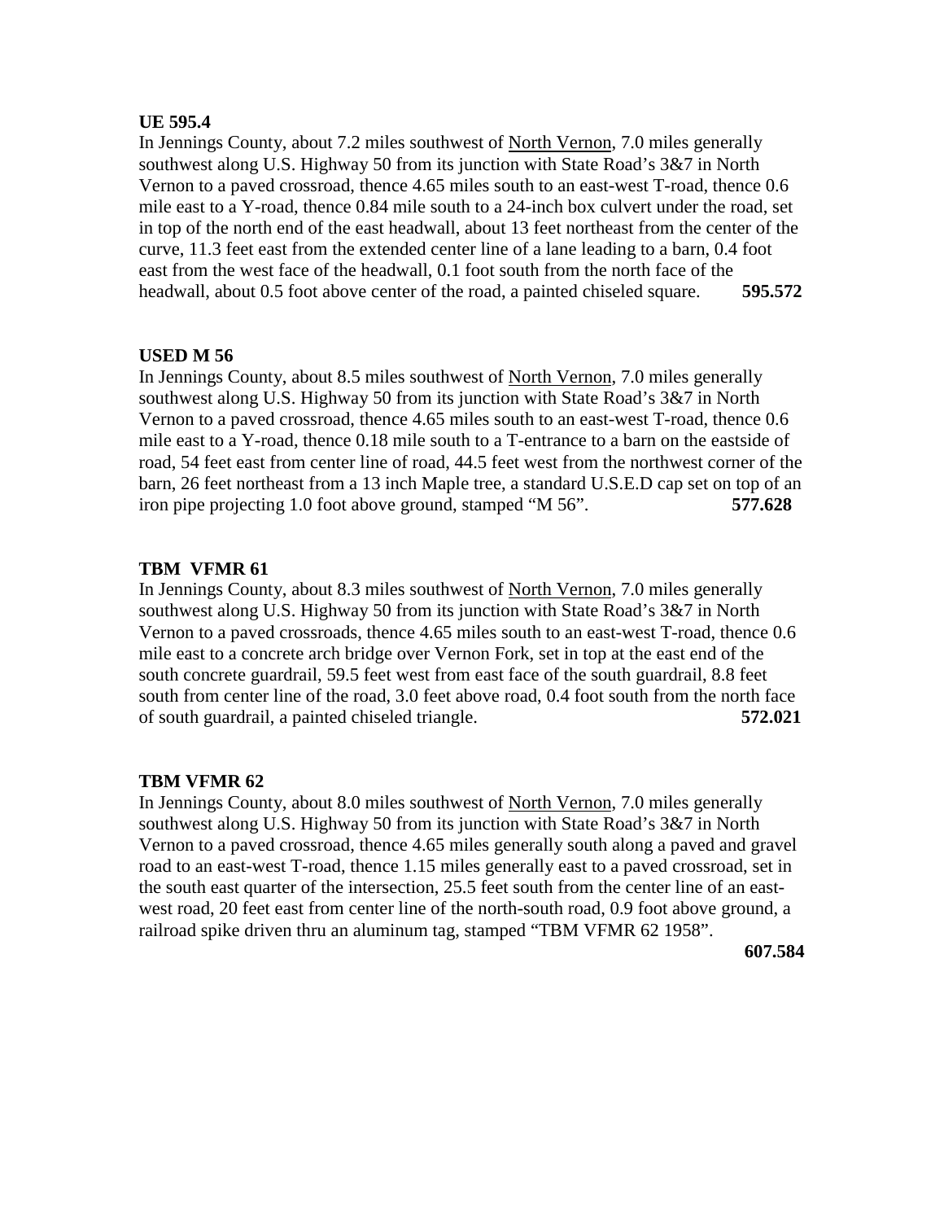**UE 595.4**

In Jennings County, about 7.2 miles southwest of North Vernon, 7.0 miles generally southwest along U.S. Highway 50 from its junction with State Road's 3&7 in North Vernon to a paved crossroad, thence 4.65 miles south to an east-west T-road, thence 0.6 mile east to a Y-road, thence 0.84 mile south to a 24-inch box culvert under the road, set in top of the north end of the east headwall, about 13 feet northeast from the center of the curve, 11.3 feet east from the extended center line of a lane leading to a barn, 0.4 foot east from the west face of the headwall, 0.1 foot south from the north face of the headwall, about 0.5 foot above center of the road, a painted chiseled square. **595.572**

**USED M 56**

In Jennings County, about 8.5 miles southwest of North Vernon, 7.0 miles generally southwest along U.S. Highway 50 from its junction with State Road's 3&7 in North Vernon to a paved crossroad, thence 4.65 miles south to an east-west T-road, thence 0.6 mile east to a Y-road, thence 0.18 mile south to a T-entrance to a barn on the eastside of road, 54 feet east from center line of road, 44.5 feet west from the northwest corner of the barn, 26 feet northeast from a 13 inch Maple tree, a standard U.S.E.D cap set on top of an iron pipe projecting 1.0 foot above ground, stamped "M 56". **577.628**

**TBM VFMR 61**

In Jennings County, about 8.3 miles southwest of North Vernon, 7.0 miles generally southwest along U.S. Highway 50 from its junction with State Road's 3&7 in North Vernon to a paved crossroads, thence 4.65 miles south to an east-west T-road, thence 0.6 mile east to a concrete arch bridge over Vernon Fork, set in top at the east end of the south concrete guardrail, 59.5 feet west from east face of the south guardrail, 8.8 feet south from center line of the road, 3.0 feet above road, 0.4 foot south from the north face of south guardrail, a painted chiseled triangle. **572.021**

**TBM VFMR 62**

In Jennings County, about 8.0 miles southwest of North Vernon, 7.0 miles generally southwest along U.S. Highway 50 from its junction with State Road's 3&7 in North Vernon to a paved crossroad, thence 4.65 miles generally south along a paved and gravel road to an east-west T-road, thence 1.15 miles generally east to a paved crossroad, set in the south east quarter of the intersection, 25.5 feet south from the center line of an east-west road, 20 feet east from center line of the north-south road, 0.9 foot above ground, a railroad spike driven thru an aluminum tag, stamped "TBM VFMR 62 1958". **607.584**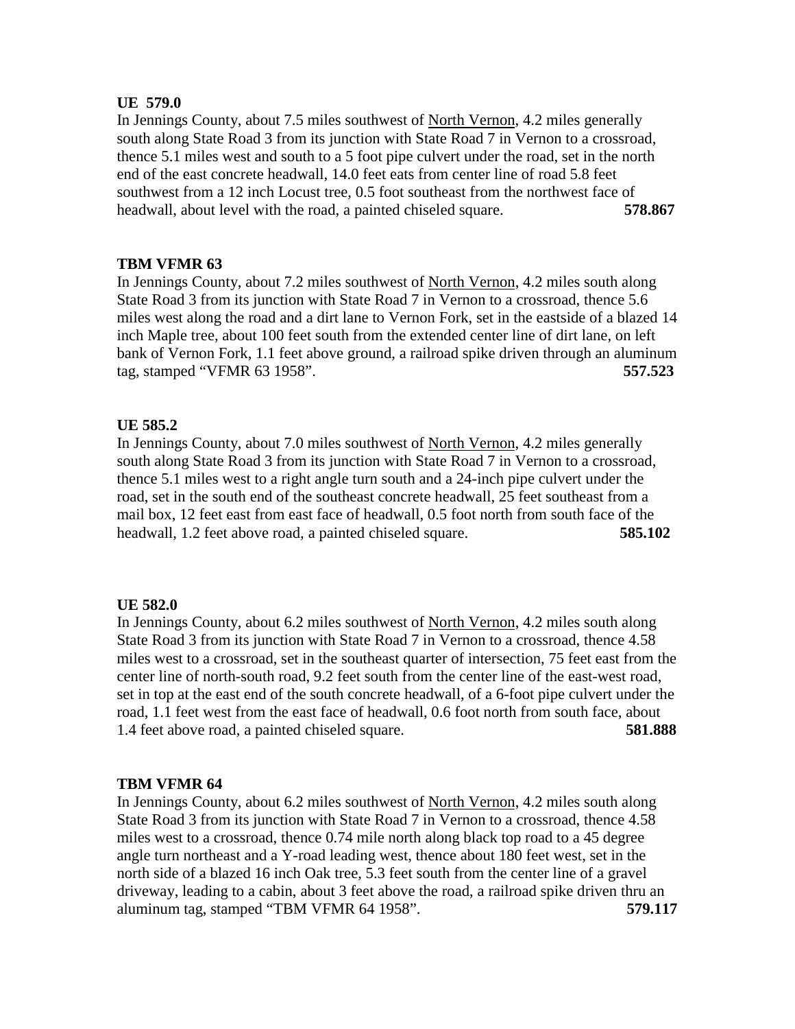**UE 579.0**

In Jennings County, about 7.5 miles southwest of North Vernon, 4.2 miles generally south along State Road 3 from its junction with State Road 7 in Vernon to a crossroad, thence 5.1 miles west and south to a 5 foot pipe culvert under the road, set in the north end of the east concrete headwall, 14.0 feet eats from center line of road 5.8 feet southwest from a 12 inch Locust tree, 0.5 foot southeast from the northwest face of headwall, about level with the road, a painted chiseled square. **578.867**

**TBM VFMR 63**

In Jennings County, about 7.2 miles southwest of North Vernon, 4.2 miles south along State Road 3 from its junction with State Road 7 in Vernon to a crossroad, thence 5.6 miles west along the road and a dirt lane to Vernon Fork, set in the eastside of a blazed 14 inch Maple tree, about 100 feet south from the extended center line of dirt lane, on left bank of Vernon Fork, 1.1 feet above ground, a railroad spike driven through an aluminum tag, stamped "VFMR 63 1958". **557.523**

**UE 585.2**

In Jennings County, about 7.0 miles southwest of North Vernon, 4.2 miles generally south along State Road 3 from its junction with State Road 7 in Vernon to a crossroad, thence 5.1 miles west to a right angle turn south and a 24-inch pipe culvert under the road, set in the south end of the southeast concrete headwall, 25 feet southeast from a mail box, 12 feet east from east face of headwall, 0.5 foot north from south face of the headwall, 1.2 feet above road, a painted chiseled square. **585.102**

**UE 582.0**

In Jennings County, about 6.2 miles southwest of North Vernon, 4.2 miles south along State Road 3 from its junction with State Road 7 in Vernon to a crossroad, thence 4.58 miles west to a crossroad, set in the southeast quarter of intersection, 75 feet east from the center line of north-south road, 9.2 feet south from the center line of the east-west road, set in top at the east end of the south concrete headwall, of a 6-foot pipe culvert under the road, 1.1 feet west from the east face of headwall, 0.6 foot north from south face, about 1.4 feet above road, a painted chiseled square. **581.888**

**TBM VFMR 64**

In Jennings County, about 6.2 miles southwest of North Vernon, 4.2 miles south along State Road 3 from its junction with State Road 7 in Vernon to a crossroad, thence 4.58 miles west to a crossroad, thence 0.74 mile north along black top road to a 45 degree angle turn northeast and a Y-road leading west, thence about 180 feet west, set in the north side of a blazed 16 inch Oak tree, 5.3 feet south from the center line of a gravel driveway, leading to a cabin, about 3 feet above the road, a railroad spike driven thru an aluminum tag, stamped "TBM VFMR 64 1958". **579.117**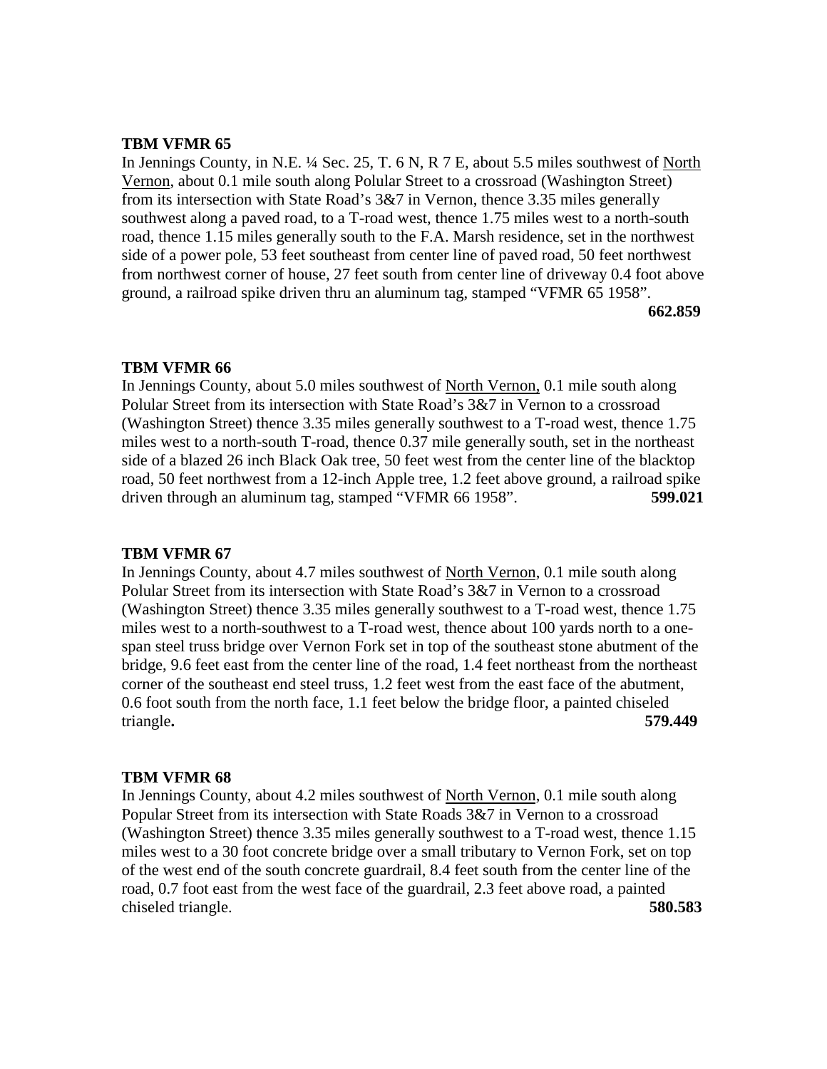**TBM VFMR 65**

In Jennings County, in N.E. ¼ Sec. 25, T. 6 N, R 7 E, about 5.5 miles southwest of North Vernon, about 0.1 mile south along Polular Street to a crossroad (Washington Street) from its intersection with State Road's 3&7 in Vernon, thence 3.35 miles generally southwest along a paved road, to a T-road west, thence 1.75 miles west to a north-south road, thence 1.15 miles generally south to the F.A. Marsh residence, set in the northwest side of a power pole, 53 feet southeast from center line of paved road, 50 feet northwest from northwest corner of house, 27 feet south from center line of driveway 0.4 foot above ground, a railroad spike driven thru an aluminum tag, stamped "VFMR 65 1958".

**662.859**

**TBM VFMR 66**

In Jennings County, about 5.0 miles southwest of North Vernon, 0.1 mile south along Polular Street from its intersection with State Road's 3&7 in Vernon to a crossroad (Washington Street) thence 3.35 miles generally southwest to a T-road west, thence 1.75 miles west to a north-south T-road, thence 0.37 mile generally south, set in the northeast side of a blazed 26 inch Black Oak tree, 50 feet west from the center line of the blacktop road, 50 feet northwest from a 12-inch Apple tree, 1.2 feet above ground, a railroad spike driven through an aluminum tag, stamped "VFMR 66 1958". **599.021**

**TBM VFMR 67**

In Jennings County, about 4.7 miles southwest of North Vernon, 0.1 mile south along Polular Street from its intersection with State Road's 3&7 in Vernon to a crossroad (Washington Street) thence 3.35 miles generally southwest to a T-road west, thence 1.75 miles west to a north-southwest to a T-road west, thence about 100 yards north to a one-span steel truss bridge over Vernon Fork set in top of the southeast stone abutment of the bridge, 9.6 feet east from the center line of the road, 1.4 feet northeast from the northeast corner of the southeast end steel truss, 1.2 feet west from the east face of the abutment, 0.6 foot south from the north face, 1.1 feet below the bridge floor, a painted chiseled triangle**.** **579.449**

**TBM VFMR 68**

In Jennings County, about 4.2 miles southwest of North Vernon, 0.1 mile south along Popular Street from its intersection with State Roads 3&7 in Vernon to a crossroad (Washington Street) thence 3.35 miles generally southwest to a T-road west, thence 1.15 miles west to a 30 foot concrete bridge over a small tributary to Vernon Fork, set on top of the west end of the south concrete guardrail, 8.4 feet south from the center line of the road, 0.7 foot east from the west face of the guardrail, 2.3 feet above road, a painted chiseled triangle. **580.583**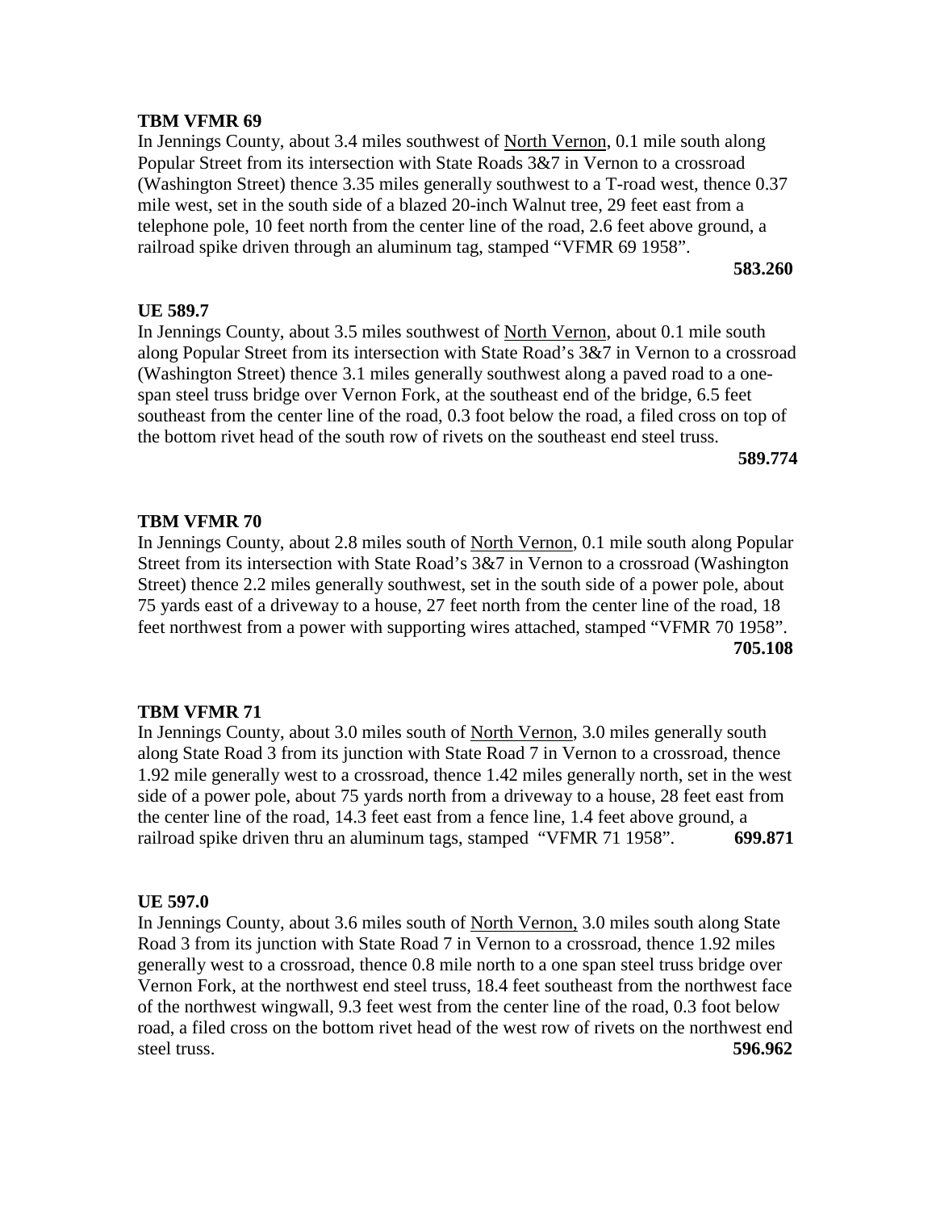**TBM VFMR 69**

In Jennings County, about 3.4 miles southwest of North Vernon, 0.1 mile south along Popular Street from its intersection with State Roads 3&7 in Vernon to a crossroad (Washington Street) thence 3.35 miles generally southwest to a T-road west, thence 0.37 mile west, set in the south side of a blazed 20-inch Walnut tree, 29 feet east from a telephone pole, 10 feet north from the center line of the road, 2.6 feet above ground, a railroad spike driven through an aluminum tag, stamped "VFMR 69 1958".

**583.260**

**UE 589.7**

In Jennings County, about 3.5 miles southwest of North Vernon, about 0.1 mile south along Popular Street from its intersection with State Road's 3&7 in Vernon to a crossroad (Washington Street) thence 3.1 miles generally southwest along a paved road to a one-span steel truss bridge over Vernon Fork, at the southeast end of the bridge, 6.5 feet southeast from the center line of the road, 0.3 foot below the road, a filed cross on top of the bottom rivet head of the south row of rivets on the southeast end steel truss.

**589.774**

**TBM VFMR 70**

In Jennings County, about 2.8 miles south of North Vernon, 0.1 mile south along Popular Street from its intersection with State Road's 3&7 in Vernon to a crossroad (Washington Street) thence 2.2 miles generally southwest, set in the south side of a power pole, about 75 yards east of a driveway to a house, 27 feet north from the center line of the road, 18 feet northwest from a power with supporting wires attached, stamped "VFMR 70 1958".

**705.108**

**TBM VFMR 71**

In Jennings County, about 3.0 miles south of North Vernon, 3.0 miles generally south along State Road 3 from its junction with State Road 7 in Vernon to a crossroad, thence 1.92 mile generally west to a crossroad, thence 1.42 miles generally north, set in the west side of a power pole, about 75 yards north from a driveway to a house, 28 feet east from the center line of the road, 14.3 feet east from a fence line, 1.4 feet above ground, a railroad spike driven thru an aluminum tags, stamped "VFMR 71 1958". **699.871**

**UE 597.0**

In Jennings County, about 3.6 miles south of North Vernon, 3.0 miles south along State Road 3 from its junction with State Road 7 in Vernon to a crossroad, thence 1.92 miles generally west to a crossroad, thence 0.8 mile north to a one span steel truss bridge over Vernon Fork, at the northwest end steel truss, 18.4 feet southeast from the northwest face of the northwest wingwall, 9.3 feet west from the center line of the road, 0.3 foot below road, a filed cross on the bottom rivet head of the west row of rivets on the northwest end steel truss. **596.962**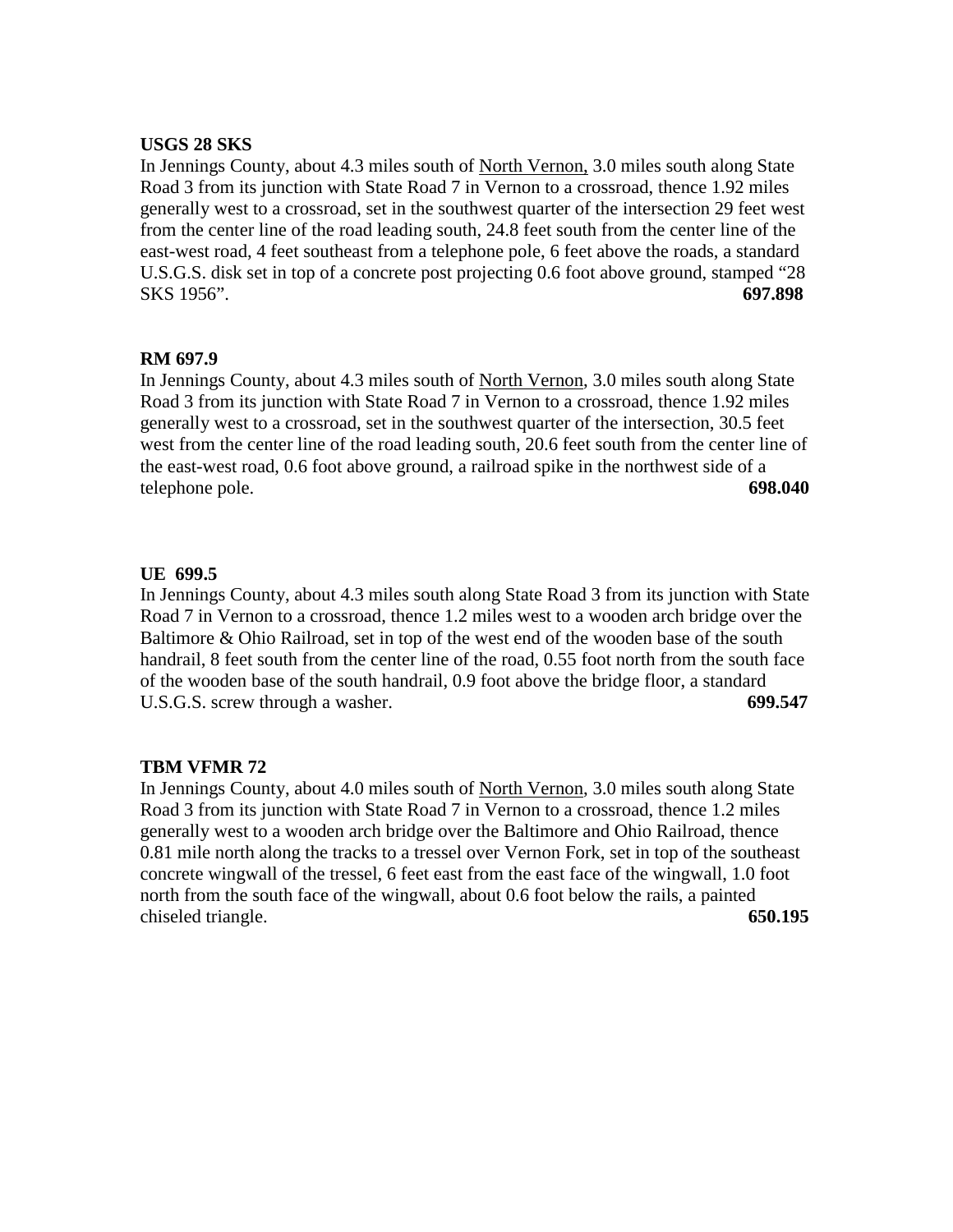**USGS 28 SKS**

In Jennings County, about 4.3 miles south of North Vernon, 3.0 miles south along State Road 3 from its junction with State Road 7 in Vernon to a crossroad, thence 1.92 miles generally west to a crossroad, set in the southwest quarter of the intersection 29 feet west from the center line of the road leading south, 24.8 feet south from the center line of the east-west road, 4 feet southeast from a telephone pole, 6 feet above the roads, a standard U.S.G.S. disk set in top of a concrete post projecting 0.6 foot above ground, stamped “28 SKS 1956”. **697.898**

**RM 697.9**

In Jennings County, about 4.3 miles south of North Vernon, 3.0 miles south along State Road 3 from its junction with State Road 7 in Vernon to a crossroad, thence 1.92 miles generally west to a crossroad, set in the southwest quarter of the intersection, 30.5 feet west from the center line of the road leading south, 20.6 feet south from the center line of the east-west road, 0.6 foot above ground, a railroad spike in the northwest side of a telephone pole. **698.040**

**UE 699.5**

In Jennings County, about 4.3 miles south along State Road 3 from its junction with State Road 7 in Vernon to a crossroad, thence 1.2 miles west to a wooden arch bridge over the Baltimore & Ohio Railroad, set in top of the west end of the wooden base of the south handrail, 8 feet south from the center line of the road, 0.55 foot north from the south face of the wooden base of the south handrail, 0.9 foot above the bridge floor, a standard U.S.G.S. screw through a washer. **699.547**

**TBM VFMR 72**

In Jennings County, about 4.0 miles south of North Vernon, 3.0 miles south along State Road 3 from its junction with State Road 7 in Vernon to a crossroad, thence 1.2 miles generally west to a wooden arch bridge over the Baltimore and Ohio Railroad, thence 0.81 mile north along the tracks to a tressel over Vernon Fork, set in top of the southeast concrete wingwall of the tressel, 6 feet east from the east face of the wingwall, 1.0 foot north from the south face of the wingwall, about 0.6 foot below the rails, a painted chiseled triangle. **650.195**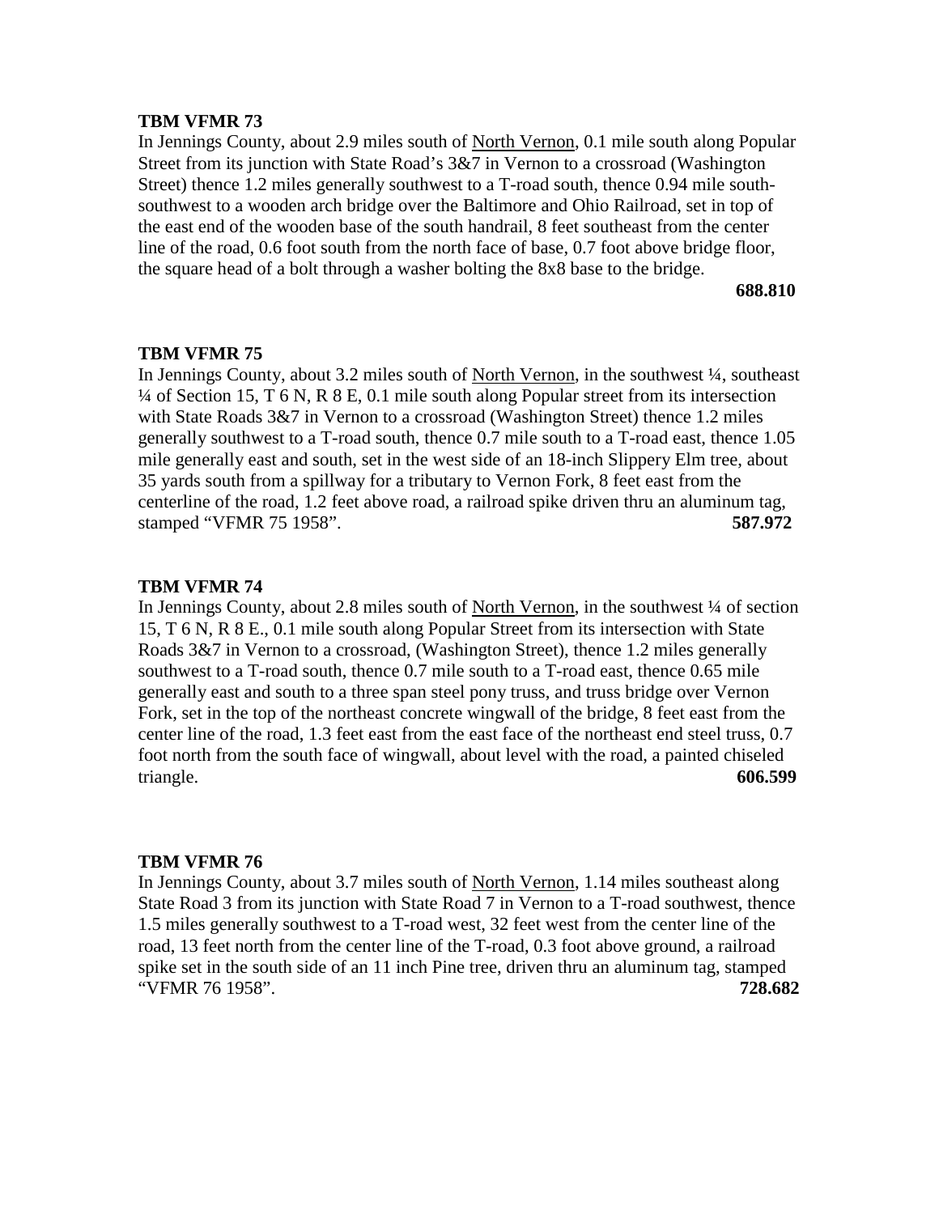**TBM VFMR 73**

In Jennings County, about 2.9 miles south of North Vernon, 0.1 mile south along Popular Street from its junction with State Road's 3&7 in Vernon to a crossroad (Washington Street) thence 1.2 miles generally southwest to a T-road south, thence 0.94 mile south-southwest to a wooden arch bridge over the Baltimore and Ohio Railroad, set in top of the east end of the wooden base of the south handrail, 8 feet southeast from the center line of the road, 0.6 foot south from the north face of base, 0.7 foot above bridge floor, the square head of a bolt through a washer bolting the 8x8 base to the bridge.

**688.810**

**TBM VFMR 75**

In Jennings County, about 3.2 miles south of North Vernon, in the southwest ¼, southeast ¼ of Section 15, T 6 N, R 8 E, 0.1 mile south along Popular street from its intersection with State Roads 3&7 in Vernon to a crossroad (Washington Street) thence 1.2 miles generally southwest to a T-road south, thence 0.7 mile south to a T-road east, thence 1.05 mile generally east and south, set in the west side of an 18-inch Slippery Elm tree, about 35 yards south from a spillway for a tributary to Vernon Fork, 8 feet east from the centerline of the road, 1.2 feet above road, a railroad spike driven thru an aluminum tag, stamped "VFMR 75 1958". **587.972**

**TBM VFMR 74**

In Jennings County, about 2.8 miles south of North Vernon, in the southwest ¼ of section 15, T 6 N, R 8 E., 0.1 mile south along Popular Street from its intersection with State Roads 3&7 in Vernon to a crossroad, (Washington Street), thence 1.2 miles generally southwest to a T-road south, thence 0.7 mile south to a T-road east, thence 0.65 mile generally east and south to a three span steel pony truss, and truss bridge over Vernon Fork, set in the top of the northeast concrete wingwall of the bridge, 8 feet east from the center line of the road, 1.3 feet east from the east face of the northeast end steel truss, 0.7 foot north from the south face of wingwall, about level with the road, a painted chiseled triangle. **606.599**

**TBM VFMR 76**

In Jennings County, about 3.7 miles south of North Vernon, 1.14 miles southeast along State Road 3 from its junction with State Road 7 in Vernon to a T-road southwest, thence 1.5 miles generally southwest to a T-road west, 32 feet west from the center line of the road, 13 feet north from the center line of the T-road, 0.3 foot above ground, a railroad spike set in the south side of an 11 inch Pine tree, driven thru an aluminum tag, stamped "VFMR 76 1958". **728.682**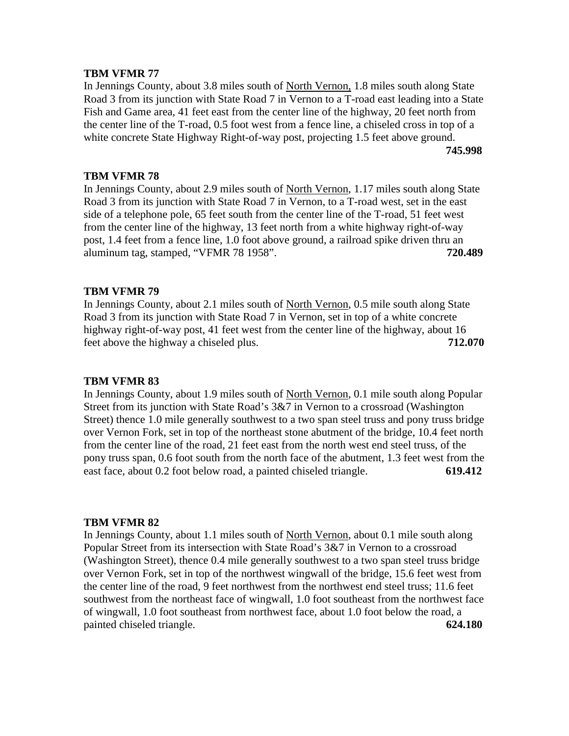**TBM VFMR 77**

In Jennings County, about 3.8 miles south of North Vernon, 1.8 miles south along State Road 3 from its junction with State Road 7 in Vernon to a T-road east leading into a State Fish and Game area, 41 feet east from the center line of the highway, 20 feet north from the center line of the T-road, 0.5 foot west from a fence line, a chiseled cross in top of a white concrete State Highway Right-of-way post, projecting 1.5 feet above ground. **745.998**

**TBM VFMR 78**

In Jennings County, about 2.9 miles south of North Vernon, 1.17 miles south along State Road 3 from its junction with State Road 7 in Vernon, to a T-road west, set in the east side of a telephone pole, 65 feet south from the center line of the T-road, 51 feet west from the center line of the highway, 13 feet north from a white highway right-of-way post, 1.4 feet from a fence line, 1.0 foot above ground, a railroad spike driven thru an aluminum tag, stamped, "VFMR 78 1958". **720.489**

**TBM VFMR 79**

In Jennings County, about 2.1 miles south of North Vernon, 0.5 mile south along State Road 3 from its junction with State Road 7 in Vernon, set in top of a white concrete highway right-of-way post, 41 feet west from the center line of the highway, about 16 feet above the highway a chiseled plus. **712.070**

**TBM VFMR 83**

In Jennings County, about 1.9 miles south of North Vernon, 0.1 mile south along Popular Street from its junction with State Road's 3&7 in Vernon to a crossroad (Washington Street) thence 1.0 mile generally southwest to a two span steel truss and pony truss bridge over Vernon Fork, set in top of the northeast stone abutment of the bridge, 10.4 feet north from the center line of the road, 21 feet east from the north west end steel truss, of the pony truss span, 0.6 foot south from the north face of the abutment, 1.3 feet west from the east face, about 0.2 foot below road, a painted chiseled triangle. **619.412**

**TBM VFMR 82**

In Jennings County, about 1.1 miles south of North Vernon, about 0.1 mile south along Popular Street from its intersection with State Road's 3&7 in Vernon to a crossroad (Washington Street), thence 0.4 mile generally southwest to a two span steel truss bridge over Vernon Fork, set in top of the northwest wingwall of the bridge, 15.6 feet west from the center line of the road, 9 feet northwest from the northwest end steel truss; 11.6 feet southwest from the northeast face of wingwall, 1.0 foot southeast from the northwest face of wingwall, 1.0 foot southeast from northwest face, about 1.0 foot below the road, a painted chiseled triangle. **624.180**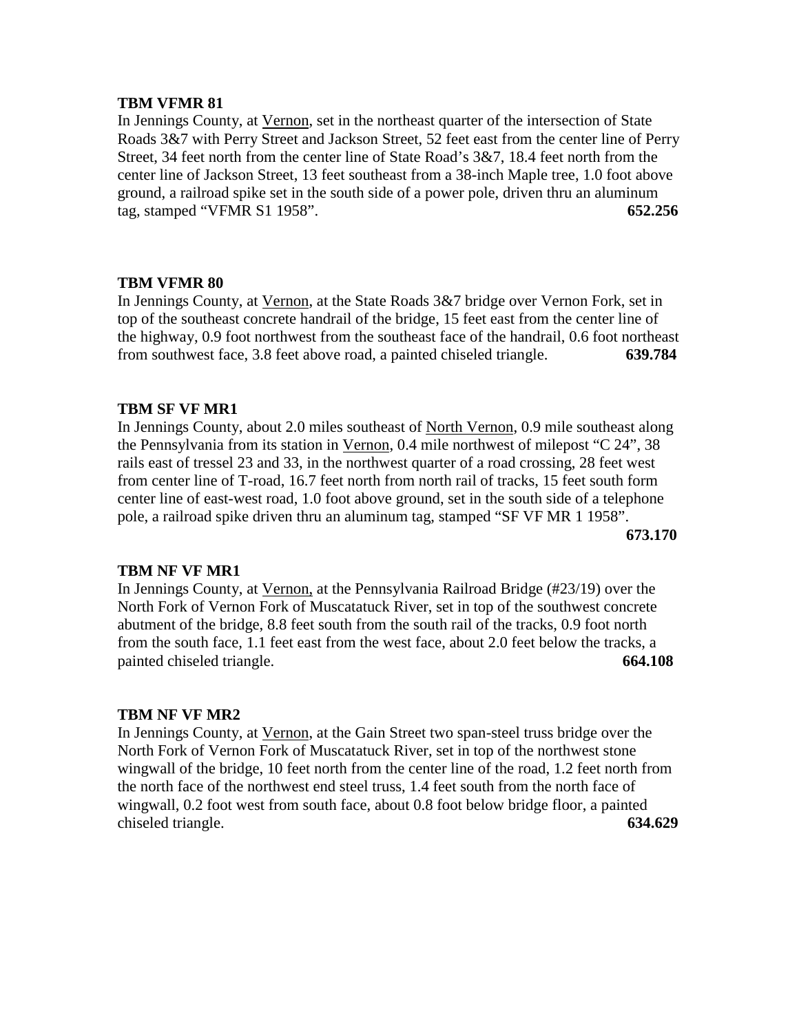**TBM VFMR 81**

In Jennings County, at Vernon, set in the northeast quarter of the intersection of State Roads 3&7 with Perry Street and Jackson Street, 52 feet east from the center line of Perry Street, 34 feet north from the center line of State Road's 3&7, 18.4 feet north from the center line of Jackson Street, 13 feet southeast from a 38-inch Maple tree, 1.0 foot above ground, a railroad spike set in the south side of a power pole, driven thru an aluminum tag, stamped "VFMR S1 1958". **652.256**

**TBM VFMR 80**

In Jennings County, at Vernon, at the State Roads 3&7 bridge over Vernon Fork, set in top of the southeast concrete handrail of the bridge, 15 feet east from the center line of the highway, 0.9 foot northwest from the southeast face of the handrail, 0.6 foot northeast from southwest face, 3.8 feet above road, a painted chiseled triangle. **639.784**

**TBM SF VF MR1**

In Jennings County, about 2.0 miles southeast of North Vernon, 0.9 mile southeast along the Pennsylvania from its station in Vernon, 0.4 mile northwest of milepost "C 24", 38 rails east of tressel 23 and 33, in the northwest quarter of a road crossing, 28 feet west from center line of T-road, 16.7 feet north from north rail of tracks, 15 feet south form center line of east-west road, 1.0 foot above ground, set in the south side of a telephone pole, a railroad spike driven thru an aluminum tag, stamped "SF VF MR 1 1958". **673.170**

**TBM NF VF MR1**

In Jennings County, at Vernon, at the Pennsylvania Railroad Bridge (#23/19) over the North Fork of Vernon Fork of Muscatatuck River, set in top of the southwest concrete abutment of the bridge, 8.8 feet south from the south rail of the tracks, 0.9 foot north from the south face, 1.1 feet east from the west face, about 2.0 feet below the tracks, a painted chiseled triangle. **664.108**

**TBM NF VF MR2**

In Jennings County, at Vernon, at the Gain Street two span-steel truss bridge over the North Fork of Vernon Fork of Muscatatuck River, set in top of the northwest stone wingwall of the bridge, 10 feet north from the center line of the road, 1.2 feet north from the north face of the northwest end steel truss, 1.4 feet south from the north face of wingwall, 0.2 foot west from south face, about 0.8 foot below bridge floor, a painted chiseled triangle. **634.629**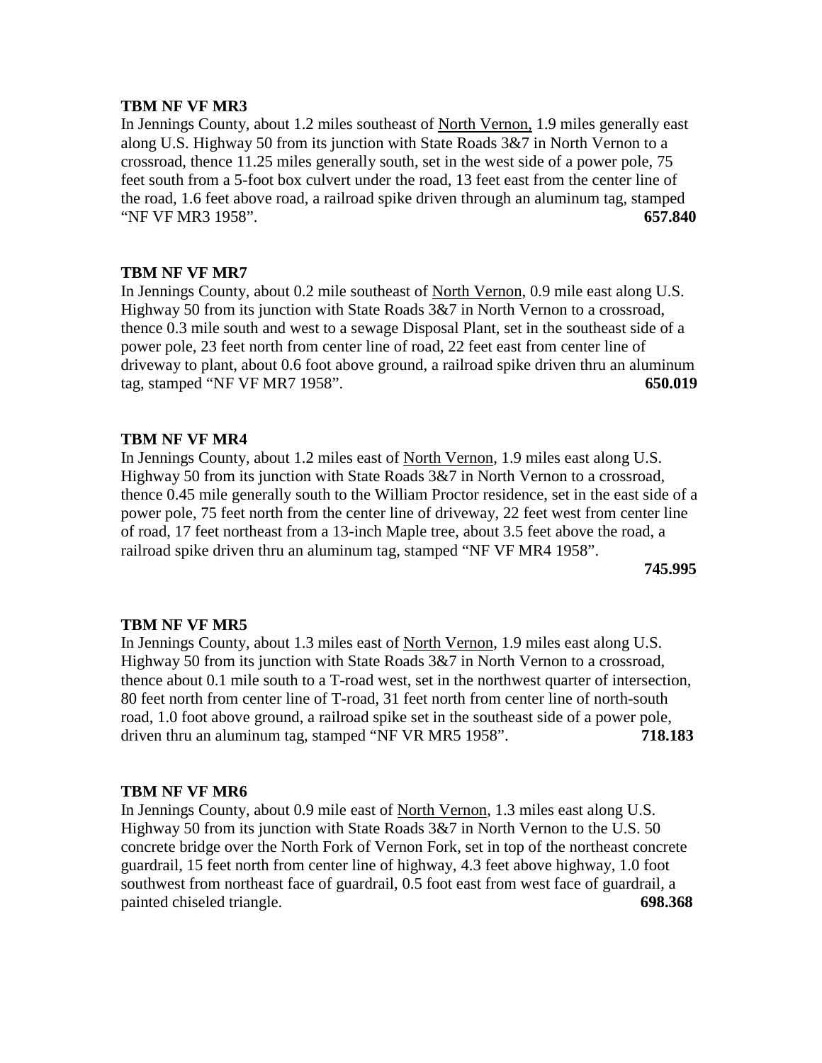**TBM NF VF MR3**

In Jennings County, about 1.2 miles southeast of North Vernon, 1.9 miles generally east along U.S. Highway 50 from its junction with State Roads 3&7 in North Vernon to a crossroad, thence 11.25 miles generally south, set in the west side of a power pole, 75 feet south from a 5-foot box culvert under the road, 13 feet east from the center line of the road, 1.6 feet above road, a railroad spike driven through an aluminum tag, stamped "NF VF MR3 1958". **657.840**

**TBM NF VF MR7**

In Jennings County, about 0.2 mile southeast of North Vernon, 0.9 mile east along U.S. Highway 50 from its junction with State Roads 3&7 in North Vernon to a crossroad, thence 0.3 mile south and west to a sewage Disposal Plant, set in the southeast side of a power pole, 23 feet north from center line of road, 22 feet east from center line of driveway to plant, about 0.6 foot above ground, a railroad spike driven thru an aluminum tag, stamped "NF VF MR7 1958". **650.019**

**TBM NF VF MR4**

In Jennings County, about 1.2 miles east of North Vernon, 1.9 miles east along U.S. Highway 50 from its junction with State Roads 3&7 in North Vernon to a crossroad, thence 0.45 mile generally south to the William Proctor residence, set in the east side of a power pole, 75 feet north from the center line of driveway, 22 feet west from center line of road, 17 feet northeast from a 13-inch Maple tree, about 3.5 feet above the road, a railroad spike driven thru an aluminum tag, stamped "NF VF MR4 1958". **745.995**

**TBM NF VF MR5**

In Jennings County, about 1.3 miles east of North Vernon, 1.9 miles east along U.S. Highway 50 from its junction with State Roads 3&7 in North Vernon to a crossroad, thence about 0.1 mile south to a T-road west, set in the northwest quarter of intersection, 80 feet north from center line of T-road, 31 feet north from center line of north-south road, 1.0 foot above ground, a railroad spike set in the southeast side of a power pole, driven thru an aluminum tag, stamped "NF VR MR5 1958". **718.183**

**TBM NF VF MR6**

In Jennings County, about 0.9 mile east of North Vernon, 1.3 miles east along U.S. Highway 50 from its junction with State Roads 3&7 in North Vernon to the U.S. 50 concrete bridge over the North Fork of Vernon Fork, set in top of the northeast concrete guardrail, 15 feet north from center line of highway, 4.3 feet above highway, 1.0 foot southwest from northeast face of guardrail, 0.5 foot east from west face of guardrail, a painted chiseled triangle. **698.368**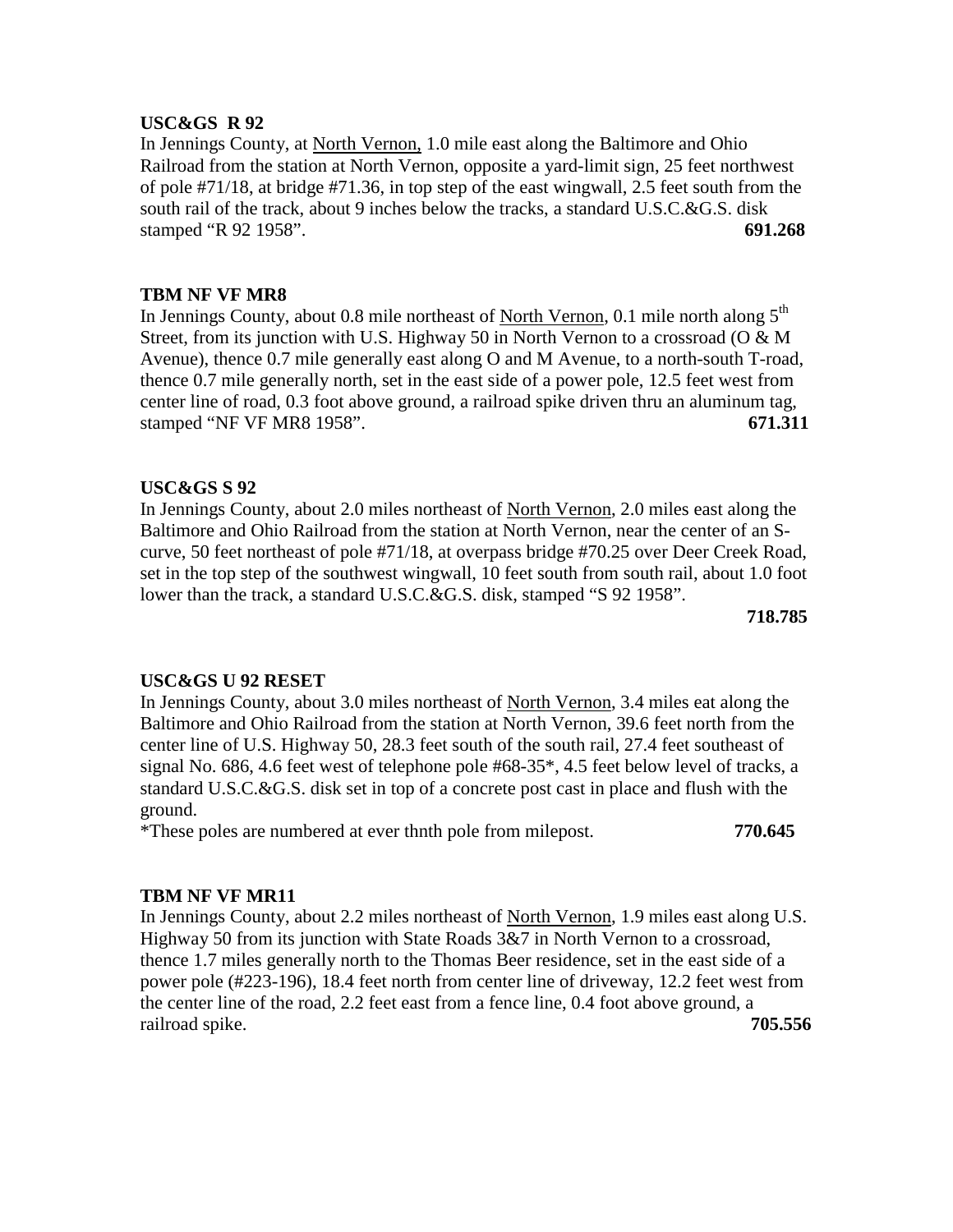**USC&GS R 92**

In Jennings County, at North Vernon, 1.0 mile east along the Baltimore and Ohio Railroad from the station at North Vernon, opposite a yard-limit sign, 25 feet northwest of pole #71/18, at bridge #71.36, in top step of the east wingwall, 2.5 feet south from the south rail of the track, about 9 inches below the tracks, a standard U.S.C.&G.S. disk stamped "R 92 1958". **691.268**

**TBM NF VF MR8**

In Jennings County, about 0.8 mile northeast of North Vernon, 0.1 mile north along 5th Street, from its junction with U.S. Highway 50 in North Vernon to a crossroad (O & M Avenue), thence 0.7 mile generally east along O and M Avenue, to a north-south T-road, thence 0.7 mile generally north, set in the east side of a power pole, 12.5 feet west from center line of road, 0.3 foot above ground, a railroad spike driven thru an aluminum tag, stamped "NF VF MR8 1958". **671.311**

**USC&GS S 92**

In Jennings County, about 2.0 miles northeast of North Vernon, 2.0 miles east along the Baltimore and Ohio Railroad from the station at North Vernon, near the center of an S-curve, 50 feet northeast of pole #71/18, at overpass bridge #70.25 over Deer Creek Road, set in the top step of the southwest wingwall, 10 feet south from south rail, about 1.0 foot lower than the track, a standard U.S.C.&G.S. disk, stamped "S 92 1958". **718.785**

**USC&GS U 92 RESET**

In Jennings County, about 3.0 miles northeast of North Vernon, 3.4 miles eat along the Baltimore and Ohio Railroad from the station at North Vernon, 39.6 feet north from the center line of U.S. Highway 50, 28.3 feet south of the south rail, 27.4 feet southeast of signal No. 686, 4.6 feet west of telephone pole #68-35*, 4.5 feet below level of tracks, a standard U.S.C.&G.S. disk set in top of a concrete post cast in place and flush with the ground.

*These poles are numbered at ever thnth pole from milepost. **770.645**

**TBM NF VF MR11**

In Jennings County, about 2.2 miles northeast of North Vernon, 1.9 miles east along U.S. Highway 50 from its junction with State Roads 3&7 in North Vernon to a crossroad, thence 1.7 miles generally north to the Thomas Beer residence, set in the east side of a power pole (#223-196), 18.4 feet north from center line of driveway, 12.2 feet west from the center line of the road, 2.2 feet east from a fence line, 0.4 foot above ground, a railroad spike. **705.556**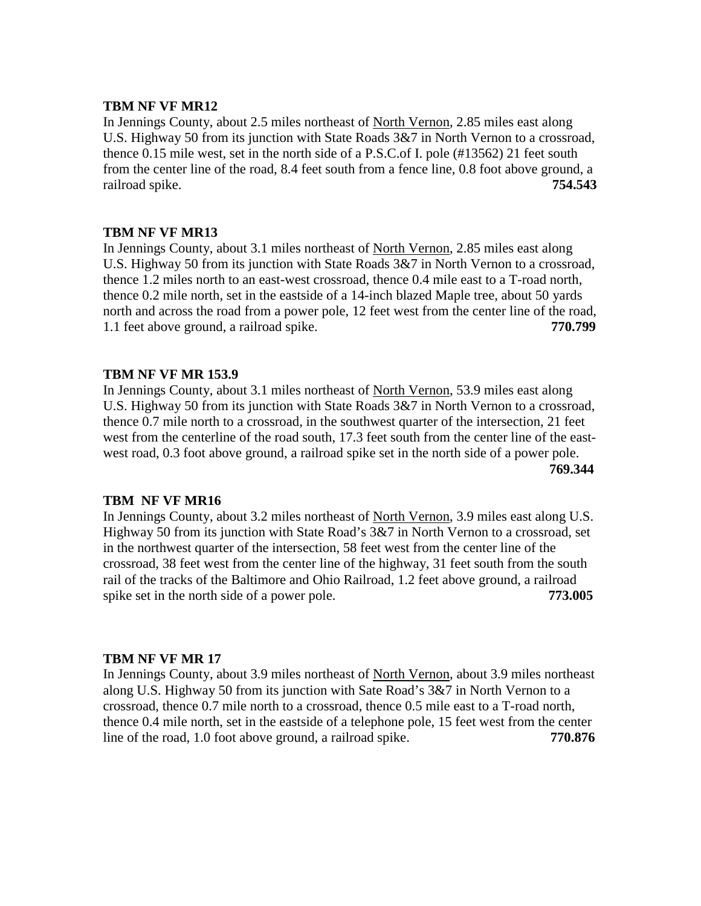**TBM NF VF MR12**

In Jennings County, about 2.5 miles northeast of North Vernon, 2.85 miles east along U.S. Highway 50 from its junction with State Roads 3&7 in North Vernon to a crossroad, thence 0.15 mile west, set in the north side of a P.S.C.of I. pole (#13562) 21 feet south from the center line of the road, 8.4 feet south from a fence line, 0.8 foot above ground, a railroad spike. **754.543**

**TBM NF VF MR13**

In Jennings County, about 3.1 miles northeast of North Vernon, 2.85 miles east along U.S. Highway 50 from its junction with State Roads 3&7 in North Vernon to a crossroad, thence 1.2 miles north to an east-west crossroad, thence 0.4 mile east to a T-road north, thence 0.2 mile north, set in the eastside of a 14-inch blazed Maple tree, about 50 yards north and across the road from a power pole, 12 feet west from the center line of the road, 1.1 feet above ground, a railroad spike. **770.799**

**TBM NF VF MR 153.9**

In Jennings County, about 3.1 miles northeast of North Vernon, 53.9 miles east along U.S. Highway 50 from its junction with State Roads 3&7 in North Vernon to a crossroad, thence 0.7 mile north to a crossroad, in the southwest quarter of the intersection, 21 feet west from the centerline of the road south, 17.3 feet south from the center line of the east-west road, 0.3 foot above ground, a railroad spike set in the north side of a power pole. **769.344**

**TBM NF VF MR16**

In Jennings County, about 3.2 miles northeast of North Vernon, 3.9 miles east along U.S. Highway 50 from its junction with State Road's 3&7 in North Vernon to a crossroad, set in the northwest quarter of the intersection, 58 feet west from the center line of the crossroad, 38 feet west from the center line of the highway, 31 feet south from the south rail of the tracks of the Baltimore and Ohio Railroad, 1.2 feet above ground, a railroad spike set in the north side of a power pole. **773.005**

**TBM NF VF MR 17**

In Jennings County, about 3.9 miles northeast of North Vernon, about 3.9 miles northeast along U.S. Highway 50 from its junction with Sate Road's 3&7 in North Vernon to a crossroad, thence 0.7 mile north to a crossroad, thence 0.5 mile east to a T-road north, thence 0.4 mile north, set in the eastside of a telephone pole, 15 feet west from the center line of the road, 1.0 foot above ground, a railroad spike. **770.876**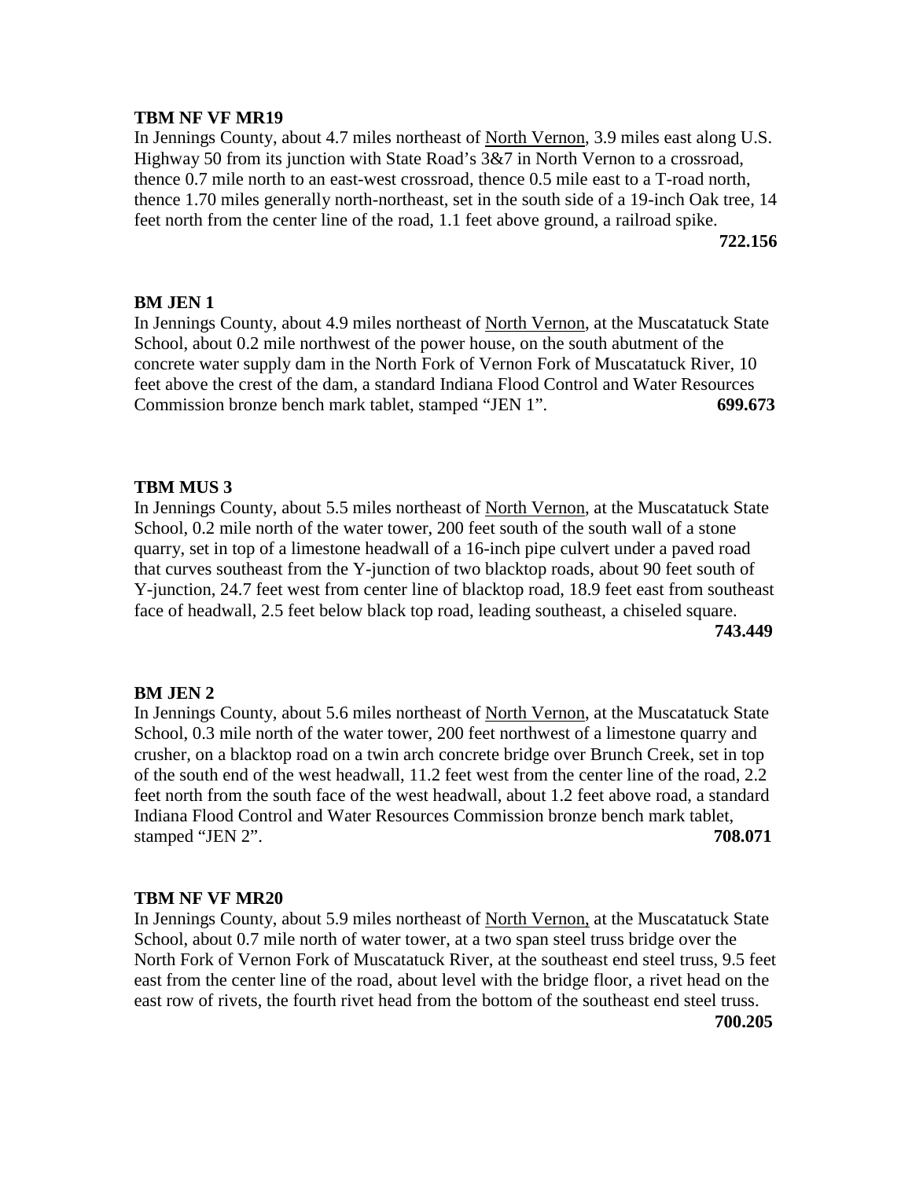**TBM NF VF MR19**

In Jennings County, about 4.7 miles northeast of North Vernon, 3.9 miles east along U.S. Highway 50 from its junction with State Road's 3&7 in North Vernon to a crossroad, thence 0.7 mile north to an east-west crossroad, thence 0.5 mile east to a T-road north, thence 1.70 miles generally north-northeast, set in the south side of a 19-inch Oak tree, 14 feet north from the center line of the road, 1.1 feet above ground, a railroad spike.

**722.156**

**BM JEN 1**

In Jennings County, about 4.9 miles northeast of North Vernon, at the Muscatatuck State School, about 0.2 mile northwest of the power house, on the south abutment of the concrete water supply dam in the North Fork of Vernon Fork of Muscatatuck River, 10 feet above the crest of the dam, a standard Indiana Flood Control and Water Resources Commission bronze bench mark tablet, stamped "JEN 1". **699.673**

**TBM MUS 3**

In Jennings County, about 5.5 miles northeast of North Vernon, at the Muscatatuck State School, 0.2 mile north of the water tower, 200 feet south of the south wall of a stone quarry, set in top of a limestone headwall of a 16-inch pipe culvert under a paved road that curves southeast from the Y-junction of two blacktop roads, about 90 feet south of Y-junction, 24.7 feet west from center line of blacktop road, 18.9 feet east from southeast face of headwall, 2.5 feet below black top road, leading southeast, a chiseled square.

**743.449**

**BM JEN 2**

In Jennings County, about 5.6 miles northeast of North Vernon, at the Muscatatuck State School, 0.3 mile north of the water tower, 200 feet northwest of a limestone quarry and crusher, on a blacktop road on a twin arch concrete bridge over Brunch Creek, set in top of the south end of the west headwall, 11.2 feet west from the center line of the road, 2.2 feet north from the south face of the west headwall, about 1.2 feet above road, a standard Indiana Flood Control and Water Resources Commission bronze bench mark tablet, stamped "JEN 2". **708.071**

**TBM NF VF MR20**

In Jennings County, about 5.9 miles northeast of North Vernon, at the Muscatatuck State School, about 0.7 mile north of water tower, at a two span steel truss bridge over the North Fork of Vernon Fork of Muscatatuck River, at the southeast end steel truss, 9.5 feet east from the center line of the road, about level with the bridge floor, a rivet head on the east row of rivets, the fourth rivet head from the bottom of the southeast end steel truss.

**700.205**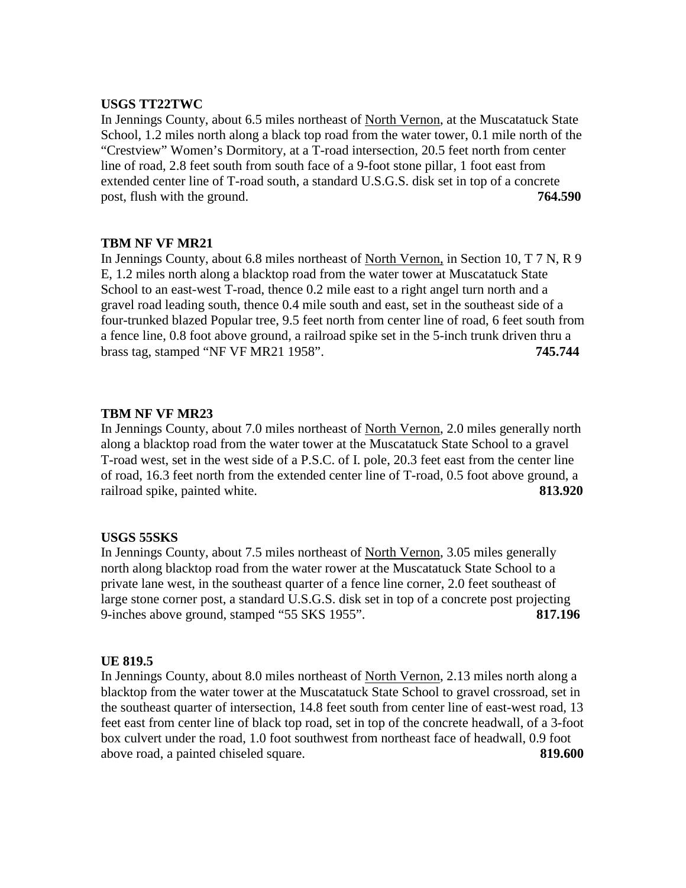**USGS TT22TWC**

In Jennings County, about 6.5 miles northeast of North Vernon, at the Muscatatuck State School, 1.2 miles north along a black top road from the water tower, 0.1 mile north of the "Crestview" Women's Dormitory, at a T-road intersection, 20.5 feet north from center line of road, 2.8 feet south from south face of a 9-foot stone pillar, 1 foot east from extended center line of T-road south, a standard U.S.G.S. disk set in top of a concrete post, flush with the ground. **764.590**

**TBM NF VF MR21**

In Jennings County, about 6.8 miles northeast of North Vernon, in Section 10, T 7 N, R 9 E, 1.2 miles north along a blacktop road from the water tower at Muscatatuck State School to an east-west T-road, thence 0.2 mile east to a right angel turn north and a gravel road leading south, thence 0.4 mile south and east, set in the southeast side of a four-trunked blazed Popular tree, 9.5 feet north from center line of road, 6 feet south from a fence line, 0.8 foot above ground, a railroad spike set in the 5-inch trunk driven thru a brass tag, stamped "NF VF MR21 1958". **745.744**

**TBM NF VF MR23**

In Jennings County, about 7.0 miles northeast of North Vernon, 2.0 miles generally north along a blacktop road from the water tower at the Muscatatuck State School to a gravel T-road west, set in the west side of a P.S.C. of I. pole, 20.3 feet east from the center line of road, 16.3 feet north from the extended center line of T-road, 0.5 foot above ground, a railroad spike, painted white. **813.920**

**USGS 55SKS**

In Jennings County, about 7.5 miles northeast of North Vernon, 3.05 miles generally north along blacktop road from the water rower at the Muscatatuck State School to a private lane west, in the southeast quarter of a fence line corner, 2.0 feet southeast of large stone corner post, a standard U.S.G.S. disk set in top of a concrete post projecting 9-inches above ground, stamped "55 SKS 1955". **817.196**

**UE 819.5**

In Jennings County, about 8.0 miles northeast of North Vernon, 2.13 miles north along a blacktop from the water tower at the Muscatatuck State School to gravel crossroad, set in the southeast quarter of intersection, 14.8 feet south from center line of east-west road, 13 feet east from center line of black top road, set in top of the concrete headwall, of a 3-foot box culvert under the road, 1.0 foot southwest from northeast face of headwall, 0.9 foot above road, a painted chiseled square. **819.600**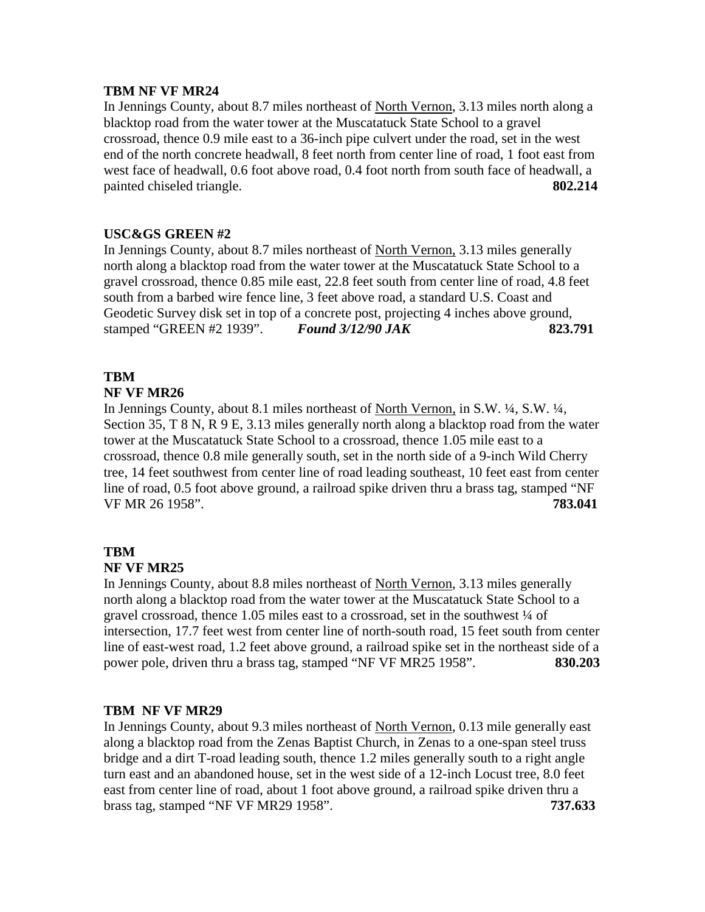**TBM NF VF MR24**

In Jennings County, about 8.7 miles northeast of North Vernon, 3.13 miles north along a blacktop road from the water tower at the Muscatatuck State School to a gravel crossroad, thence 0.9 mile east to a 36-inch pipe culvert under the road, set in the west end of the north concrete headwall, 8 feet north from center line of road, 1 foot east from west face of headwall, 0.6 foot above road, 0.4 foot north from south face of headwall, a painted chiseled triangle. **802.214**

**USC&GS GREEN #2**

In Jennings County, about 8.7 miles northeast of North Vernon, 3.13 miles generally north along a blacktop road from the water tower at the Muscatatuck State School to a gravel crossroad, thence 0.85 mile east, 22.8 feet south from center line of road, 4.8 feet south from a barbed wire fence line, 3 feet above road, a standard U.S. Coast and Geodetic Survey disk set in top of a concrete post, projecting 4 inches above ground, stamped "GREEN #2 1939". ***Found 3/12/90 JAK*** **823.791**

**TBM**
**NF VF MR26**

In Jennings County, about 8.1 miles northeast of North Vernon, in S.W. ¼, S.W. ¼, Section 35, T 8 N, R 9 E, 3.13 miles generally north along a blacktop road from the water tower at the Muscatatuck State School to a crossroad, thence 1.05 mile east to a crossroad, thence 0.8 mile generally south, set in the north side of a 9-inch Wild Cherry tree, 14 feet southwest from center line of road leading southeast, 10 feet east from center line of road, 0.5 foot above ground, a railroad spike driven thru a brass tag, stamped "NF VF MR 26 1958". **783.041**

**TBM**
**NF VF MR25**

In Jennings County, about 8.8 miles northeast of North Vernon, 3.13 miles generally north along a blacktop road from the water tower at the Muscatatuck State School to a gravel crossroad, thence 1.05 miles east to a crossroad, set in the southwest ¼ of intersection, 17.7 feet west from center line of north-south road, 15 feet south from center line of east-west road, 1.2 feet above ground, a railroad spike set in the northeast side of a power pole, driven thru a brass tag, stamped "NF VF MR25 1958". **830.203**

**TBM NF VF MR29**

In Jennings County, about 9.3 miles northeast of North Vernon, 0.13 mile generally east along a blacktop road from the Zenas Baptist Church, in Zenas to a one-span steel truss bridge and a dirt T-road leading south, thence 1.2 miles generally south to a right angle turn east and an abandoned house, set in the west side of a 12-inch Locust tree, 8.0 feet east from center line of road, about 1 foot above ground, a railroad spike driven thru a brass tag, stamped "NF VF MR29 1958". **737.633**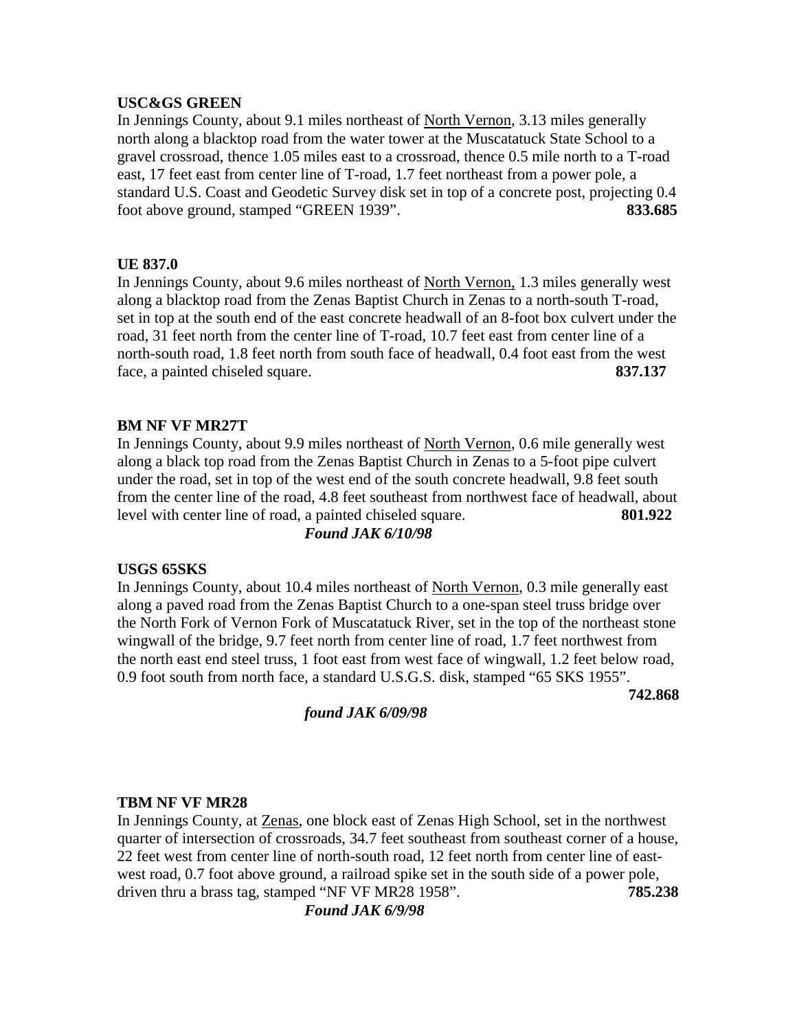**USC&GS GREEN**

In Jennings County, about 9.1 miles northeast of North Vernon, 3.13 miles generally north along a blacktop road from the water tower at the Muscatatuck State School to a gravel crossroad, thence 1.05 miles east to a crossroad, thence 0.5 mile north to a T-road east, 17 feet east from center line of T-road, 1.7 feet northeast from a power pole, a standard U.S. Coast and Geodetic Survey disk set in top of a concrete post, projecting 0.4 foot above ground, stamped "GREEN 1939". **833.685**

**UE 837.0**

In Jennings County, about 9.6 miles northeast of North Vernon, 1.3 miles generally west along a blacktop road from the Zenas Baptist Church in Zenas to a north-south T-road, set in top at the south end of the east concrete headwall of an 8-foot box culvert under the road, 31 feet north from the center line of T-road, 10.7 feet east from center line of a north-south road, 1.8 feet north from south face of headwall, 0.4 foot east from the west face, a painted chiseled square. **837.137**

**BM NF VF MR27T**

In Jennings County, about 9.9 miles northeast of North Vernon, 0.6 mile generally west along a black top road from the Zenas Baptist Church in Zenas to a 5-foot pipe culvert under the road, set in top of the west end of the south concrete headwall, 9.8 feet south from the center line of the road, 4.8 feet southeast from northwest face of headwall, about level with center line of road, a painted chiseled square. **801.922**

***Found JAK 6/10/98***

**USGS 65SKS**

In Jennings County, about 10.4 miles northeast of North Vernon, 0.3 mile generally east along a paved road from the Zenas Baptist Church to a one-span steel truss bridge over the North Fork of Vernon Fork of Muscatatuck River, set in the top of the northeast stone wingwall of the bridge, 9.7 feet north from center line of road, 1.7 feet northwest from the north east end steel truss, 1 foot east from west face of wingwall, 1.2 feet below road, 0.9 foot south from north face, a standard U.S.G.S. disk, stamped "65 SKS 1955". **742.868**

***found JAK 6/09/98***

**TBM NF VF MR28**

In Jennings County, at Zenas, one block east of Zenas High School, set in the northwest quarter of intersection of crossroads, 34.7 feet southeast from southeast corner of a house, 22 feet west from center line of north-south road, 12 feet north from center line of east-west road, 0.7 foot above ground, a railroad spike set in the south side of a power pole, driven thru a brass tag, stamped "NF VF MR28 1958". **785.238**

***Found JAK 6/9/98***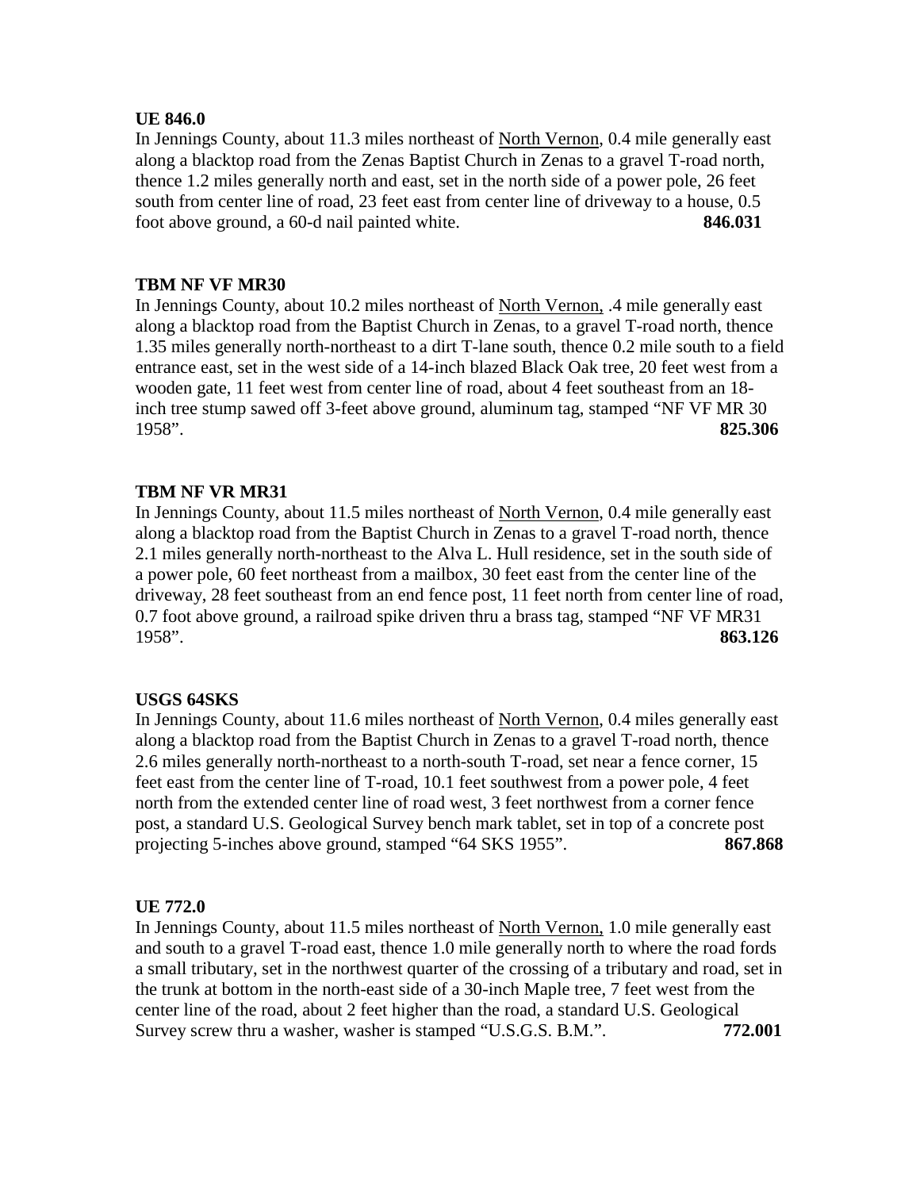**UE 846.0**

In Jennings County, about 11.3 miles northeast of North Vernon, 0.4 mile generally east along a blacktop road from the Zenas Baptist Church in Zenas to a gravel T-road north, thence 1.2 miles generally north and east, set in the north side of a power pole, 26 feet south from center line of road, 23 feet east from center line of driveway to a house, 0.5 foot above ground, a 60-d nail painted white. **846.031**

**TBM NF VF MR30**

In Jennings County, about 10.2 miles northeast of North Vernon, .4 mile generally east along a blacktop road from the Baptist Church in Zenas, to a gravel T-road north, thence 1.35 miles generally north-northeast to a dirt T-lane south, thence 0.2 mile south to a field entrance east, set in the west side of a 14-inch blazed Black Oak tree, 20 feet west from a wooden gate, 11 feet west from center line of road, about 4 feet southeast from an 18-inch tree stump sawed off 3-feet above ground, aluminum tag, stamped "NF VF MR 30 1958". **825.306**

**TBM NF VR MR31**

In Jennings County, about 11.5 miles northeast of North Vernon, 0.4 mile generally east along a blacktop road from the Baptist Church in Zenas to a gravel T-road north, thence 2.1 miles generally north-northeast to the Alva L. Hull residence, set in the south side of a power pole, 60 feet northeast from a mailbox, 30 feet east from the center line of the driveway, 28 feet southeast from an end fence post, 11 feet north from center line of road, 0.7 foot above ground, a railroad spike driven thru a brass tag, stamped "NF VF MR31 1958". **863.126**

**USGS 64SKS**

In Jennings County, about 11.6 miles northeast of North Vernon, 0.4 miles generally east along a blacktop road from the Baptist Church in Zenas to a gravel T-road north, thence 2.6 miles generally north-northeast to a north-south T-road, set near a fence corner, 15 feet east from the center line of T-road, 10.1 feet southwest from a power pole, 4 feet north from the extended center line of road west, 3 feet northwest from a corner fence post, a standard U.S. Geological Survey bench mark tablet, set in top of a concrete post projecting 5-inches above ground, stamped "64 SKS 1955". **867.868**

**UE 772.0**

In Jennings County, about 11.5 miles northeast of North Vernon, 1.0 mile generally east and south to a gravel T-road east, thence 1.0 mile generally north to where the road fords a small tributary, set in the northwest quarter of the crossing of a tributary and road, set in the trunk at bottom in the north-east side of a 30-inch Maple tree, 7 feet west from the center line of the road, about 2 feet higher than the road, a standard U.S. Geological Survey screw thru a washer, washer is stamped "U.S.G.S. B.M.". **772.001**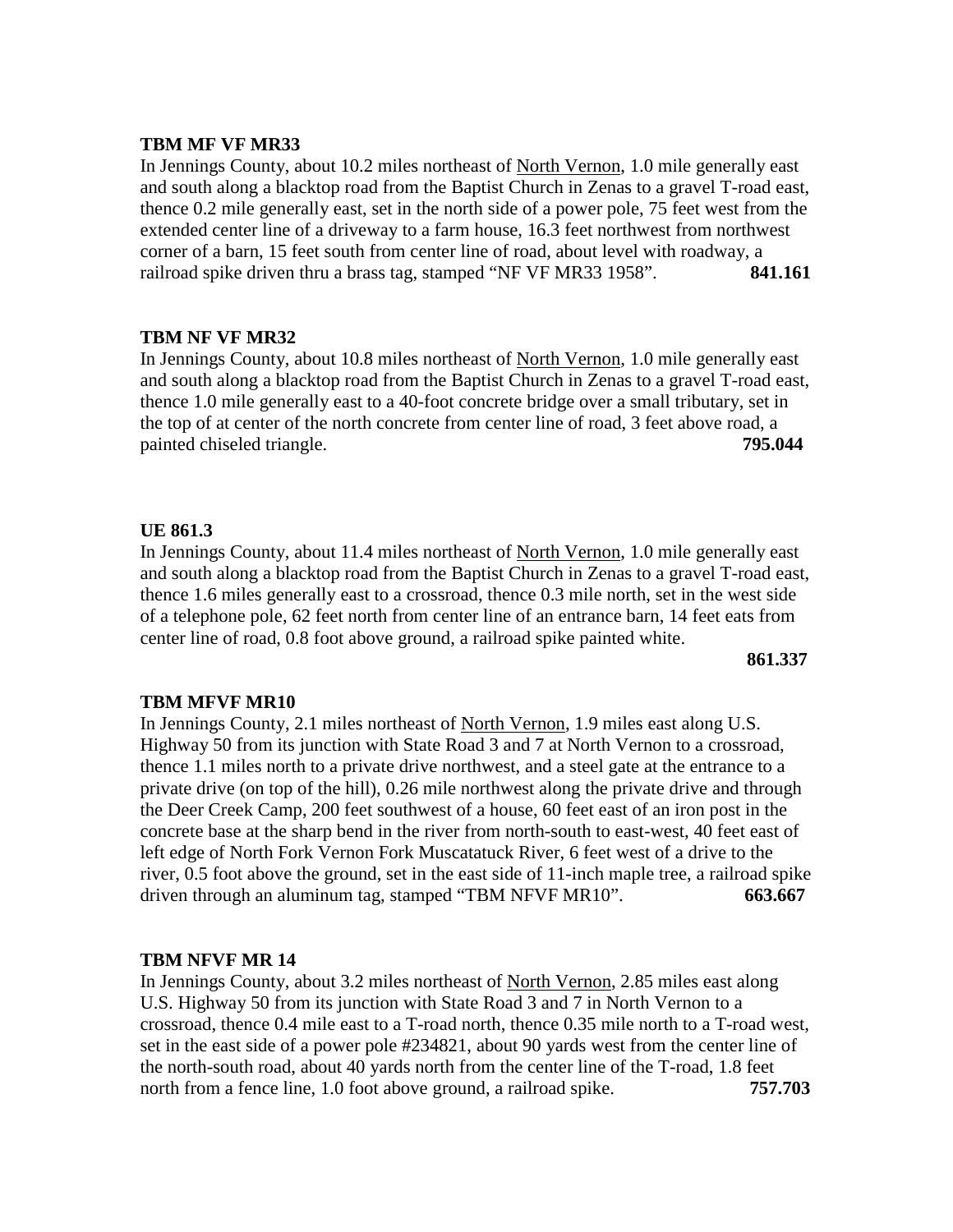**TBM MF VF MR33**

In Jennings County, about 10.2 miles northeast of North Vernon, 1.0 mile generally east and south along a blacktop road from the Baptist Church in Zenas to a gravel T-road east, thence 0.2 mile generally east, set in the north side of a power pole, 75 feet west from the extended center line of a driveway to a farm house, 16.3 feet northwest from northwest corner of a barn, 15 feet south from center line of road, about level with roadway, a railroad spike driven thru a brass tag, stamped "NF VF MR33 1958". **841.161**

**TBM NF VF MR32**

In Jennings County, about 10.8 miles northeast of North Vernon, 1.0 mile generally east and south along a blacktop road from the Baptist Church in Zenas to a gravel T-road east, thence 1.0 mile generally east to a 40-foot concrete bridge over a small tributary, set in the top of at center of the north concrete from center line of road, 3 feet above road, a painted chiseled triangle. **795.044**

**UE 861.3**

In Jennings County, about 11.4 miles northeast of North Vernon, 1.0 mile generally east and south along a blacktop road from the Baptist Church in Zenas to a gravel T-road east, thence 1.6 miles generally east to a crossroad, thence 0.3 mile north, set in the west side of a telephone pole, 62 feet north from center line of an entrance barn, 14 feet eats from center line of road, 0.8 foot above ground, a railroad spike painted white.

**861.337**

**TBM MFVF MR10**

In Jennings County, 2.1 miles northeast of North Vernon, 1.9 miles east along U.S. Highway 50 from its junction with State Road 3 and 7 at North Vernon to a crossroad, thence 1.1 miles north to a private drive northwest, and a steel gate at the entrance to a private drive (on top of the hill), 0.26 mile northwest along the private drive and through the Deer Creek Camp, 200 feet southwest of a house, 60 feet east of an iron post in the concrete base at the sharp bend in the river from north-south to east-west, 40 feet east of left edge of North Fork Vernon Fork Muscatatuck River, 6 feet west of a drive to the river, 0.5 foot above the ground, set in the east side of 11-inch maple tree, a railroad spike driven through an aluminum tag, stamped "TBM NFVF MR10". **663.667**

**TBM NFVF MR 14**

In Jennings County, about 3.2 miles northeast of North Vernon, 2.85 miles east along U.S. Highway 50 from its junction with State Road 3 and 7 in North Vernon to a crossroad, thence 0.4 mile east to a T-road north, thence 0.35 mile north to a T-road west, set in the east side of a power pole #234821, about 90 yards west from the center line of the north-south road, about 40 yards north from the center line of the T-road, 1.8 feet north from a fence line, 1.0 foot above ground, a railroad spike. **757.703**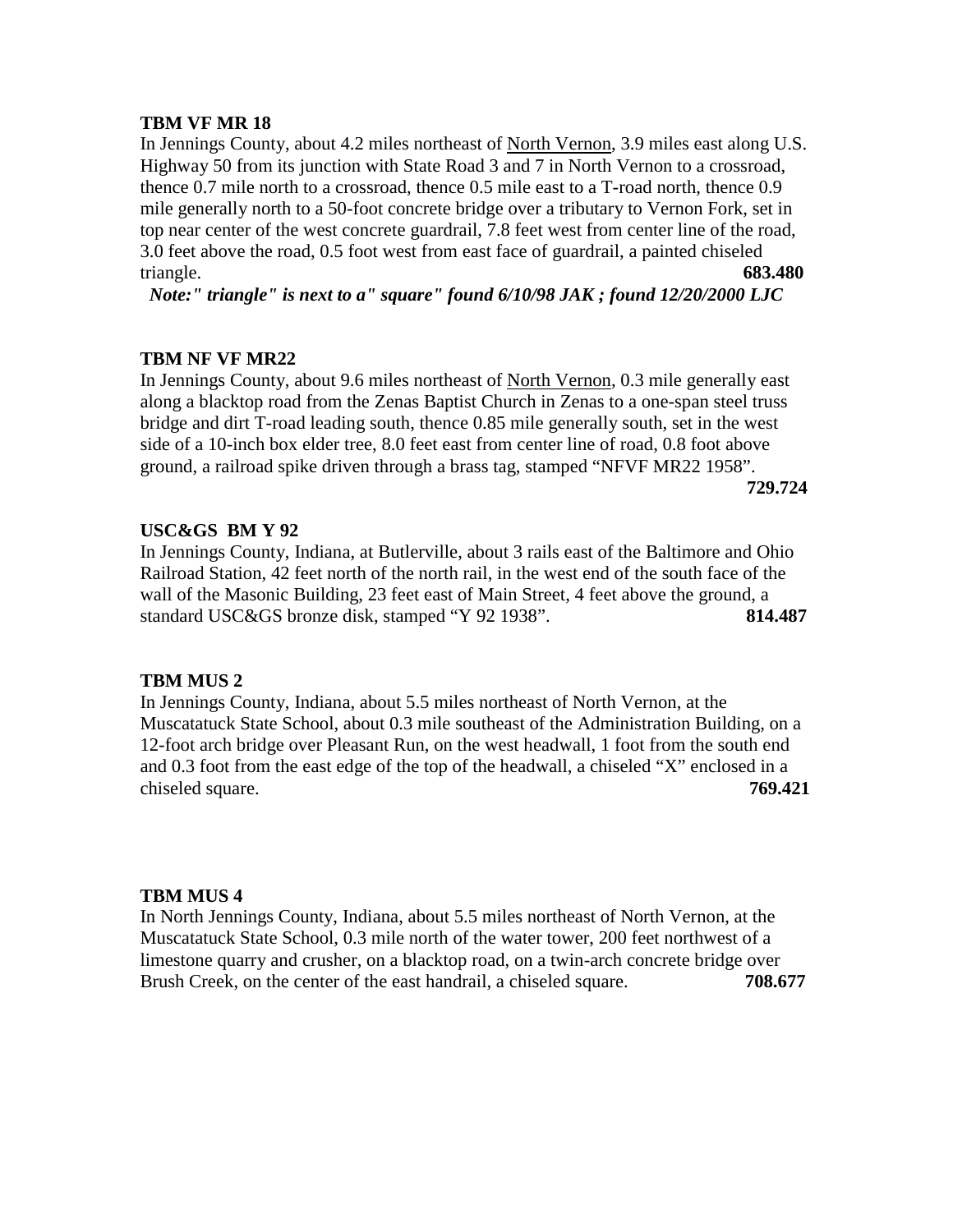**TBM VF MR 18**

In Jennings County, about 4.2 miles northeast of North Vernon, 3.9 miles east along U.S. Highway 50 from its junction with State Road 3 and 7 in North Vernon to a crossroad, thence 0.7 mile north to a crossroad, thence 0.5 mile east to a T-road north, thence 0.9 mile generally north to a 50-foot concrete bridge over a tributary to Vernon Fork, set in top near center of the west concrete guardrail, 7.8 feet west from center line of the road, 3.0 feet above the road, 0.5 foot west from east face of guardrail, a painted chiseled triangle. **683.480**

***Note:" triangle" is next to a" square" found 6/10/98 JAK ; found 12/20/2000 LJC***

**TBM NF VF MR22**

In Jennings County, about 9.6 miles northeast of North Vernon, 0.3 mile generally east along a blacktop road from the Zenas Baptist Church in Zenas to a one-span steel truss bridge and dirt T-road leading south, thence 0.85 mile generally south, set in the west side of a 10-inch box elder tree, 8.0 feet east from center line of road, 0.8 foot above ground, a railroad spike driven through a brass tag, stamped "NFVF MR22 1958". **729.724**

**USC&GS BM Y 92**

In Jennings County, Indiana, at Butlerville, about 3 rails east of the Baltimore and Ohio Railroad Station, 42 feet north of the north rail, in the west end of the south face of the wall of the Masonic Building, 23 feet east of Main Street, 4 feet above the ground, a standard USC&GS bronze disk, stamped "Y 92 1938". **814.487**

**TBM MUS 2**

In Jennings County, Indiana, about 5.5 miles northeast of North Vernon, at the Muscatatuck State School, about 0.3 mile southeast of the Administration Building, on a 12-foot arch bridge over Pleasant Run, on the west headwall, 1 foot from the south end and 0.3 foot from the east edge of the top of the headwall, a chiseled "X" enclosed in a chiseled square. **769.421**

**TBM MUS 4**

In North Jennings County, Indiana, about 5.5 miles northeast of North Vernon, at the Muscatatuck State School, 0.3 mile north of the water tower, 200 feet northwest of a limestone quarry and crusher, on a blacktop road, on a twin-arch concrete bridge over Brush Creek, on the center of the east handrail, a chiseled square. **708.677**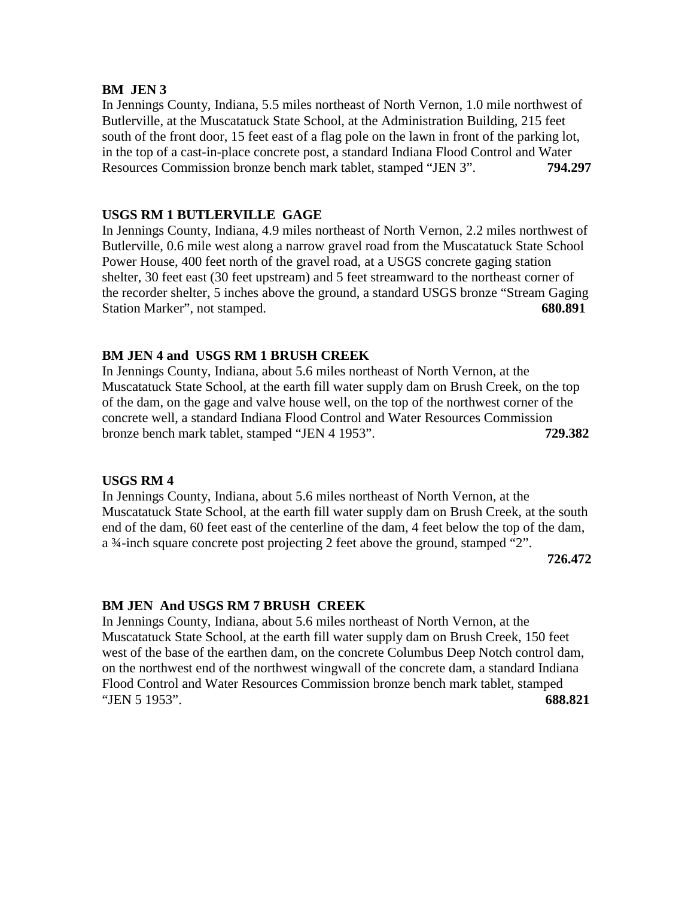**BM JEN 3**
In Jennings County, Indiana, 5.5 miles northeast of North Vernon, 1.0 mile northwest of Butlerville, at the Muscatatuck State School, at the Administration Building, 215 feet south of the front door, 15 feet east of a flag pole on the lawn in front of the parking lot, in the top of a cast-in-place concrete post, a standard Indiana Flood Control and Water Resources Commission bronze bench mark tablet, stamped "JEN 3". **794.297**

**USGS RM 1 BUTLERVILLE GAGE**
In Jennings County, Indiana, 4.9 miles northeast of North Vernon, 2.2 miles northwest of Butlerville, 0.6 mile west along a narrow gravel road from the Muscatatuck State School Power House, 400 feet north of the gravel road, at a USGS concrete gaging station shelter, 30 feet east (30 feet upstream) and 5 feet streamward to the northeast corner of the recorder shelter, 5 inches above the ground, a standard USGS bronze "Stream Gaging Station Marker", not stamped. **680.891**

**BM JEN 4 and USGS RM 1 BRUSH CREEK**
In Jennings County, Indiana, about 5.6 miles northeast of North Vernon, at the Muscatatuck State School, at the earth fill water supply dam on Brush Creek, on the top of the dam, on the gage and valve house well, on the top of the northwest corner of the concrete well, a standard Indiana Flood Control and Water Resources Commission bronze bench mark tablet, stamped "JEN 4 1953". **729.382**

**USGS RM 4**
In Jennings County, Indiana, about 5.6 miles northeast of North Vernon, at the Muscatatuck State School, at the earth fill water supply dam on Brush Creek, at the south end of the dam, 60 feet east of the centerline of the dam, 4 feet below the top of the dam, a ¾-inch square concrete post projecting 2 feet above the ground, stamped "2". **726.472**

**BM JEN And USGS RM 7 BRUSH CREEK**
In Jennings County, Indiana, about 5.6 miles northeast of North Vernon, at the Muscatatuck State School, at the earth fill water supply dam on Brush Creek, 150 feet west of the base of the earthen dam, on the concrete Columbus Deep Notch control dam, on the northwest end of the northwest wingwall of the concrete dam, a standard Indiana Flood Control and Water Resources Commission bronze bench mark tablet, stamped "JEN 5 1953". **688.821**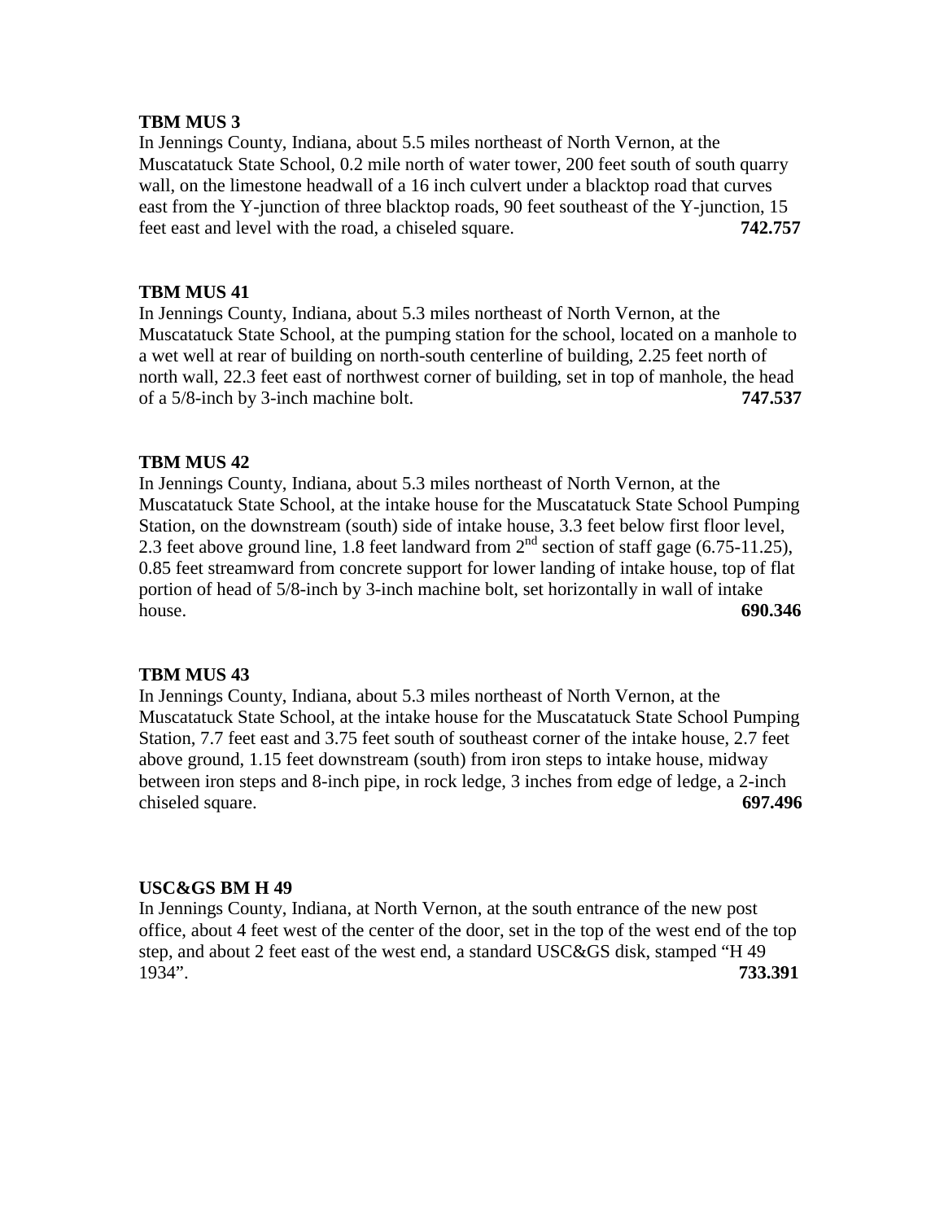**TBM MUS 3**
In Jennings County, Indiana, about 5.5 miles northeast of North Vernon, at the Muscatatuck State School, 0.2 mile north of water tower, 200 feet south of south quarry wall, on the limestone headwall of a 16 inch culvert under a blacktop road that curves east from the Y-junction of three blacktop roads, 90 feet southeast of the Y-junction, 15 feet east and level with the road, a chiseled square. **742.757**

**TBM MUS 41**
In Jennings County, Indiana, about 5.3 miles northeast of North Vernon, at the Muscatatuck State School, at the pumping station for the school, located on a manhole to a wet well at rear of building on north-south centerline of building, 2.25 feet north of north wall, 22.3 feet east of northwest corner of building, set in top of manhole, the head of a 5/8-inch by 3-inch machine bolt. **747.537**

**TBM MUS 42**
In Jennings County, Indiana, about 5.3 miles northeast of North Vernon, at the Muscatatuck State School, at the intake house for the Muscatatuck State School Pumping Station, on the downstream (south) side of intake house, 3.3 feet below first floor level, 2.3 feet above ground line, 1.8 feet landward from 2nd section of staff gage (6.75-11.25), 0.85 feet streamward from concrete support for lower landing of intake house, top of flat portion of head of 5/8-inch by 3-inch machine bolt, set horizontally in wall of intake house. **690.346**

**TBM MUS 43**
In Jennings County, Indiana, about 5.3 miles northeast of North Vernon, at the Muscatatuck State School, at the intake house for the Muscatatuck State School Pumping Station, 7.7 feet east and 3.75 feet south of southeast corner of the intake house, 2.7 feet above ground, 1.15 feet downstream (south) from iron steps to intake house, midway between iron steps and 8-inch pipe, in rock ledge, 3 inches from edge of ledge, a 2-inch chiseled square. **697.496**

**USC&GS BM H 49**
In Jennings County, Indiana, at North Vernon, at the south entrance of the new post office, about 4 feet west of the center of the door, set in the top of the west end of the top step, and about 2 feet east of the west end, a standard USC&GS disk, stamped "H 49 1934". **733.391**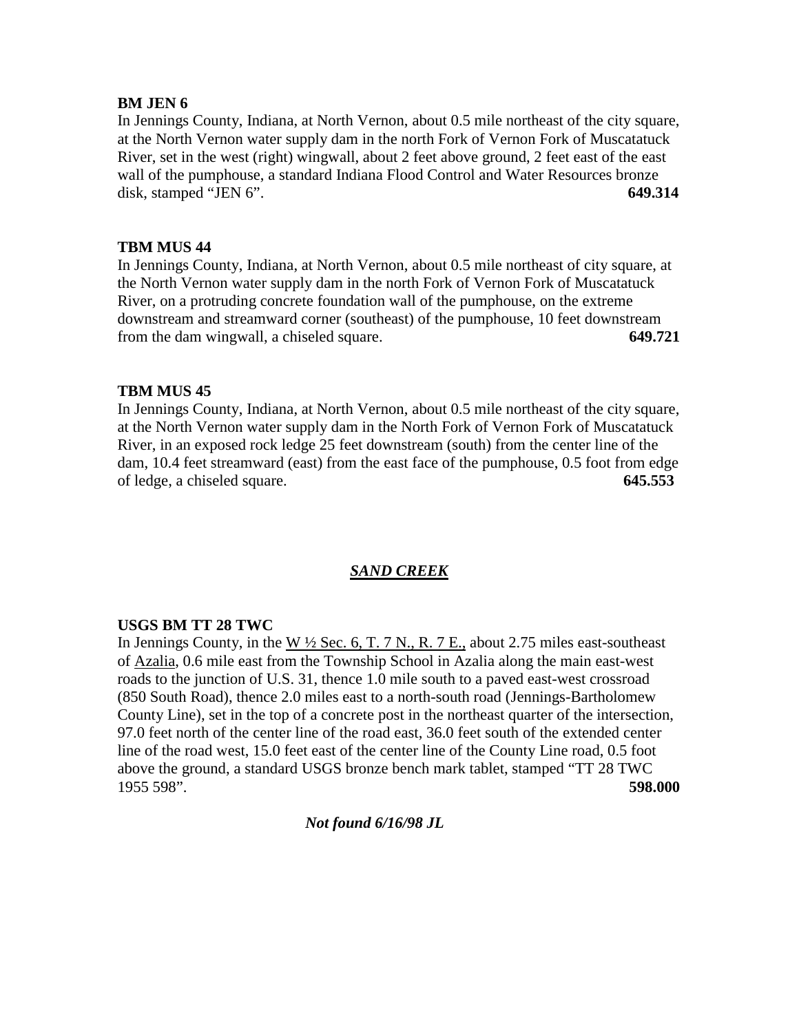**BM JEN 6**

In Jennings County, Indiana, at North Vernon, about 0.5 mile northeast of the city square, at the North Vernon water supply dam in the north Fork of Vernon Fork of Muscatatuck River, set in the west (right) wingwall, about 2 feet above ground, 2 feet east of the east wall of the pumphouse, a standard Indiana Flood Control and Water Resources bronze disk, stamped "JEN 6". **649.314**

**TBM MUS 44**

In Jennings County, Indiana, at North Vernon, about 0.5 mile northeast of city square, at the North Vernon water supply dam in the north Fork of Vernon Fork of Muscatatuck River, on a protruding concrete foundation wall of the pumphouse, on the extreme downstream and streamward corner (southeast) of the pumphouse, 10 feet downstream from the dam wingwall, a chiseled square. **649.721**

**TBM MUS 45**

In Jennings County, Indiana, at North Vernon, about 0.5 mile northeast of the city square, at the North Vernon water supply dam in the North Fork of Vernon Fork of Muscatatuck River, in an exposed rock ledge 25 feet downstream (south) from the center line of the dam, 10.4 feet streamward (east) from the east face of the pumphouse, 0.5 foot from edge of ledge, a chiseled square. **645.553**

## ***SAND CREEK***

**USGS BM TT 28 TWC**

In Jennings County, in the W ½ Sec. 6, T. 7 N., R. 7 E., about 2.75 miles east-southeast of Azalia, 0.6 mile east from the Township School in Azalia along the main east-west roads to the junction of U.S. 31, thence 1.0 mile south to a paved east-west crossroad (850 South Road), thence 2.0 miles east to a north-south road (Jennings-Bartholomew County Line), set in the top of a concrete post in the northeast quarter of the intersection, 97.0 feet north of the center line of the road east, 36.0 feet south of the extended center line of the road west, 15.0 feet east of the center line of the County Line road, 0.5 foot above the ground, a standard USGS bronze bench mark tablet, stamped "TT 28 TWC 1955 598". **598.000**

***Not found 6/16/98 JL***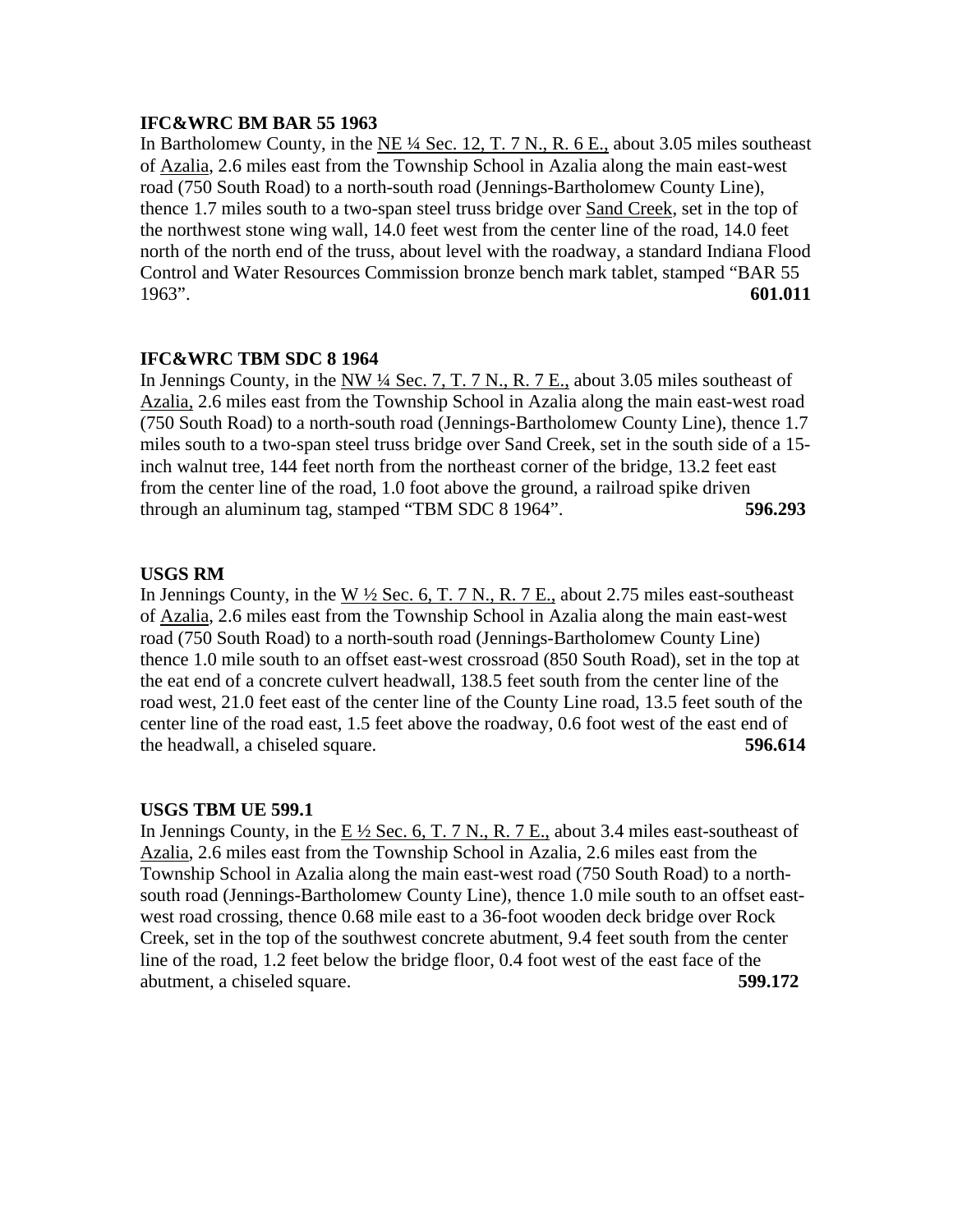**IFC&WRC BM BAR 55 1963**

In Bartholomew County, in the NE ¼ Sec. 12, T. 7 N., R. 6 E., about 3.05 miles southeast of Azalia, 2.6 miles east from the Township School in Azalia along the main east-west road (750 South Road) to a north-south road (Jennings-Bartholomew County Line), thence 1.7 miles south to a two-span steel truss bridge over Sand Creek, set in the top of the northwest stone wing wall, 14.0 feet west from the center line of the road, 14.0 feet north of the north end of the truss, about level with the roadway, a standard Indiana Flood Control and Water Resources Commission bronze bench mark tablet, stamped "BAR 55 1963". **601.011**

**IFC&WRC TBM SDC 8 1964**

In Jennings County, in the NW ¼ Sec. 7, T. 7 N., R. 7 E., about 3.05 miles southeast of Azalia, 2.6 miles east from the Township School in Azalia along the main east-west road (750 South Road) to a north-south road (Jennings-Bartholomew County Line), thence 1.7 miles south to a two-span steel truss bridge over Sand Creek, set in the south side of a 15-inch walnut tree, 144 feet north from the northeast corner of the bridge, 13.2 feet east from the center line of the road, 1.0 foot above the ground, a railroad spike driven through an aluminum tag, stamped "TBM SDC 8 1964". **596.293**

**USGS RM**

In Jennings County, in the W ½ Sec. 6, T. 7 N., R. 7 E., about 2.75 miles east-southeast of Azalia, 2.6 miles east from the Township School in Azalia along the main east-west road (750 South Road) to a north-south road (Jennings-Bartholomew County Line) thence 1.0 mile south to an offset east-west crossroad (850 South Road), set in the top at the eat end of a concrete culvert headwall, 138.5 feet south from the center line of the road west, 21.0 feet east of the center line of the County Line road, 13.5 feet south of the center line of the road east, 1.5 feet above the roadway, 0.6 foot west of the east end of the headwall, a chiseled square. **596.614**

**USGS TBM UE 599.1**

In Jennings County, in the E ½ Sec. 6, T. 7 N., R. 7 E., about 3.4 miles east-southeast of Azalia, 2.6 miles east from the Township School in Azalia, 2.6 miles east from the Township School in Azalia along the main east-west road (750 South Road) to a north-south road (Jennings-Bartholomew County Line), thence 1.0 mile south to an offset east-west road crossing, thence 0.68 mile east to a 36-foot wooden deck bridge over Rock Creek, set in the top of the southwest concrete abutment, 9.4 feet south from the center line of the road, 1.2 feet below the bridge floor, 0.4 foot west of the east face of the abutment, a chiseled square. **599.172**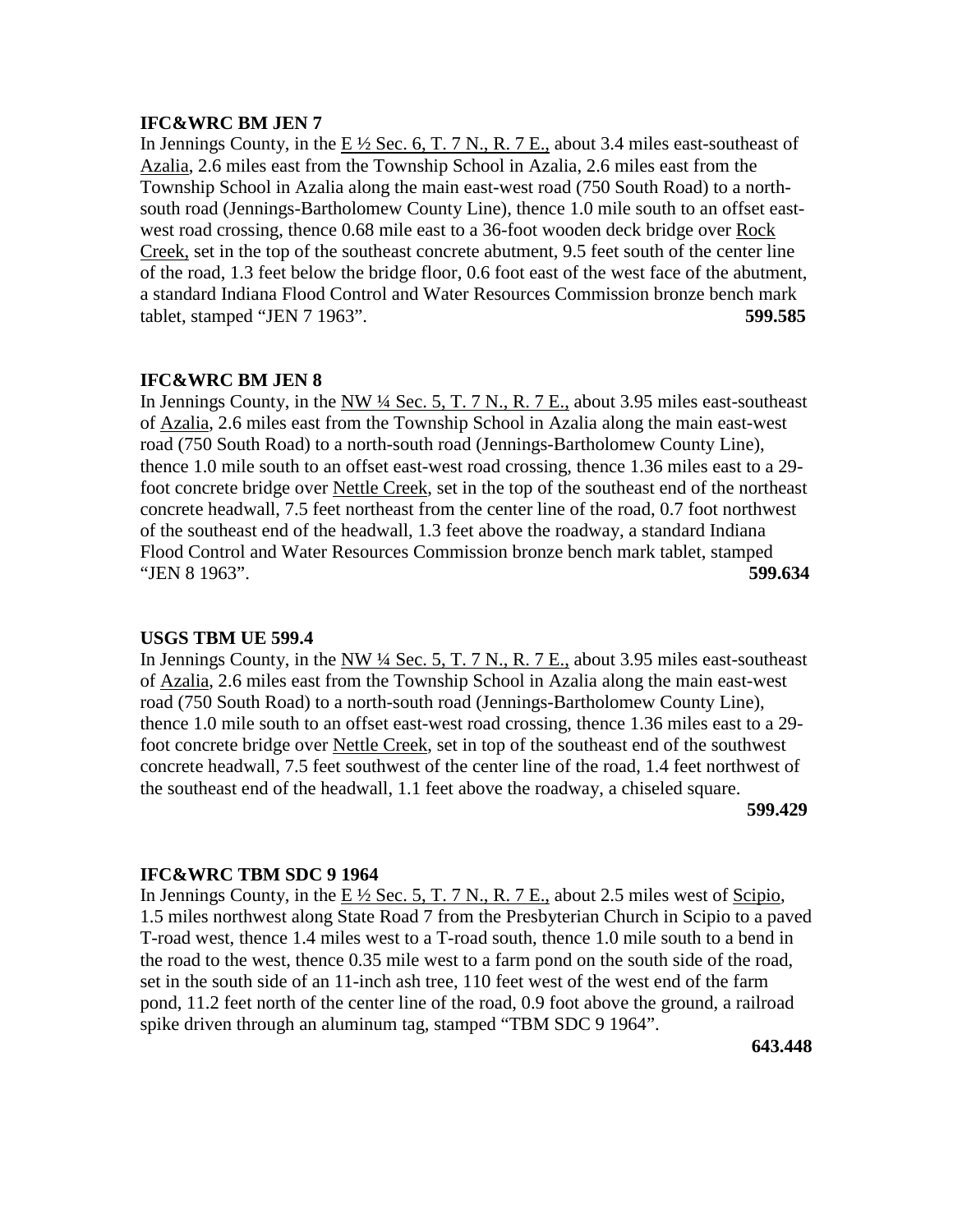**IFC&WRC BM JEN 7**

In Jennings County, in the E ½ Sec. 6, T. 7 N., R. 7 E., about 3.4 miles east-southeast of Azalia, 2.6 miles east from the Township School in Azalia, 2.6 miles east from the Township School in Azalia along the main east-west road (750 South Road) to a north-south road (Jennings-Bartholomew County Line), thence 1.0 mile south to an offset east-west road crossing, thence 0.68 mile east to a 36-foot wooden deck bridge over Rock Creek, set in the top of the southeast concrete abutment, 9.5 feet south of the center line of the road, 1.3 feet below the bridge floor, 0.6 foot east of the west face of the abutment, a standard Indiana Flood Control and Water Resources Commission bronze bench mark tablet, stamped "JEN 7 1963". **599.585**

**IFC&WRC BM JEN 8**

In Jennings County, in the NW ¼ Sec. 5, T. 7 N., R. 7 E., about 3.95 miles east-southeast of Azalia, 2.6 miles east from the Township School in Azalia along the main east-west road (750 South Road) to a north-south road (Jennings-Bartholomew County Line), thence 1.0 mile south to an offset east-west road crossing, thence 1.36 miles east to a 29-foot concrete bridge over Nettle Creek, set in the top of the southeast end of the northeast concrete headwall, 7.5 feet northeast from the center line of the road, 0.7 foot northwest of the southeast end of the headwall, 1.3 feet above the roadway, a standard Indiana Flood Control and Water Resources Commission bronze bench mark tablet, stamped "JEN 8 1963". **599.634**

**USGS TBM UE 599.4**

In Jennings County, in the NW ¼ Sec. 5, T. 7 N., R. 7 E., about 3.95 miles east-southeast of Azalia, 2.6 miles east from the Township School in Azalia along the main east-west road (750 South Road) to a north-south road (Jennings-Bartholomew County Line), thence 1.0 mile south to an offset east-west road crossing, thence 1.36 miles east to a 29-foot concrete bridge over Nettle Creek, set in top of the southeast end of the southwest concrete headwall, 7.5 feet southwest of the center line of the road, 1.4 feet northwest of the southeast end of the headwall, 1.1 feet above the roadway, a chiseled square.
**599.429**

**IFC&WRC TBM SDC 9 1964**

In Jennings County, in the E ½ Sec. 5, T. 7 N., R. 7 E., about 2.5 miles west of Scipio, 1.5 miles northwest along State Road 7 from the Presbyterian Church in Scipio to a paved T-road west, thence 1.4 miles west to a T-road south, thence 1.0 mile south to a bend in the road to the west, thence 0.35 mile west to a farm pond on the south side of the road, set in the south side of an 11-inch ash tree, 110 feet west of the west end of the farm pond, 11.2 feet north of the center line of the road, 0.9 foot above the ground, a railroad spike driven through an aluminum tag, stamped "TBM SDC 9 1964".
**643.448**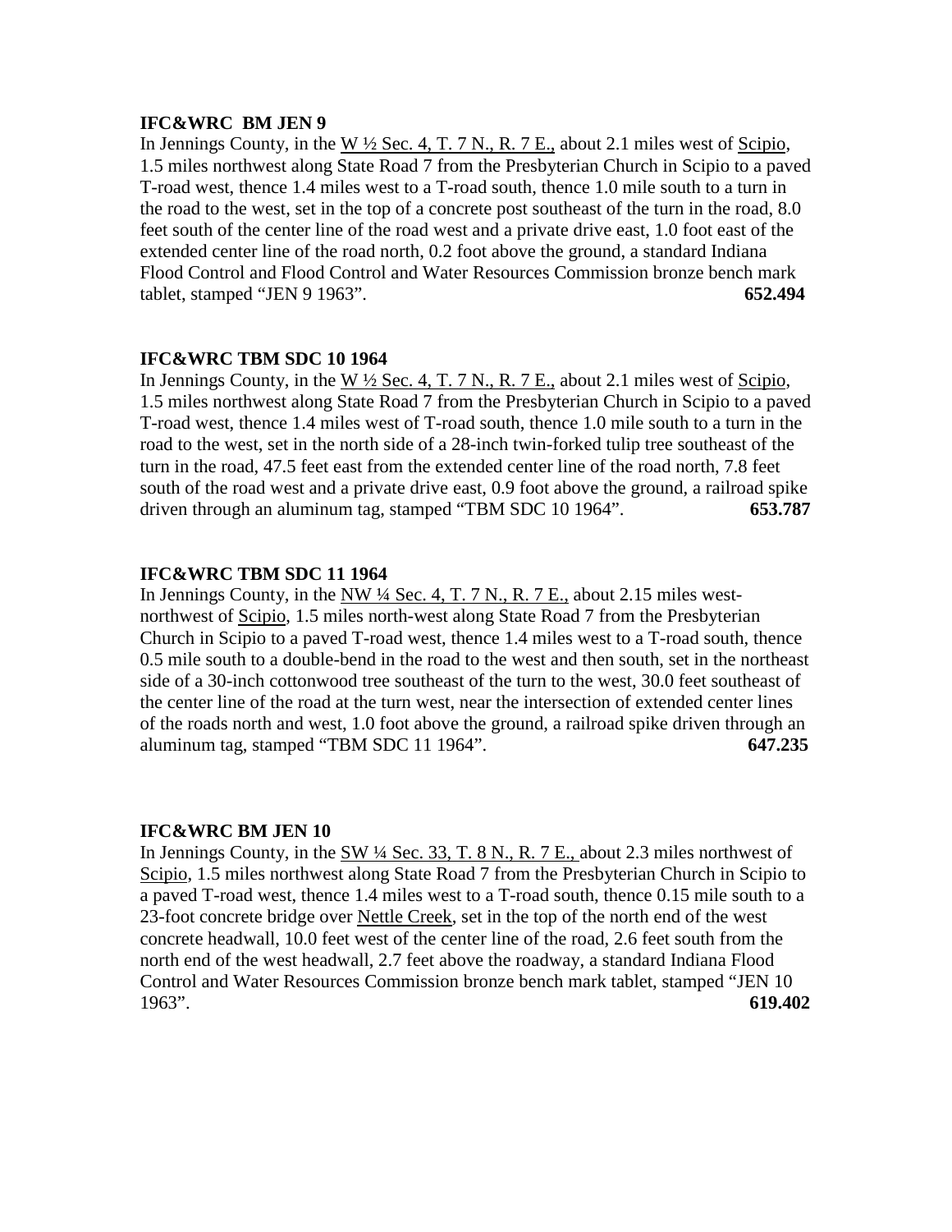**IFC&WRC BM JEN 9**

In Jennings County, in the W ½ Sec. 4, T. 7 N., R. 7 E., about 2.1 miles west of Scipio, 1.5 miles northwest along State Road 7 from the Presbyterian Church in Scipio to a paved T-road west, thence 1.4 miles west to a T-road south, thence 1.0 mile south to a turn in the road to the west, set in the top of a concrete post southeast of the turn in the road, 8.0 feet south of the center line of the road west and a private drive east, 1.0 foot east of the extended center line of the road north, 0.2 foot above the ground, a standard Indiana Flood Control and Flood Control and Water Resources Commission bronze bench mark tablet, stamped "JEN 9 1963". **652.494**

**IFC&WRC TBM SDC 10 1964**

In Jennings County, in the W ½ Sec. 4, T. 7 N., R. 7 E., about 2.1 miles west of Scipio, 1.5 miles northwest along State Road 7 from the Presbyterian Church in Scipio to a paved T-road west, thence 1.4 miles west of T-road south, thence 1.0 mile south to a turn in the road to the west, set in the north side of a 28-inch twin-forked tulip tree southeast of the turn in the road, 47.5 feet east from the extended center line of the road north, 7.8 feet south of the road west and a private drive east, 0.9 foot above the ground, a railroad spike driven through an aluminum tag, stamped "TBM SDC 10 1964". **653.787**

**IFC&WRC TBM SDC 11 1964**

In Jennings County, in the NW ¼ Sec. 4, T. 7 N., R. 7 E., about 2.15 miles west-northwest of Scipio, 1.5 miles north-west along State Road 7 from the Presbyterian Church in Scipio to a paved T-road west, thence 1.4 miles west to a T-road south, thence 0.5 mile south to a double-bend in the road to the west and then south, set in the northeast side of a 30-inch cottonwood tree southeast of the turn to the west, 30.0 feet southeast of the center line of the road at the turn west, near the intersection of extended center lines of the roads north and west, 1.0 foot above the ground, a railroad spike driven through an aluminum tag, stamped "TBM SDC 11 1964". **647.235**

**IFC&WRC BM JEN 10**

In Jennings County, in the SW ¼ Sec. 33, T. 8 N., R. 7 E., about 2.3 miles northwest of Scipio, 1.5 miles northwest along State Road 7 from the Presbyterian Church in Scipio to a paved T-road west, thence 1.4 miles west to a T-road south, thence 0.15 mile south to a 23-foot concrete bridge over Nettle Creek, set in the top of the north end of the west concrete headwall, 10.0 feet west of the center line of the road, 2.6 feet south from the north end of the west headwall, 2.7 feet above the roadway, a standard Indiana Flood Control and Water Resources Commission bronze bench mark tablet, stamped "JEN 10 1963". **619.402**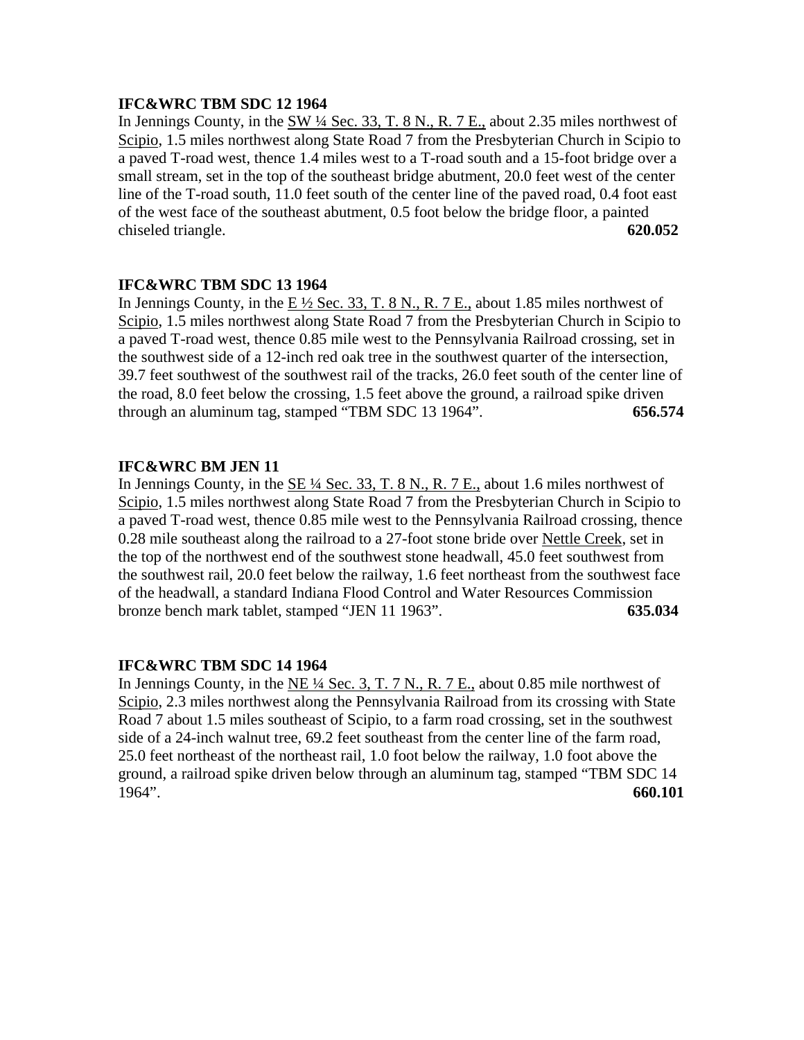**IFC&WRC TBM SDC 12 1964**

In Jennings County, in the SW ¼ Sec. 33, T. 8 N., R. 7 E., about 2.35 miles northwest of Scipio, 1.5 miles northwest along State Road 7 from the Presbyterian Church in Scipio to a paved T-road west, thence 1.4 miles west to a T-road south and a 15-foot bridge over a small stream, set in the top of the southeast bridge abutment, 20.0 feet west of the center line of the T-road south, 11.0 feet south of the center line of the paved road, 0.4 foot east of the west face of the southeast abutment, 0.5 foot below the bridge floor, a painted chiseled triangle. **620.052**

**IFC&WRC TBM SDC 13 1964**

In Jennings County, in the E ½ Sec. 33, T. 8 N., R. 7 E., about 1.85 miles northwest of Scipio, 1.5 miles northwest along State Road 7 from the Presbyterian Church in Scipio to a paved T-road west, thence 0.85 mile west to the Pennsylvania Railroad crossing, set in the southwest side of a 12-inch red oak tree in the southwest quarter of the intersection, 39.7 feet southwest of the southwest rail of the tracks, 26.0 feet south of the center line of the road, 8.0 feet below the crossing, 1.5 feet above the ground, a railroad spike driven through an aluminum tag, stamped "TBM SDC 13 1964". **656.574**

**IFC&WRC BM JEN 11**

In Jennings County, in the SE ¼ Sec. 33, T. 8 N., R. 7 E., about 1.6 miles northwest of Scipio, 1.5 miles northwest along State Road 7 from the Presbyterian Church in Scipio to a paved T-road west, thence 0.85 mile west to the Pennsylvania Railroad crossing, thence 0.28 mile southeast along the railroad to a 27-foot stone bride over Nettle Creek, set in the top of the northwest end of the southwest stone headwall, 45.0 feet southwest from the southwest rail, 20.0 feet below the railway, 1.6 feet northeast from the southwest face of the headwall, a standard Indiana Flood Control and Water Resources Commission bronze bench mark tablet, stamped "JEN 11 1963". **635.034**

**IFC&WRC TBM SDC 14 1964**

In Jennings County, in the NE ¼ Sec. 3, T. 7 N., R. 7 E., about 0.85 mile northwest of Scipio, 2.3 miles northwest along the Pennsylvania Railroad from its crossing with State Road 7 about 1.5 miles southeast of Scipio, to a farm road crossing, set in the southwest side of a 24-inch walnut tree, 69.2 feet southeast from the center line of the farm road, 25.0 feet northeast of the northeast rail, 1.0 foot below the railway, 1.0 foot above the ground, a railroad spike driven below through an aluminum tag, stamped "TBM SDC 14 1964". **660.101**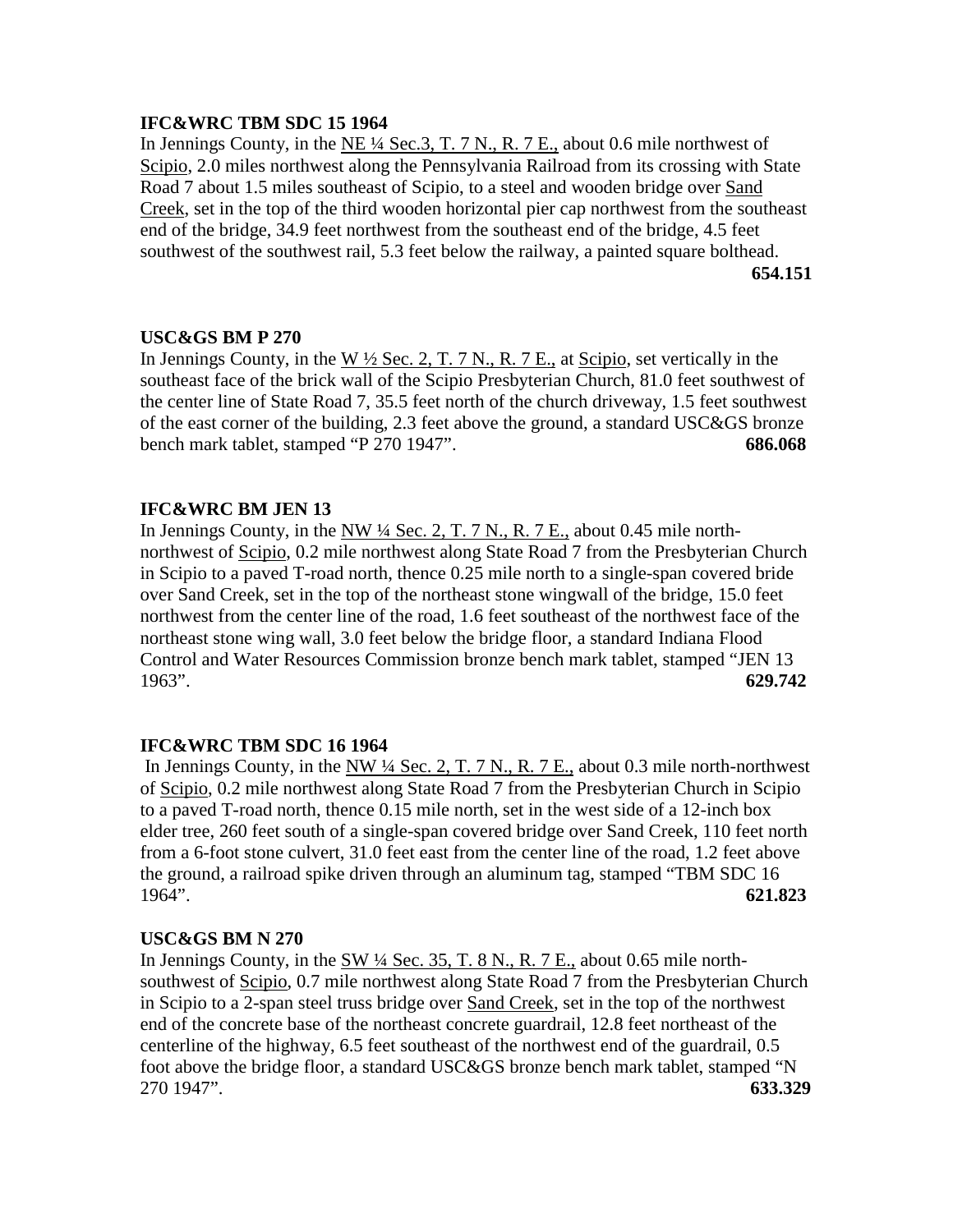**IFC&WRC TBM SDC 15 1964**

In Jennings County, in the NE ¼ Sec.3, T. 7 N., R. 7 E., about 0.6 mile northwest of Scipio, 2.0 miles northwest along the Pennsylvania Railroad from its crossing with State Road 7 about 1.5 miles southeast of Scipio, to a steel and wooden bridge over Sand Creek, set in the top of the third wooden horizontal pier cap northwest from the southeast end of the bridge, 34.9 feet northwest from the southeast end of the bridge, 4.5 feet southwest of the southwest rail, 5.3 feet below the railway, a painted square bolthead. **654.151**

**USC&GS BM P 270**

In Jennings County, in the W ½ Sec. 2, T. 7 N., R. 7 E., at Scipio, set vertically in the southeast face of the brick wall of the Scipio Presbyterian Church, 81.0 feet southwest of the center line of State Road 7, 35.5 feet north of the church driveway, 1.5 feet southwest of the east corner of the building, 2.3 feet above the ground, a standard USC&GS bronze bench mark tablet, stamped "P 270 1947". **686.068**

**IFC&WRC BM JEN 13**

In Jennings County, in the NW ¼ Sec. 2, T. 7 N., R. 7 E., about 0.45 mile north-northwest of Scipio, 0.2 mile northwest along State Road 7 from the Presbyterian Church in Scipio to a paved T-road north, thence 0.25 mile north to a single-span covered bride over Sand Creek, set in the top of the northeast stone wingwall of the bridge, 15.0 feet northwest from the center line of the road, 1.6 feet southeast of the northwest face of the northeast stone wing wall, 3.0 feet below the bridge floor, a standard Indiana Flood Control and Water Resources Commission bronze bench mark tablet, stamped "JEN 13 1963". **629.742**

**IFC&WRC TBM SDC 16 1964**

In Jennings County, in the NW ¼ Sec. 2, T. 7 N., R. 7 E., about 0.3 mile north-northwest of Scipio, 0.2 mile northwest along State Road 7 from the Presbyterian Church in Scipio to a paved T-road north, thence 0.15 mile north, set in the west side of a 12-inch box elder tree, 260 feet south of a single-span covered bridge over Sand Creek, 110 feet north from a 6-foot stone culvert, 31.0 feet east from the center line of the road, 1.2 feet above the ground, a railroad spike driven through an aluminum tag, stamped "TBM SDC 16 1964". **621.823**

**USC&GS BM N 270**

In Jennings County, in the SW ¼ Sec. 35, T. 8 N., R. 7 E., about 0.65 mile north-southwest of Scipio, 0.7 mile northwest along State Road 7 from the Presbyterian Church in Scipio to a 2-span steel truss bridge over Sand Creek, set in the top of the northwest end of the concrete base of the northeast concrete guardrail, 12.8 feet northeast of the centerline of the highway, 6.5 feet southeast of the northwest end of the guardrail, 0.5 foot above the bridge floor, a standard USC&GS bronze bench mark tablet, stamped "N 270 1947". **633.329**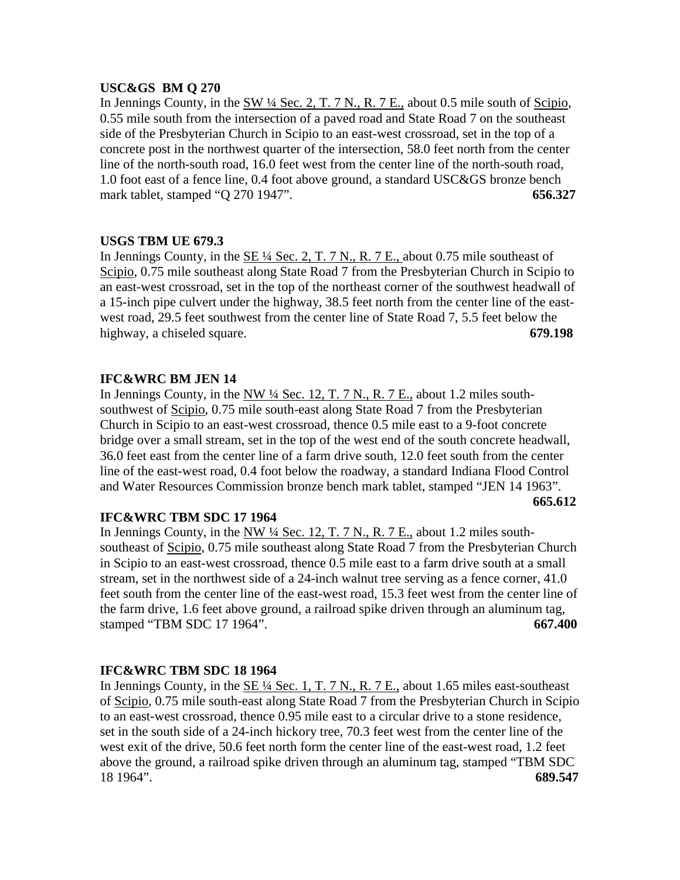**USC&GS BM Q 270**
In Jennings County, in the SW ¼ Sec. 2, T. 7 N., R. 7 E., about 0.5 mile south of Scipio, 0.55 mile south from the intersection of a paved road and State Road 7 on the southeast side of the Presbyterian Church in Scipio to an east-west crossroad, set in the top of a concrete post in the northwest quarter of the intersection, 58.0 feet north from the center line of the north-south road, 16.0 feet west from the center line of the north-south road, 1.0 foot east of a fence line, 0.4 foot above ground, a standard USC&GS bronze bench mark tablet, stamped "Q 270 1947". **656.327**

**USGS TBM UE 679.3**
In Jennings County, in the SE ¼ Sec. 2, T. 7 N., R. 7 E., about 0.75 mile southeast of Scipio, 0.75 mile southeast along State Road 7 from the Presbyterian Church in Scipio to an east-west crossroad, set in the top of the northeast corner of the southwest headwall of a 15-inch pipe culvert under the highway, 38.5 feet north from the center line of the east-west road, 29.5 feet southwest from the center line of State Road 7, 5.5 feet below the highway, a chiseled square. **679.198**

**IFC&WRC BM JEN 14**
In Jennings County, in the NW ¼ Sec. 12, T. 7 N., R. 7 E., about 1.2 miles south-southwest of Scipio, 0.75 mile south-east along State Road 7 from the Presbyterian Church in Scipio to an east-west crossroad, thence 0.5 mile east to a 9-foot concrete bridge over a small stream, set in the top of the west end of the south concrete headwall, 36.0 feet east from the center line of a farm drive south, 12.0 feet south from the center line of the east-west road, 0.4 foot below the roadway, a standard Indiana Flood Control and Water Resources Commission bronze bench mark tablet, stamped "JEN 14 1963". **665.612**

**IFC&WRC TBM SDC 17 1964**
In Jennings County, in the NW ¼ Sec. 12, T. 7 N., R. 7 E., about 1.2 miles south-southeast of Scipio, 0.75 mile southeast along State Road 7 from the Presbyterian Church in Scipio to an east-west crossroad, thence 0.5 mile east to a farm drive south at a small stream, set in the northwest side of a 24-inch walnut tree serving as a fence corner, 41.0 feet south from the center line of the east-west road, 15.3 feet west from the center line of the farm drive, 1.6 feet above ground, a railroad spike driven through an aluminum tag, stamped "TBM SDC 17 1964". **667.400**

**IFC&WRC TBM SDC 18 1964**
In Jennings County, in the SE ¼ Sec. 1, T. 7 N., R. 7 E., about 1.65 miles east-southeast of Scipio, 0.75 mile south-east along State Road 7 from the Presbyterian Church in Scipio to an east-west crossroad, thence 0.95 mile east to a circular drive to a stone residence, set in the south side of a 24-inch hickory tree, 70.3 feet west from the center line of the west exit of the drive, 50.6 feet north form the center line of the east-west road, 1.2 feet above the ground, a railroad spike driven through an aluminum tag, stamped "TBM SDC 18 1964". **689.547**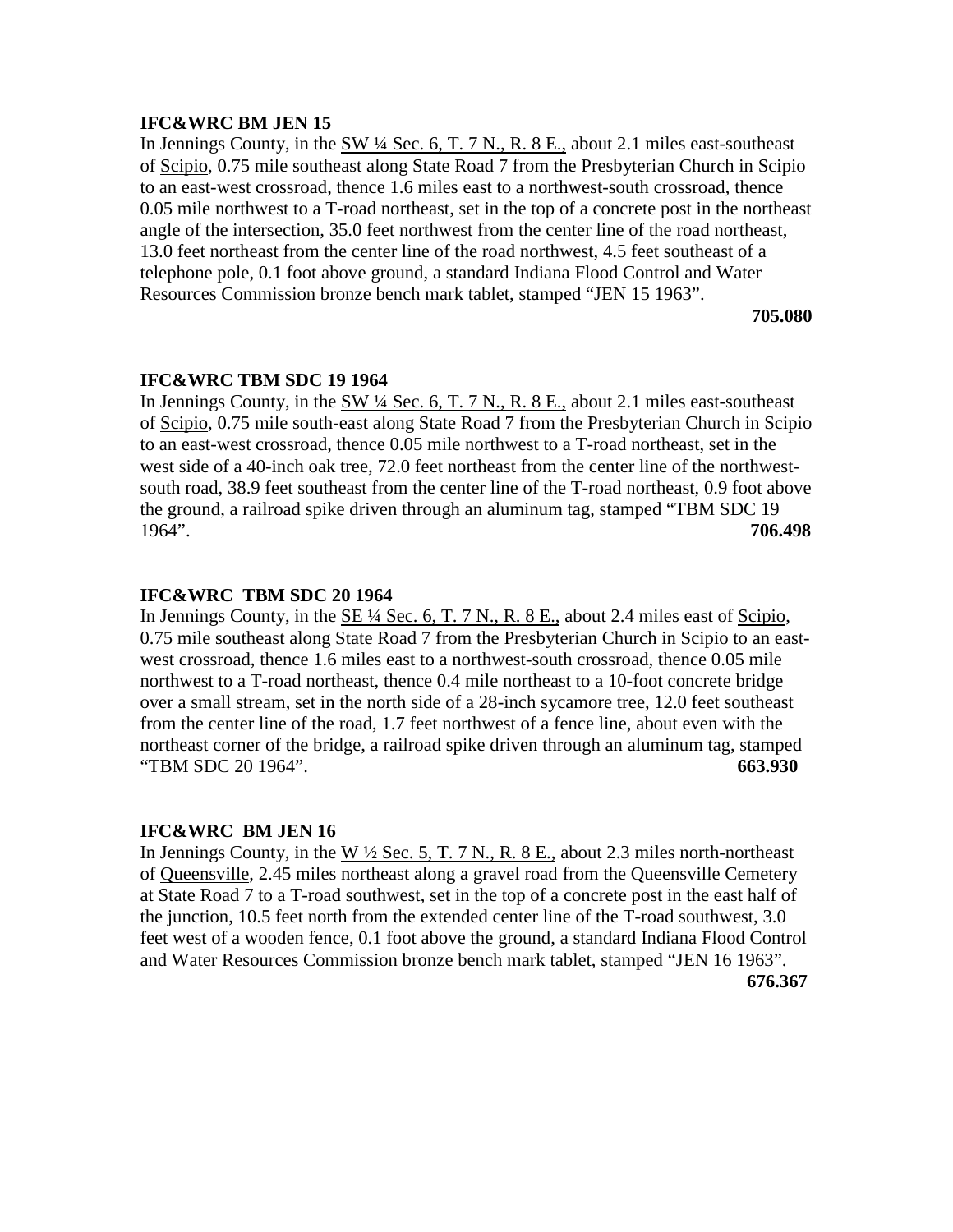**IFC&WRC BM JEN 15**

In Jennings County, in the SW ¼ Sec. 6, T. 7 N., R. 8 E., about 2.1 miles east-southeast of Scipio, 0.75 mile southeast along State Road 7 from the Presbyterian Church in Scipio to an east-west crossroad, thence 1.6 miles east to a northwest-south crossroad, thence 0.05 mile northwest to a T-road northeast, set in the top of a concrete post in the northeast angle of the intersection, 35.0 feet northwest from the center line of the road northeast, 13.0 feet northeast from the center line of the road northwest, 4.5 feet southeast of a telephone pole, 0.1 foot above ground, a standard Indiana Flood Control and Water Resources Commission bronze bench mark tablet, stamped "JEN 15 1963".

**705.080**

**IFC&WRC TBM SDC 19 1964**

In Jennings County, in the SW ¼ Sec. 6, T. 7 N., R. 8 E., about 2.1 miles east-southeast of Scipio, 0.75 mile south-east along State Road 7 from the Presbyterian Church in Scipio to an east-west crossroad, thence 0.05 mile northwest to a T-road northeast, set in the west side of a 40-inch oak tree, 72.0 feet northeast from the center line of the northwest-south road, 38.9 feet southeast from the center line of the T-road northeast, 0.9 foot above the ground, a railroad spike driven through an aluminum tag, stamped "TBM SDC 19 1964".

**706.498**

**IFC&WRC TBM SDC 20 1964**

In Jennings County, in the SE ¼ Sec. 6, T. 7 N., R. 8 E., about 2.4 miles east of Scipio, 0.75 mile southeast along State Road 7 from the Presbyterian Church in Scipio to an east-west crossroad, thence 1.6 miles east to a northwest-south crossroad, thence 0.05 mile northwest to a T-road northeast, thence 0.4 mile northeast to a 10-foot concrete bridge over a small stream, set in the north side of a 28-inch sycamore tree, 12.0 feet southeast from the center line of the road, 1.7 feet northwest of a fence line, about even with the northeast corner of the bridge, a railroad spike driven through an aluminum tag, stamped "TBM SDC 20 1964".

**663.930**

**IFC&WRC BM JEN 16**

In Jennings County, in the W ½ Sec. 5, T. 7 N., R. 8 E., about 2.3 miles north-northeast of Queensville, 2.45 miles northeast along a gravel road from the Queensville Cemetery at State Road 7 to a T-road southwest, set in the top of a concrete post in the east half of the junction, 10.5 feet north from the extended center line of the T-road southwest, 3.0 feet west of a wooden fence, 0.1 foot above the ground, a standard Indiana Flood Control and Water Resources Commission bronze bench mark tablet, stamped "JEN 16 1963".

**676.367**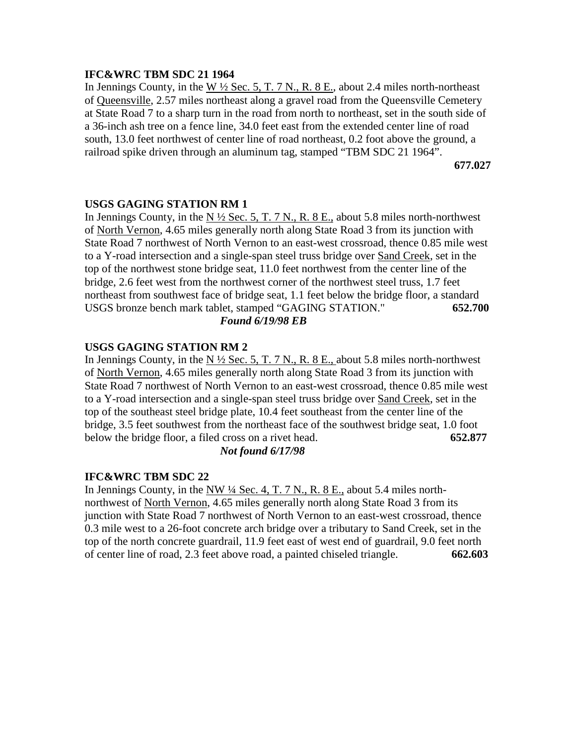**IFC&WRC TBM SDC 21 1964**

In Jennings County, in the W ½ Sec. 5, T. 7 N., R. 8 E., about 2.4 miles north-northeast of Queensville, 2.57 miles northeast along a gravel road from the Queensville Cemetery at State Road 7 to a sharp turn in the road from north to northeast, set in the south side of a 36-inch ash tree on a fence line, 34.0 feet east from the extended center line of road south, 13.0 feet northwest of center line of road northeast, 0.2 foot above the ground, a railroad spike driven through an aluminum tag, stamped "TBM SDC 21 1964".

**677.027**

**USGS GAGING STATION RM 1**

In Jennings County, in the N ½ Sec. 5, T. 7 N., R. 8 E., about 5.8 miles north-northwest of North Vernon, 4.65 miles generally north along State Road 3 from its junction with State Road 7 northwest of North Vernon to an east-west crossroad, thence 0.85 mile west to a Y-road intersection and a single-span steel truss bridge over Sand Creek, set in the top of the northwest stone bridge seat, 11.0 feet northwest from the center line of the bridge, 2.6 feet west from the northwest corner of the northwest steel truss, 1.7 feet northeast from southwest face of bridge seat, 1.1 feet below the bridge floor, a standard USGS bronze bench mark tablet, stamped "GAGING STATION." **652.700**

***Found 6/19/98 EB***

**USGS GAGING STATION RM 2**

In Jennings County, in the N ½ Sec. 5, T. 7 N., R. 8 E., about 5.8 miles north-northwest of North Vernon, 4.65 miles generally north along State Road 3 from its junction with State Road 7 northwest of North Vernon to an east-west crossroad, thence 0.85 mile west to a Y-road intersection and a single-span steel truss bridge over Sand Creek, set in the top of the southeast steel bridge plate, 10.4 feet southeast from the center line of the bridge, 3.5 feet southwest from the northeast face of the southwest bridge seat, 1.0 foot below the bridge floor, a filed cross on a rivet head. **652.877**

***Not found 6/17/98***

**IFC&WRC TBM SDC 22**

In Jennings County, in the NW ¼ Sec. 4, T. 7 N., R. 8 E., about 5.4 miles north-northwest of North Vernon, 4.65 miles generally north along State Road 3 from its junction with State Road 7 northwest of North Vernon to an east-west crossroad, thence 0.3 mile west to a 26-foot concrete arch bridge over a tributary to Sand Creek, set in the top of the north concrete guardrail, 11.9 feet east of west end of guardrail, 9.0 feet north of center line of road, 2.3 feet above road, a painted chiseled triangle. **662.603**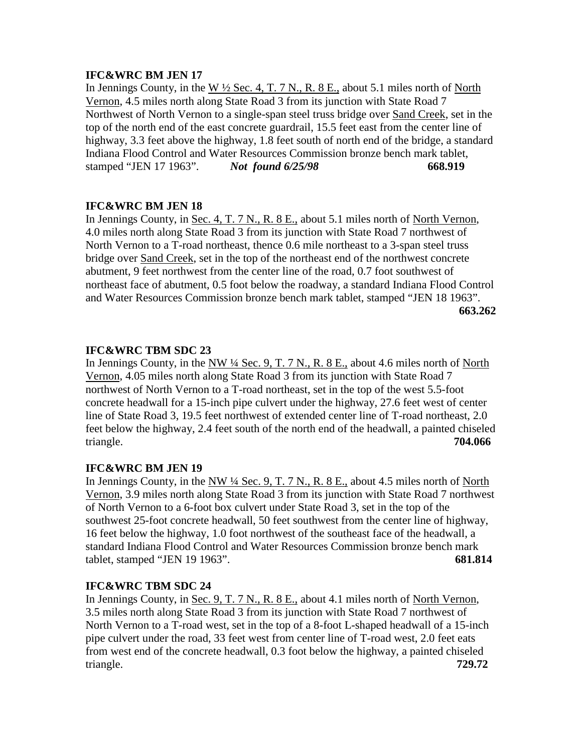**IFC&WRC BM JEN 17**

In Jennings County, in the W ½ Sec. 4, T. 7 N., R. 8 E., about 5.1 miles north of North Vernon, 4.5 miles north along State Road 3 from its junction with State Road 7 Northwest of North Vernon to a single-span steel truss bridge over Sand Creek, set in the top of the north end of the east concrete guardrail, 15.5 feet east from the center line of highway, 3.3 feet above the highway, 1.8 feet south of north end of the bridge, a standard Indiana Flood Control and Water Resources Commission bronze bench mark tablet, stamped "JEN 17 1963". ***Not found 6/25/98*** **668.919**

**IFC&WRC BM JEN 18**

In Jennings County, in Sec. 4, T. 7 N., R. 8 E., about 5.1 miles north of North Vernon, 4.0 miles north along State Road 3 from its junction with State Road 7 northwest of North Vernon to a T-road northeast, thence 0.6 mile northeast to a 3-span steel truss bridge over Sand Creek, set in the top of the northeast end of the northwest concrete abutment, 9 feet northwest from the center line of the road, 0.7 foot southwest of northeast face of abutment, 0.5 foot below the roadway, a standard Indiana Flood Control and Water Resources Commission bronze bench mark tablet, stamped "JEN 18 1963". **663.262**

**IFC&WRC TBM SDC 23**

In Jennings County, in the NW ¼ Sec. 9, T. 7 N., R. 8 E., about 4.6 miles north of North Vernon, 4.05 miles north along State Road 3 from its junction with State Road 7 northwest of North Vernon to a T-road northeast, set in the top of the west 5.5-foot concrete headwall for a 15-inch pipe culvert under the highway, 27.6 feet west of center line of State Road 3, 19.5 feet northwest of extended center line of T-road northeast, 2.0 feet below the highway, 2.4 feet south of the north end of the headwall, a painted chiseled triangle. **704.066**

**IFC&WRC BM JEN 19**

In Jennings County, in the NW ¼ Sec. 9, T. 7 N., R. 8 E., about 4.5 miles north of North Vernon, 3.9 miles north along State Road 3 from its junction with State Road 7 northwest of North Vernon to a 6-foot box culvert under State Road 3, set in the top of the southwest 25-foot concrete headwall, 50 feet southwest from the center line of highway, 16 feet below the highway, 1.0 foot northwest of the southeast face of the headwall, a standard Indiana Flood Control and Water Resources Commission bronze bench mark tablet, stamped "JEN 19 1963". **681.814**

**IFC&WRC TBM SDC 24**

In Jennings County, in Sec. 9, T. 7 N., R. 8 E., about 4.1 miles north of North Vernon, 3.5 miles north along State Road 3 from its junction with State Road 7 northwest of North Vernon to a T-road west, set in the top of a 8-foot L-shaped headwall of a 15-inch pipe culvert under the road, 33 feet west from center line of T-road west, 2.0 feet eats from west end of the concrete headwall, 0.3 foot below the highway, a painted chiseled triangle. **729.72**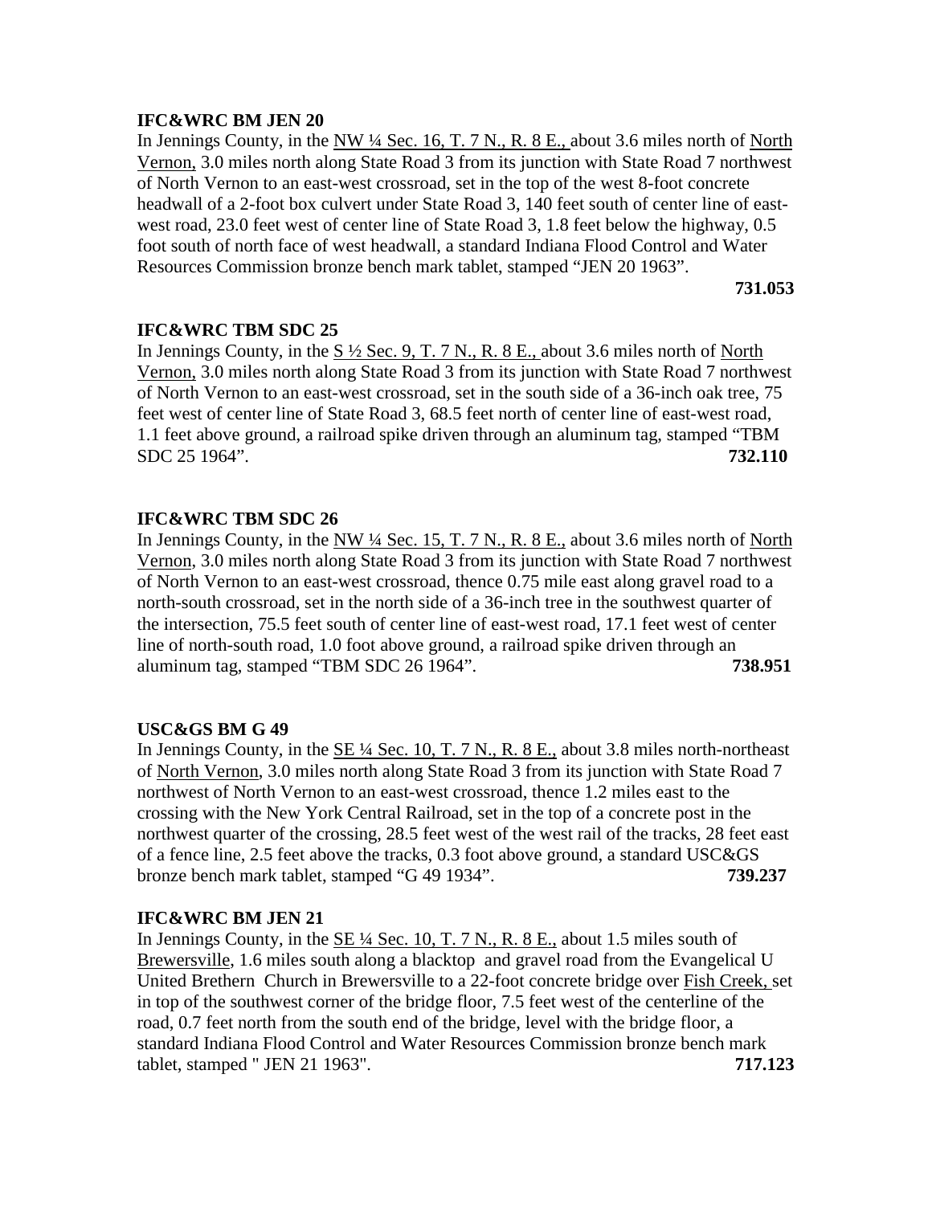**IFC&WRC BM JEN 20**

In Jennings County, in the NW ¼ Sec. 16, T. 7 N., R. 8 E., about 3.6 miles north of North Vernon, 3.0 miles north along State Road 3 from its junction with State Road 7 northwest of North Vernon to an east-west crossroad, set in the top of the west 8-foot concrete headwall of a 2-foot box culvert under State Road 3, 140 feet south of center line of east-west road, 23.0 feet west of center line of State Road 3, 1.8 feet below the highway, 0.5 foot south of north face of west headwall, a standard Indiana Flood Control and Water Resources Commission bronze bench mark tablet, stamped "JEN 20 1963".

**731.053**

**IFC&WRC TBM SDC 25**

In Jennings County, in the S ½ Sec. 9, T. 7 N., R. 8 E., about 3.6 miles north of North Vernon, 3.0 miles north along State Road 3 from its junction with State Road 7 northwest of North Vernon to an east-west crossroad, set in the south side of a 36-inch oak tree, 75 feet west of center line of State Road 3, 68.5 feet north of center line of east-west road, 1.1 feet above ground, a railroad spike driven through an aluminum tag, stamped "TBM SDC 25 1964". **732.110**

**IFC&WRC TBM SDC 26**

In Jennings County, in the NW ¼ Sec. 15, T. 7 N., R. 8 E., about 3.6 miles north of North Vernon, 3.0 miles north along State Road 3 from its junction with State Road 7 northwest of North Vernon to an east-west crossroad, thence 0.75 mile east along gravel road to a north-south crossroad, set in the north side of a 36-inch tree in the southwest quarter of the intersection, 75.5 feet south of center line of east-west road, 17.1 feet west of center line of north-south road, 1.0 foot above ground, a railroad spike driven through an aluminum tag, stamped "TBM SDC 26 1964". **738.951**

**USC&GS BM G 49**

In Jennings County, in the SE ¼ Sec. 10, T. 7 N., R. 8 E., about 3.8 miles north-northeast of North Vernon, 3.0 miles north along State Road 3 from its junction with State Road 7 northwest of North Vernon to an east-west crossroad, thence 1.2 miles east to the crossing with the New York Central Railroad, set in the top of a concrete post in the northwest quarter of the crossing, 28.5 feet west of the west rail of the tracks, 28 feet east of a fence line, 2.5 feet above the tracks, 0.3 foot above ground, a standard USC&GS bronze bench mark tablet, stamped "G 49 1934". **739.237**

**IFC&WRC BM JEN 21**

In Jennings County, in the SE ¼ Sec. 10, T. 7 N., R. 8 E., about 1.5 miles south of Brewersville, 1.6 miles south along a blacktop and gravel road from the Evangelical U United Brethern Church in Brewersville to a 22-foot concrete bridge over Fish Creek, set in top of the southwest corner of the bridge floor, 7.5 feet west of the centerline of the road, 0.7 feet north from the south end of the bridge, level with the bridge floor, a standard Indiana Flood Control and Water Resources Commission bronze bench mark tablet, stamped " JEN 21 1963". **717.123**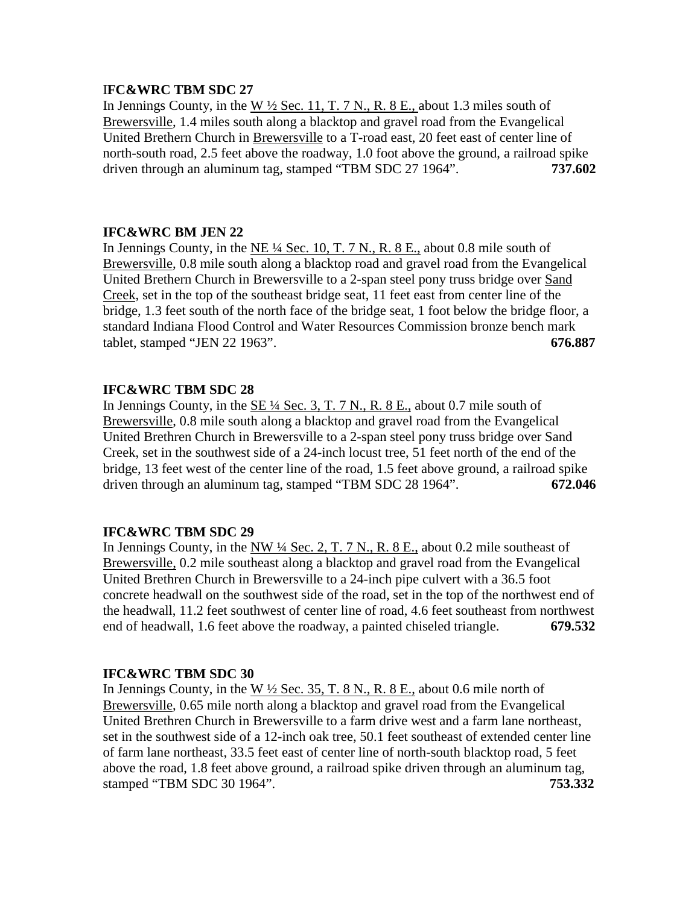**IFC&WRC TBM SDC 27**

In Jennings County, in the W ½ Sec. 11, T. 7 N., R. 8 E., about 1.3 miles south of Brewersville, 1.4 miles south along a blacktop and gravel road from the Evangelical United Brethern Church in Brewersville to a T-road east, 20 feet east of center line of north-south road, 2.5 feet above the roadway, 1.0 foot above the ground, a railroad spike driven through an aluminum tag, stamped "TBM SDC 27 1964". **737.602**

**IFC&WRC BM JEN 22**

In Jennings County, in the NE ¼ Sec. 10, T. 7 N., R. 8 E., about 0.8 mile south of Brewersville, 0.8 mile south along a blacktop road and gravel road from the Evangelical United Brethern Church in Brewersville to a 2-span steel pony truss bridge over Sand Creek, set in the top of the southeast bridge seat, 11 feet east from center line of the bridge, 1.3 feet south of the north face of the bridge seat, 1 foot below the bridge floor, a standard Indiana Flood Control and Water Resources Commission bronze bench mark tablet, stamped "JEN 22 1963". **676.887**

**IFC&WRC TBM SDC 28**

In Jennings County, in the SE ¼ Sec. 3, T. 7 N., R. 8 E., about 0.7 mile south of Brewersville, 0.8 mile south along a blacktop and gravel road from the Evangelical United Brethren Church in Brewersville to a 2-span steel pony truss bridge over Sand Creek, set in the southwest side of a 24-inch locust tree, 51 feet north of the end of the bridge, 13 feet west of the center line of the road, 1.5 feet above ground, a railroad spike driven through an aluminum tag, stamped "TBM SDC 28 1964". **672.046**

**IFC&WRC TBM SDC 29**

In Jennings County, in the NW ¼ Sec. 2, T. 7 N., R. 8 E., about 0.2 mile southeast of Brewersville, 0.2 mile southeast along a blacktop and gravel road from the Evangelical United Brethren Church in Brewersville to a 24-inch pipe culvert with a 36.5 foot concrete headwall on the southwest side of the road, set in the top of the northwest end of the headwall, 11.2 feet southwest of center line of road, 4.6 feet southeast from northwest end of headwall, 1.6 feet above the roadway, a painted chiseled triangle. **679.532**

**IFC&WRC TBM SDC 30**

In Jennings County, in the W ½ Sec. 35, T. 8 N., R. 8 E., about 0.6 mile north of Brewersville, 0.65 mile north along a blacktop and gravel road from the Evangelical United Brethren Church in Brewersville to a farm drive west and a farm lane northeast, set in the southwest side of a 12-inch oak tree, 50.1 feet southeast of extended center line of farm lane northeast, 33.5 feet east of center line of north-south blacktop road, 5 feet above the road, 1.8 feet above ground, a railroad spike driven through an aluminum tag, stamped "TBM SDC 30 1964". **753.332**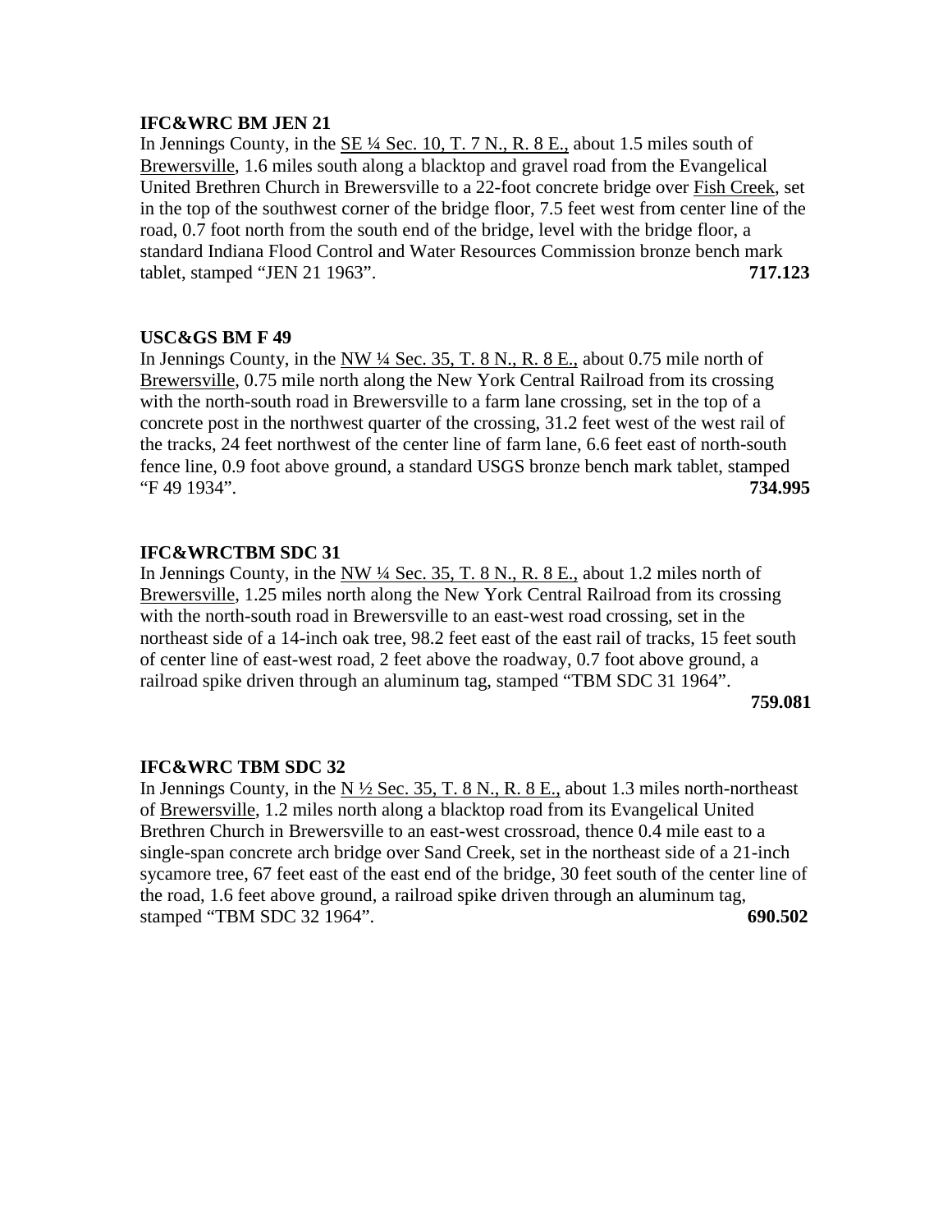**IFC&WRC BM JEN 21**

In Jennings County, in the SE ¼ Sec. 10, T. 7 N., R. 8 E., about 1.5 miles south of Brewersville, 1.6 miles south along a blacktop and gravel road from the Evangelical United Brethren Church in Brewersville to a 22-foot concrete bridge over Fish Creek, set in the top of the southwest corner of the bridge floor, 7.5 feet west from center line of the road, 0.7 foot north from the south end of the bridge, level with the bridge floor, a standard Indiana Flood Control and Water Resources Commission bronze bench mark tablet, stamped "JEN 21 1963". **717.123**

**USC&GS BM F 49**

In Jennings County, in the NW ¼ Sec. 35, T. 8 N., R. 8 E., about 0.75 mile north of Brewersville, 0.75 mile north along the New York Central Railroad from its crossing with the north-south road in Brewersville to a farm lane crossing, set in the top of a concrete post in the northwest quarter of the crossing, 31.2 feet west of the west rail of the tracks, 24 feet northwest of the center line of farm lane, 6.6 feet east of north-south fence line, 0.9 foot above ground, a standard USGS bronze bench mark tablet, stamped "F 49 1934". **734.995**

**IFC&WRCTBM SDC 31**

In Jennings County, in the NW ¼ Sec. 35, T. 8 N., R. 8 E., about 1.2 miles north of Brewersville, 1.25 miles north along the New York Central Railroad from its crossing with the north-south road in Brewersville to an east-west road crossing, set in the northeast side of a 14-inch oak tree, 98.2 feet east of the east rail of tracks, 15 feet south of center line of east-west road, 2 feet above the roadway, 0.7 foot above ground, a railroad spike driven through an aluminum tag, stamped "TBM SDC 31 1964". **759.081**

**IFC&WRC TBM SDC 32**

In Jennings County, in the N ½ Sec. 35, T. 8 N., R. 8 E., about 1.3 miles north-northeast of Brewersville, 1.2 miles north along a blacktop road from its Evangelical United Brethren Church in Brewersville to an east-west crossroad, thence 0.4 mile east to a single-span concrete arch bridge over Sand Creek, set in the northeast side of a 21-inch sycamore tree, 67 feet east of the east end of the bridge, 30 feet south of the center line of the road, 1.6 feet above ground, a railroad spike driven through an aluminum tag, stamped "TBM SDC 32 1964". **690.502**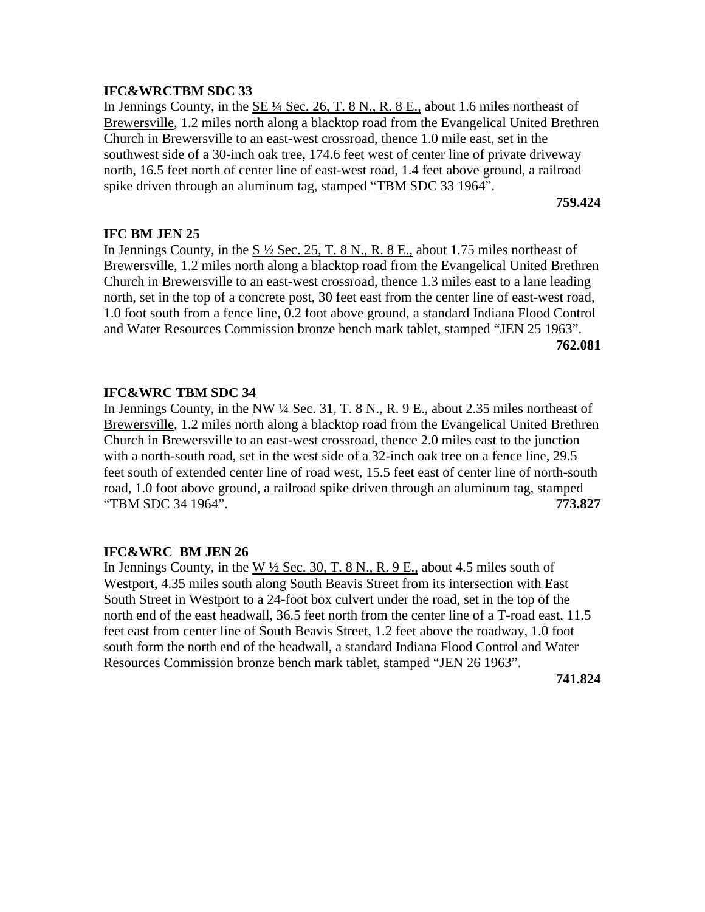**IFC&WRCTBM SDC 33**

In Jennings County, in the SE ¼ Sec. 26, T. 8 N., R. 8 E., about 1.6 miles northeast of Brewersville, 1.2 miles north along a blacktop road from the Evangelical United Brethren Church in Brewersville to an east-west crossroad, thence 1.0 mile east, set in the southwest side of a 30-inch oak tree, 174.6 feet west of center line of private driveway north, 16.5 feet north of center line of east-west road, 1.4 feet above ground, a railroad spike driven through an aluminum tag, stamped "TBM SDC 33 1964".

**759.424**

**IFC BM JEN 25**

In Jennings County, in the S ½ Sec. 25, T. 8 N., R. 8 E., about 1.75 miles northeast of Brewersville, 1.2 miles north along a blacktop road from the Evangelical United Brethren Church in Brewersville to an east-west crossroad, thence 1.3 miles east to a lane leading north, set in the top of a concrete post, 30 feet east from the center line of east-west road, 1.0 foot south from a fence line, 0.2 foot above ground, a standard Indiana Flood Control and Water Resources Commission bronze bench mark tablet, stamped "JEN 25 1963".

**762.081**

**IFC&WRC TBM SDC 34**

In Jennings County, in the NW ¼ Sec. 31, T. 8 N., R. 9 E., about 2.35 miles northeast of Brewersville, 1.2 miles north along a blacktop road from the Evangelical United Brethren Church in Brewersville to an east-west crossroad, thence 2.0 miles east to the junction with a north-south road, set in the west side of a 32-inch oak tree on a fence line, 29.5 feet south of extended center line of road west, 15.5 feet east of center line of north-south road, 1.0 foot above ground, a railroad spike driven through an aluminum tag, stamped "TBM SDC 34 1964". **773.827**

**IFC&WRC BM JEN 26**

In Jennings County, in the W ½ Sec. 30, T. 8 N., R. 9 E., about 4.5 miles south of Westport, 4.35 miles south along South Beavis Street from its intersection with East South Street in Westport to a 24-foot box culvert under the road, set in the top of the north end of the east headwall, 36.5 feet north from the center line of a T-road east, 11.5 feet east from center line of South Beavis Street, 1.2 feet above the roadway, 1.0 foot south form the north end of the headwall, a standard Indiana Flood Control and Water Resources Commission bronze bench mark tablet, stamped "JEN 26 1963".

**741.824**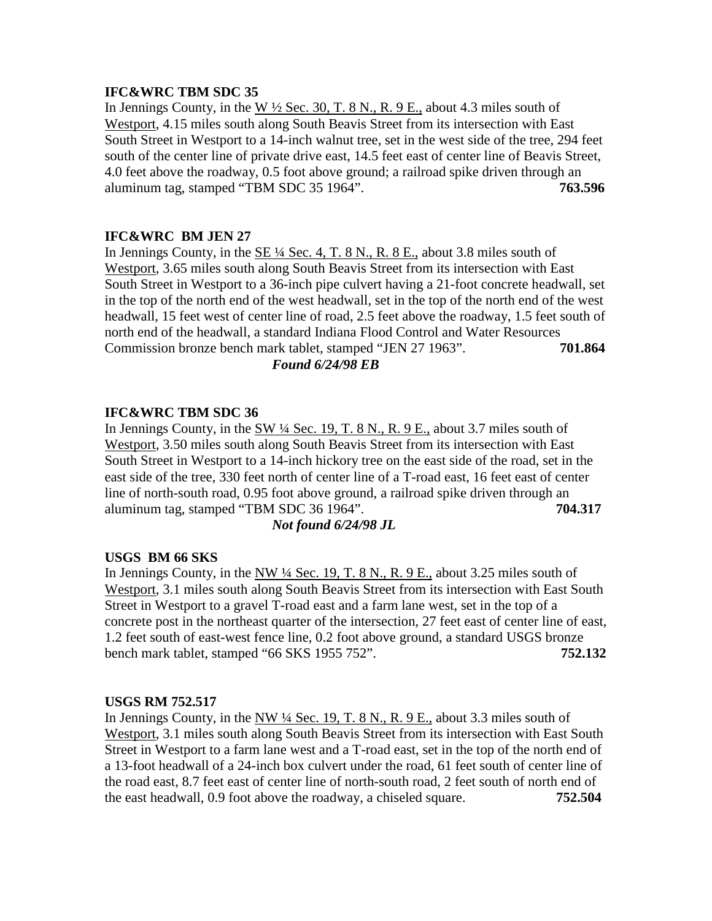**IFC&WRC TBM SDC 35**

In Jennings County, in the W ½ Sec. 30, T. 8 N., R. 9 E., about 4.3 miles south of Westport, 4.15 miles south along South Beavis Street from its intersection with East South Street in Westport to a 14-inch walnut tree, set in the west side of the tree, 294 feet south of the center line of private drive east, 14.5 feet east of center line of Beavis Street, 4.0 feet above the roadway, 0.5 foot above ground; a railroad spike driven through an aluminum tag, stamped "TBM SDC 35 1964". **763.596**

**IFC&WRC BM JEN 27**

In Jennings County, in the SE ¼ Sec. 4, T. 8 N., R. 8 E., about 3.8 miles south of Westport, 3.65 miles south along South Beavis Street from its intersection with East South Street in Westport to a 36-inch pipe culvert having a 21-foot concrete headwall, set in the top of the north end of the west headwall, set in the top of the north end of the west headwall, 15 feet west of center line of road, 2.5 feet above the roadway, 1.5 feet south of north end of the headwall, a standard Indiana Flood Control and Water Resources Commission bronze bench mark tablet, stamped "JEN 27 1963". **701.864**

***Found 6/24/98 EB***

**IFC&WRC TBM SDC 36**

In Jennings County, in the SW ¼ Sec. 19, T. 8 N., R. 9 E., about 3.7 miles south of Westport, 3.50 miles south along South Beavis Street from its intersection with East South Street in Westport to a 14-inch hickory tree on the east side of the road, set in the east side of the tree, 330 feet north of center line of a T-road east, 16 feet east of center line of north-south road, 0.95 foot above ground, a railroad spike driven through an aluminum tag, stamped "TBM SDC 36 1964". **704.317**

***Not found 6/24/98 JL***

**USGS BM 66 SKS**

In Jennings County, in the NW ¼ Sec. 19, T. 8 N., R. 9 E., about 3.25 miles south of Westport, 3.1 miles south along South Beavis Street from its intersection with East South Street in Westport to a gravel T-road east and a farm lane west, set in the top of a concrete post in the northeast quarter of the intersection, 27 feet east of center line of east, 1.2 feet south of east-west fence line, 0.2 foot above ground, a standard USGS bronze bench mark tablet, stamped "66 SKS 1955 752". **752.132**

**USGS RM 752.517**

In Jennings County, in the NW ¼ Sec. 19, T. 8 N., R. 9 E., about 3.3 miles south of Westport, 3.1 miles south along South Beavis Street from its intersection with East South Street in Westport to a farm lane west and a T-road east, set in the top of the north end of a 13-foot headwall of a 24-inch box culvert under the road, 61 feet south of center line of the road east, 8.7 feet east of center line of north-south road, 2 feet south of north end of the east headwall, 0.9 foot above the roadway, a chiseled square. **752.504**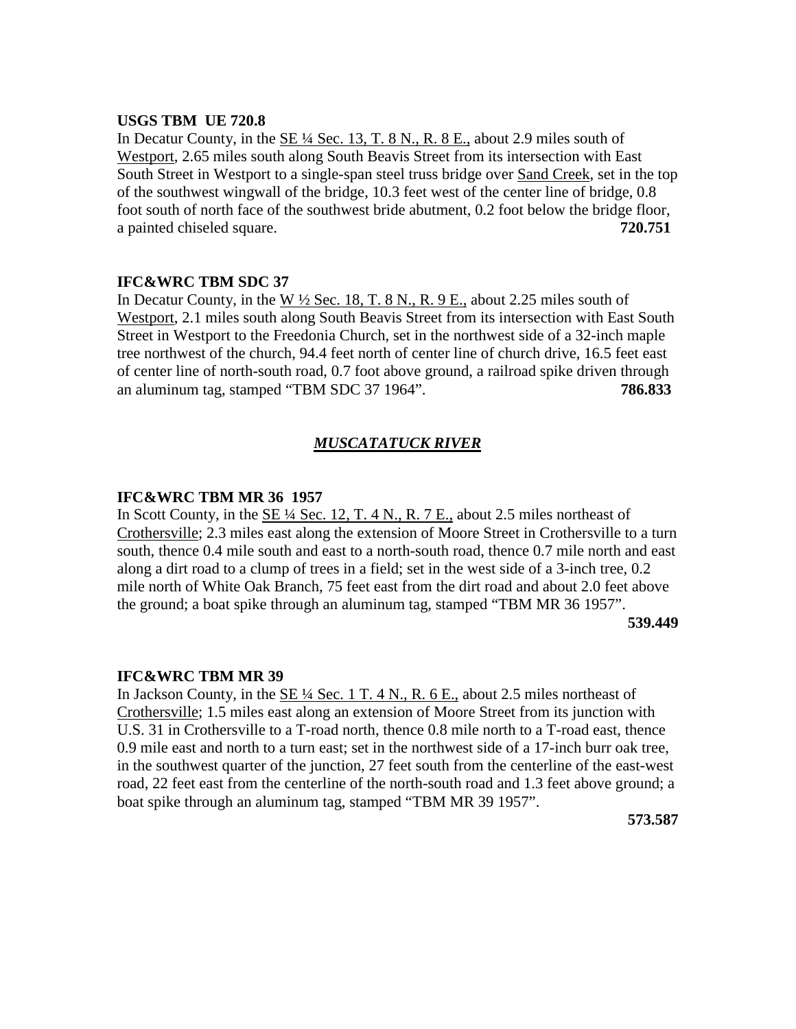**USGS TBM UE 720.8**

In Decatur County, in the SE ¼ Sec. 13, T. 8 N., R. 8 E., about 2.9 miles south of Westport, 2.65 miles south along South Beavis Street from its intersection with East South Street in Westport to a single-span steel truss bridge over Sand Creek, set in the top of the southwest wingwall of the bridge, 10.3 feet west of the center line of bridge, 0.8 foot south of north face of the southwest bride abutment, 0.2 foot below the bridge floor, a painted chiseled square. **720.751**

**IFC&WRC TBM SDC 37**

In Decatur County, in the W ½ Sec. 18, T. 8 N., R. 9 E., about 2.25 miles south of Westport, 2.1 miles south along South Beavis Street from its intersection with East South Street in Westport to the Freedonia Church, set in the northwest side of a 32-inch maple tree northwest of the church, 94.4 feet north of center line of church drive, 16.5 feet east of center line of north-south road, 0.7 foot above ground, a railroad spike driven through an aluminum tag, stamped "TBM SDC 37 1964". **786.833**

## ***MUSCATATUCK RIVER***

**IFC&WRC TBM MR 36 1957**

In Scott County, in the SE ¼ Sec. 12, T. 4 N., R. 7 E., about 2.5 miles northeast of Crothersville; 2.3 miles east along the extension of Moore Street in Crothersville to a turn south, thence 0.4 mile south and east to a north-south road, thence 0.7 mile north and east along a dirt road to a clump of trees in a field; set in the west side of a 3-inch tree, 0.2 mile north of White Oak Branch, 75 feet east from the dirt road and about 2.0 feet above the ground; a boat spike through an aluminum tag, stamped "TBM MR 36 1957". **539.449**

**IFC&WRC TBM MR 39**

In Jackson County, in the SE ¼ Sec. 1 T. 4 N., R. 6 E., about 2.5 miles northeast of Crothersville; 1.5 miles east along an extension of Moore Street from its junction with U.S. 31 in Crothersville to a T-road north, thence 0.8 mile north to a T-road east, thence 0.9 mile east and north to a turn east; set in the northwest side of a 17-inch burr oak tree, in the southwest quarter of the junction, 27 feet south from the centerline of the east-west road, 22 feet east from the centerline of the north-south road and 1.3 feet above ground; a boat spike through an aluminum tag, stamped "TBM MR 39 1957". **573.587**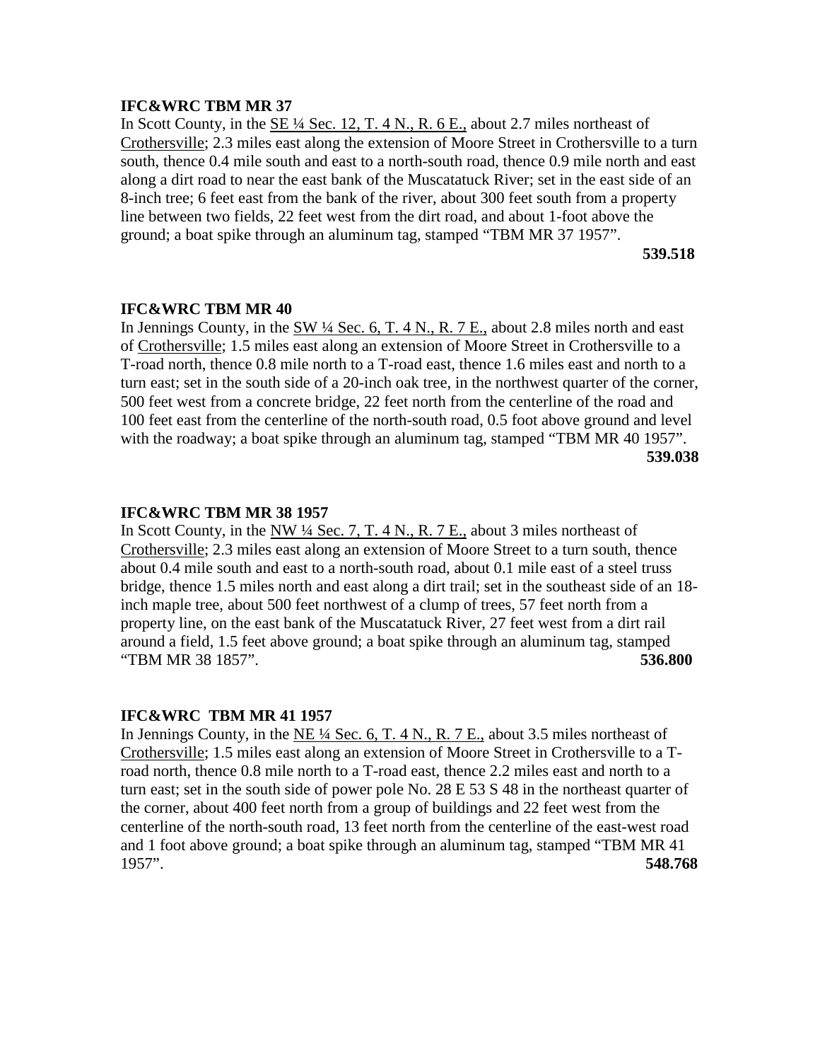**IFC&WRC TBM MR 37**

In Scott County, in the SE ¼ Sec. 12, T. 4 N., R. 6 E., about 2.7 miles northeast of Crothersville; 2.3 miles east along the extension of Moore Street in Crothersville to a turn south, thence 0.4 mile south and east to a north-south road, thence 0.9 mile north and east along a dirt road to near the east bank of the Muscatatuck River; set in the east side of an 8-inch tree; 6 feet east from the bank of the river, about 300 feet south from a property line between two fields, 22 feet west from the dirt road, and about 1-foot above the ground; a boat spike through an aluminum tag, stamped "TBM MR 37 1957".

**539.518**

**IFC&WRC TBM MR 40**

In Jennings County, in the SW ¼ Sec. 6, T. 4 N., R. 7 E., about 2.8 miles north and east of Crothersville; 1.5 miles east along an extension of Moore Street in Crothersville to a T-road north, thence 0.8 mile north to a T-road east, thence 1.6 miles east and north to a turn east; set in the south side of a 20-inch oak tree, in the northwest quarter of the corner, 500 feet west from a concrete bridge, 22 feet north from the centerline of the road and 100 feet east from the centerline of the north-south road, 0.5 foot above ground and level with the roadway; a boat spike through an aluminum tag, stamped "TBM MR 40 1957".

**539.038**

**IFC&WRC TBM MR 38 1957**

In Scott County, in the NW ¼ Sec. 7, T. 4 N., R. 7 E., about 3 miles northeast of Crothersville; 2.3 miles east along an extension of Moore Street to a turn south, thence about 0.4 mile south and east to a north-south road, about 0.1 mile east of a steel truss bridge, thence 1.5 miles north and east along a dirt trail; set in the southeast side of an 18-inch maple tree, about 500 feet northwest of a clump of trees, 57 feet north from a property line, on the east bank of the Muscatatuck River, 27 feet west from a dirt rail around a field, 1.5 feet above ground; a boat spike through an aluminum tag, stamped "TBM MR 38 1857". **536.800**

**IFC&WRC TBM MR 41 1957**

In Jennings County, in the NE ¼ Sec. 6, T. 4 N., R. 7 E., about 3.5 miles northeast of Crothersville; 1.5 miles east along an extension of Moore Street in Crothersville to a T-road north, thence 0.8 mile north to a T-road east, thence 2.2 miles east and north to a turn east; set in the south side of power pole No. 28 E 53 S 48 in the northeast quarter of the corner, about 400 feet north from a group of buildings and 22 feet west from the centerline of the north-south road, 13 feet north from the centerline of the east-west road and 1 foot above ground; a boat spike through an aluminum tag, stamped "TBM MR 41 1957". **548.768**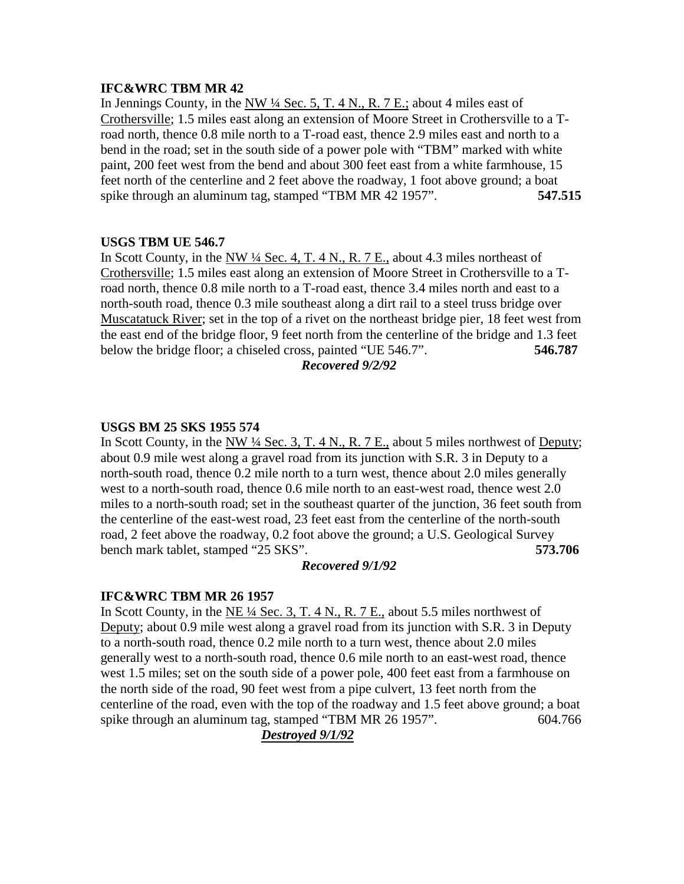**IFC&WRC TBM MR 42**

In Jennings County, in the NW ¼ Sec. 5, T. 4 N., R. 7 E.; about 4 miles east of Crothersville; 1.5 miles east along an extension of Moore Street in Crothersville to a T-road north, thence 0.8 mile north to a T-road east, thence 2.9 miles east and north to a bend in the road; set in the south side of a power pole with "TBM" marked with white paint, 200 feet west from the bend and about 300 feet east from a white farmhouse, 15 feet north of the centerline and 2 feet above the roadway, 1 foot above ground; a boat spike through an aluminum tag, stamped "TBM MR 42 1957". **547.515**

**USGS TBM UE 546.7**

In Scott County, in the NW ¼ Sec. 4, T. 4 N., R. 7 E., about 4.3 miles northeast of Crothersville; 1.5 miles east along an extension of Moore Street in Crothersville to a T-road north, thence 0.8 mile north to a T-road east, thence 3.4 miles north and east to a north-south road, thence 0.3 mile southeast along a dirt rail to a steel truss bridge over Muscatatuck River; set in the top of a rivet on the northeast bridge pier, 18 feet west from the east end of the bridge floor, 9 feet north from the centerline of the bridge and 1.3 feet below the bridge floor; a chiseled cross, painted "UE 546.7". **546.787**

***Recovered 9/2/92***

**USGS BM 25 SKS 1955 574**

In Scott County, in the NW ¼ Sec. 3, T. 4 N., R. 7 E., about 5 miles northwest of Deputy; about 0.9 mile west along a gravel road from its junction with S.R. 3 in Deputy to a north-south road, thence 0.2 mile north to a turn west, thence about 2.0 miles generally west to a north-south road, thence 0.6 mile north to an east-west road, thence west 2.0 miles to a north-south road; set in the southeast quarter of the junction, 36 feet south from the centerline of the east-west road, 23 feet east from the centerline of the north-south road, 2 feet above the roadway, 0.2 foot above the ground; a U.S. Geological Survey bench mark tablet, stamped "25 SKS". **573.706**

***Recovered 9/1/92***

**IFC&WRC TBM MR 26 1957**

In Scott County, in the NE ¼ Sec. 3, T. 4 N., R. 7 E., about 5.5 miles northwest of Deputy; about 0.9 mile west along a gravel road from its junction with S.R. 3 in Deputy to a north-south road, thence 0.2 mile north to a turn west, thence about 2.0 miles generally west to a north-south road, thence 0.6 mile north to an east-west road, thence west 1.5 miles; set on the south side of a power pole, 400 feet east from a farmhouse on the north side of the road, 90 feet west from a pipe culvert, 13 feet north from the centerline of the road, even with the top of the roadway and 1.5 feet above ground; a boat spike through an aluminum tag, stamped "TBM MR 26 1957". 604.766

***Destroyed 9/1/92***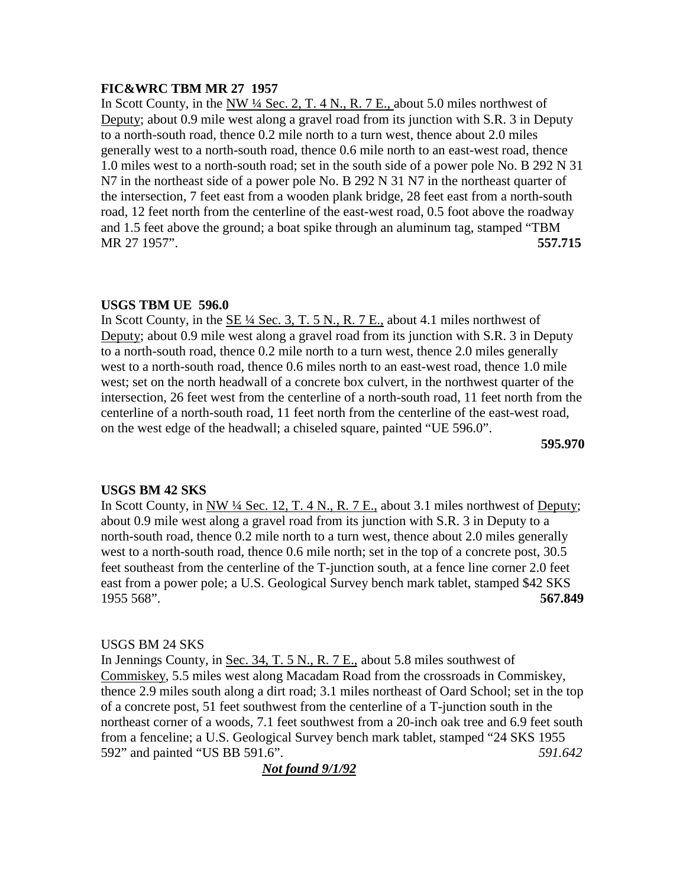**FIC&WRC TBM MR 27  1957**
In Scott County, in the NW ¼ Sec. 2, T. 4 N., R. 7 E., about 5.0 miles northwest of Deputy; about 0.9 mile west along a gravel road from its junction with S.R. 3 in Deputy to a north-south road, thence 0.2 mile north to a turn west, thence about 2.0 miles generally west to a north-south road, thence 0.6 mile north to an east-west road, thence 1.0 miles west to a north-south road; set in the south side of a power pole No. B 292 N 31 N7 in the northeast side of a power pole No. B 292 N 31 N7 in the northeast quarter of the intersection, 7 feet east from a wooden plank bridge, 28 feet east from a north-south road, 12 feet north from the centerline of the east-west road, 0.5 foot above the roadway and 1.5 feet above the ground; a boat spike through an aluminum tag, stamped "TBM MR 27 1957". **557.715**

**USGS TBM UE  596.0**
In Scott County, in the SE ¼ Sec. 3, T. 5 N., R. 7 E., about 4.1 miles northwest of Deputy; about 0.9 mile west along a gravel road from its junction with S.R. 3 in Deputy to a north-south road, thence 0.2 mile north to a turn west, thence 2.0 miles generally west to a north-south road, thence 0.6 miles north to an east-west road, thence 1.0 mile west; set on the north headwall of a concrete box culvert, in the northwest quarter of the intersection, 26 feet west from the centerline of a north-south road, 11 feet north from the centerline of a north-south road, 11 feet north from the centerline of the east-west road, on the west edge of the headwall; a chiseled square, painted "UE 596.0".
**595.970**

**USGS BM 42 SKS**
In Scott County, in NW ¼ Sec. 12, T. 4 N., R. 7 E., about 3.1 miles northwest of Deputy; about 0.9 mile west along a gravel road from its junction with S.R. 3 in Deputy to a north-south road, thence 0.2 mile north to a turn west, thence about 2.0 miles generally west to a north-south road, thence 0.6 mile north; set in the top of a concrete post, 30.5 feet southeast from the centerline of the T-junction south, at a fence line corner 2.0 feet east from a power pole; a U.S. Geological Survey bench mark tablet, stamped $42 SKS 1955 568". **567.849**

USGS BM 24 SKS
In Jennings County, in Sec. 34, T. 5 N., R. 7 E., about 5.8 miles southwest of Commiskey, 5.5 miles west along Macadam Road from the crossroads in Commiskey, thence 2.9 miles south along a dirt road; 3.1 miles northeast of Oard School; set in the top of a concrete post, 51 feet southwest from the centerline of a T-junction south in the northeast corner of a woods, 7.1 feet southwest from a 20-inch oak tree and 6.9 feet south from a fenceline; a U.S. Geological Survey bench mark tablet, stamped "24 SKS 1955 592" and painted "US BB 591.6". *591.642*

***Not found 9/1/92***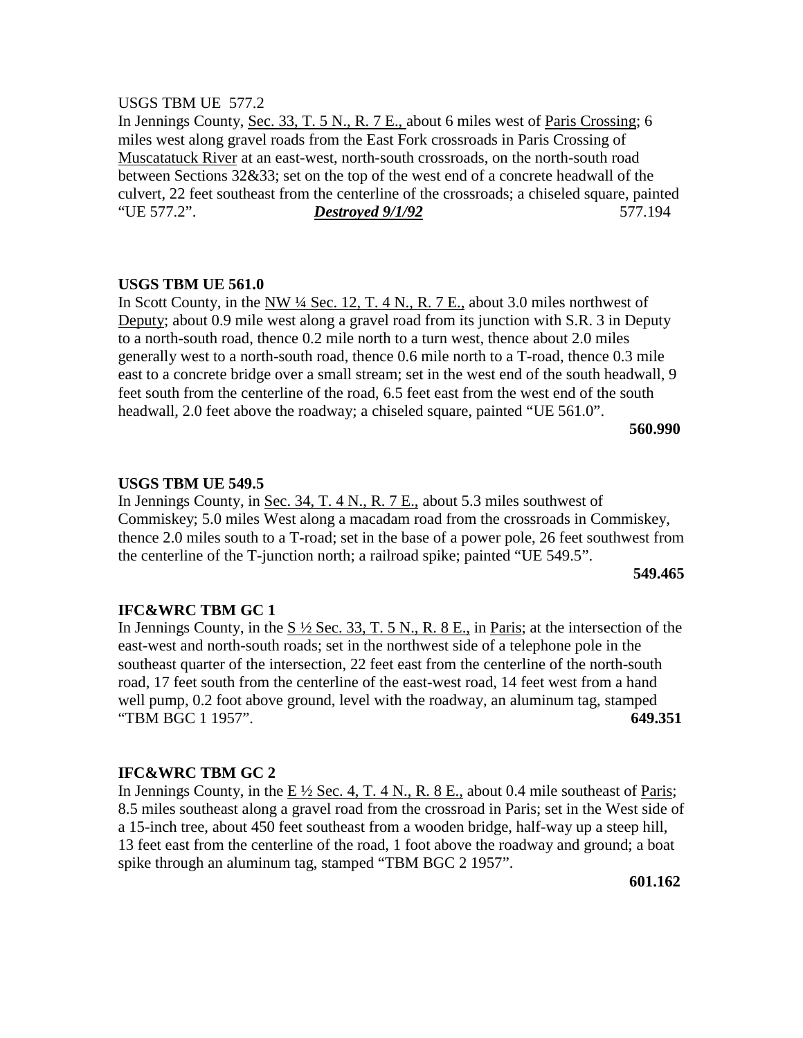USGS TBM UE 577.2

In Jennings County, Sec. 33, T. 5 N., R. 7 E., about 6 miles west of Paris Crossing; 6 miles west along gravel roads from the East Fork crossroads in Paris Crossing of Muscatatuck River at an east-west, north-south crossroads, on the north-south road between Sections 32&33; set on the top of the west end of a concrete headwall of the culvert, 22 feet southeast from the centerline of the crossroads; a chiseled square, painted "UE 577.2". ***Destroyed 9/1/92*** 577.194

**USGS TBM UE 561.0**

In Scott County, in the NW ¼ Sec. 12, T. 4 N., R. 7 E., about 3.0 miles northwest of Deputy; about 0.9 mile west along a gravel road from its junction with S.R. 3 in Deputy to a north-south road, thence 0.2 mile north to a turn west, thence about 2.0 miles generally west to a north-south road, thence 0.6 mile north to a T-road, thence 0.3 mile east to a concrete bridge over a small stream; set in the west end of the south headwall, 9 feet south from the centerline of the road, 6.5 feet east from the west end of the south headwall, 2.0 feet above the roadway; a chiseled square, painted "UE 561.0".

**560.990**

**USGS TBM UE 549.5**

In Jennings County, in Sec. 34, T. 4 N., R. 7 E., about 5.3 miles southwest of Commiskey; 5.0 miles West along a macadam road from the crossroads in Commiskey, thence 2.0 miles south to a T-road; set in the base of a power pole, 26 feet southwest from the centerline of the T-junction north; a railroad spike; painted "UE 549.5".

**549.465**

**IFC&WRC TBM GC 1**

In Jennings County, in the S ½ Sec. 33, T. 5 N., R. 8 E., in Paris; at the intersection of the east-west and north-south roads; set in the northwest side of a telephone pole in the southeast quarter of the intersection, 22 feet east from the centerline of the north-south road, 17 feet south from the centerline of the east-west road, 14 feet west from a hand well pump, 0.2 foot above ground, level with the roadway, an aluminum tag, stamped "TBM BGC 1 1957". **649.351**

**IFC&WRC TBM GC 2**

In Jennings County, in the E ½ Sec. 4, T. 4 N., R. 8 E., about 0.4 mile southeast of Paris; 8.5 miles southeast along a gravel road from the crossroad in Paris; set in the West side of a 15-inch tree, about 450 feet southeast from a wooden bridge, half-way up a steep hill, 13 feet east from the centerline of the road, 1 foot above the roadway and ground; a boat spike through an aluminum tag, stamped "TBM BGC 2 1957".

**601.162**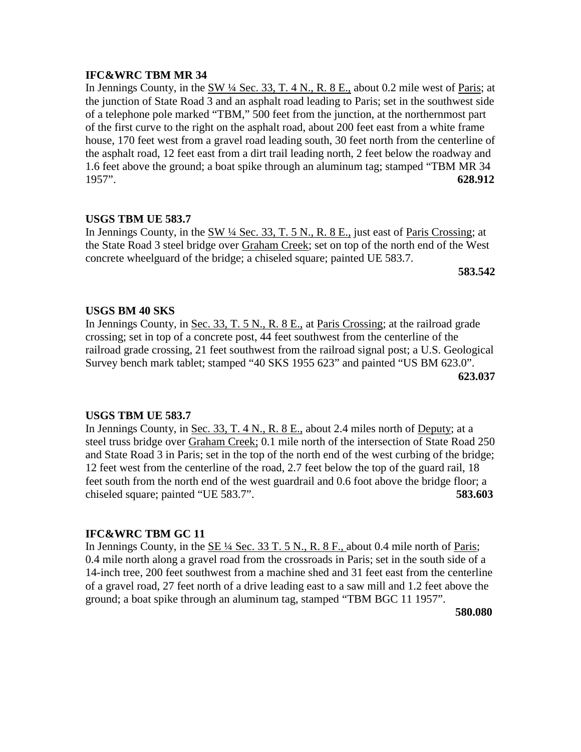**IFC&WRC TBM MR 34**

In Jennings County, in the SW ¼ Sec. 33, T. 4 N., R. 8 E., about 0.2 mile west of Paris; at the junction of State Road 3 and an asphalt road leading to Paris; set in the southwest side of a telephone pole marked "TBM," 500 feet from the junction, at the northernmost part of the first curve to the right on the asphalt road, about 200 feet east from a white frame house, 170 feet west from a gravel road leading south, 30 feet north from the centerline of the asphalt road, 12 feet east from a dirt trail leading north, 2 feet below the roadway and 1.6 feet above the ground; a boat spike through an aluminum tag; stamped "TBM MR 34 1957". **628.912**

**USGS TBM UE 583.7**

In Jennings County, in the SW ¼ Sec. 33, T. 5 N., R. 8 E., just east of Paris Crossing; at the State Road 3 steel bridge over Graham Creek; set on top of the north end of the West concrete wheelguard of the bridge; a chiseled square; painted UE 583.7.

**583.542**

**USGS BM 40 SKS**

In Jennings County, in Sec. 33, T. 5 N., R. 8 E., at Paris Crossing; at the railroad grade crossing; set in top of a concrete post, 44 feet southwest from the centerline of the railroad grade crossing, 21 feet southwest from the railroad signal post; a U.S. Geological Survey bench mark tablet; stamped "40 SKS 1955 623" and painted "US BM 623.0".

**623.037**

**USGS TBM UE 583.7**

In Jennings County, in Sec. 33, T. 4 N., R. 8 E., about 2.4 miles north of Deputy; at a steel truss bridge over Graham Creek; 0.1 mile north of the intersection of State Road 250 and State Road 3 in Paris; set in the top of the north end of the west curbing of the bridge; 12 feet west from the centerline of the road, 2.7 feet below the top of the guard rail, 18 feet south from the north end of the west guardrail and 0.6 foot above the bridge floor; a chiseled square; painted "UE 583.7". **583.603**

**IFC&WRC TBM GC 11**

In Jennings County, in the SE ¼ Sec. 33 T. 5 N., R. 8 F., about 0.4 mile north of Paris; 0.4 mile north along a gravel road from the crossroads in Paris; set in the south side of a 14-inch tree, 200 feet southwest from a machine shed and 31 feet east from the centerline of a gravel road, 27 feet north of a drive leading east to a saw mill and 1.2 feet above the ground; a boat spike through an aluminum tag, stamped "TBM BGC 11 1957".

**580.080**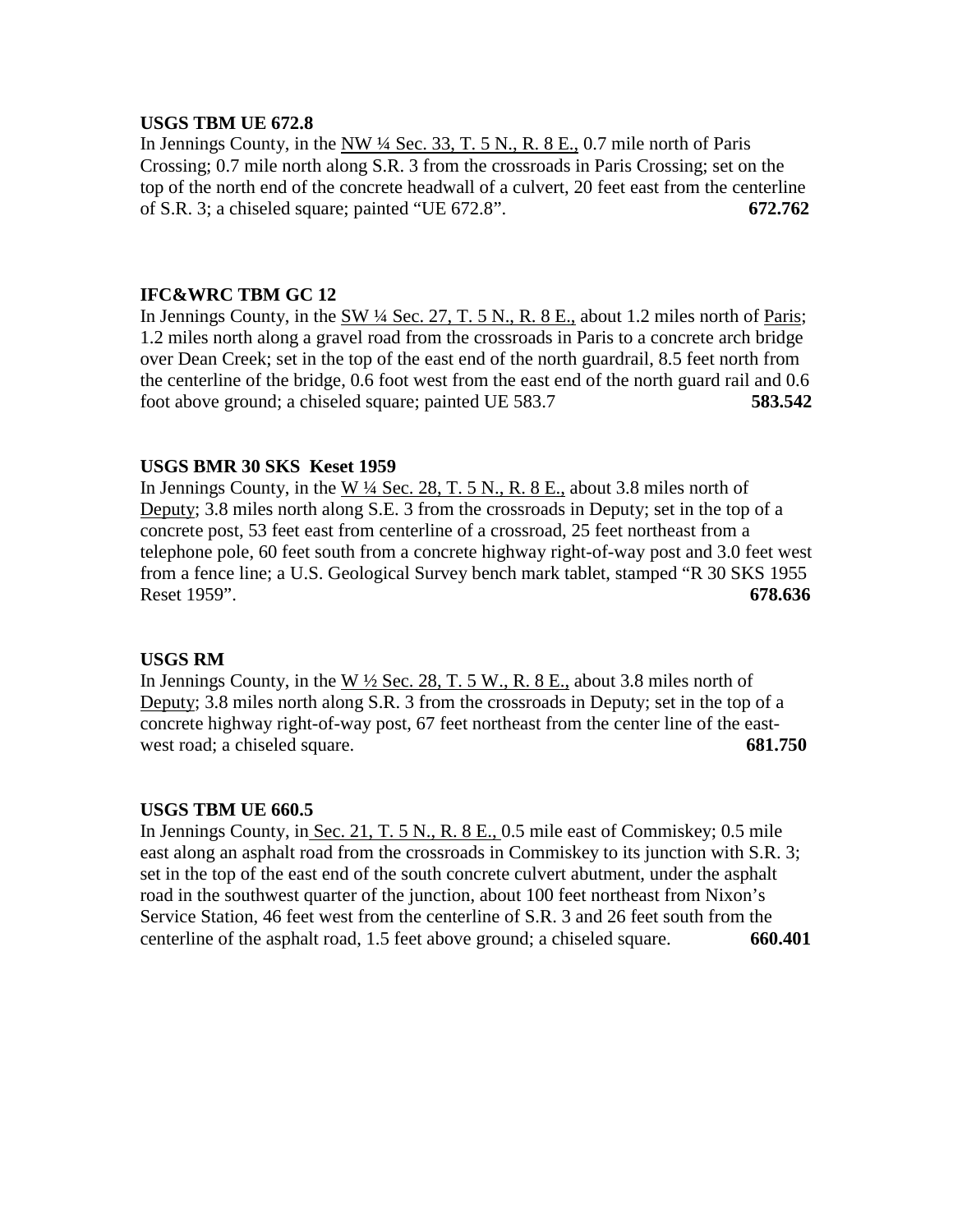**USGS TBM UE 672.8**
In Jennings County, in the NW ¼ Sec. 33, T. 5 N., R. 8 E., 0.7 mile north of Paris Crossing; 0.7 mile north along S.R. 3 from the crossroads in Paris Crossing; set on the top of the north end of the concrete headwall of a culvert, 20 feet east from the centerline of S.R. 3; a chiseled square; painted "UE 672.8". **672.762**

**IFC&WRC TBM GC 12**
In Jennings County, in the SW ¼ Sec. 27, T. 5 N., R. 8 E., about 1.2 miles north of Paris; 1.2 miles north along a gravel road from the crossroads in Paris to a concrete arch bridge over Dean Creek; set in the top of the east end of the north guardrail, 8.5 feet north from the centerline of the bridge, 0.6 foot west from the east end of the north guard rail and 0.6 foot above ground; a chiseled square; painted UE 583.7 **583.542**

**USGS BMR 30 SKS Keset 1959**
In Jennings County, in the W ¼ Sec. 28, T. 5 N., R. 8 E., about 3.8 miles north of Deputy; 3.8 miles north along S.E. 3 from the crossroads in Deputy; set in the top of a concrete post, 53 feet east from centerline of a crossroad, 25 feet northeast from a telephone pole, 60 feet south from a concrete highway right-of-way post and 3.0 feet west from a fence line; a U.S. Geological Survey bench mark tablet, stamped "R 30 SKS 1955 Reset 1959". **678.636**

**USGS RM**
In Jennings County, in the W ½ Sec. 28, T. 5 W., R. 8 E., about 3.8 miles north of Deputy; 3.8 miles north along S.R. 3 from the crossroads in Deputy; set in the top of a concrete highway right-of-way post, 67 feet northeast from the center line of the east-west road; a chiseled square. **681.750**

**USGS TBM UE 660.5**
In Jennings County, in Sec. 21, T. 5 N., R. 8 E., 0.5 mile east of Commiskey; 0.5 mile east along an asphalt road from the crossroads in Commiskey to its junction with S.R. 3; set in the top of the east end of the south concrete culvert abutment, under the asphalt road in the southwest quarter of the junction, about 100 feet northeast from Nixon's Service Station, 46 feet west from the centerline of S.R. 3 and 26 feet south from the centerline of the asphalt road, 1.5 feet above ground; a chiseled square. **660.401**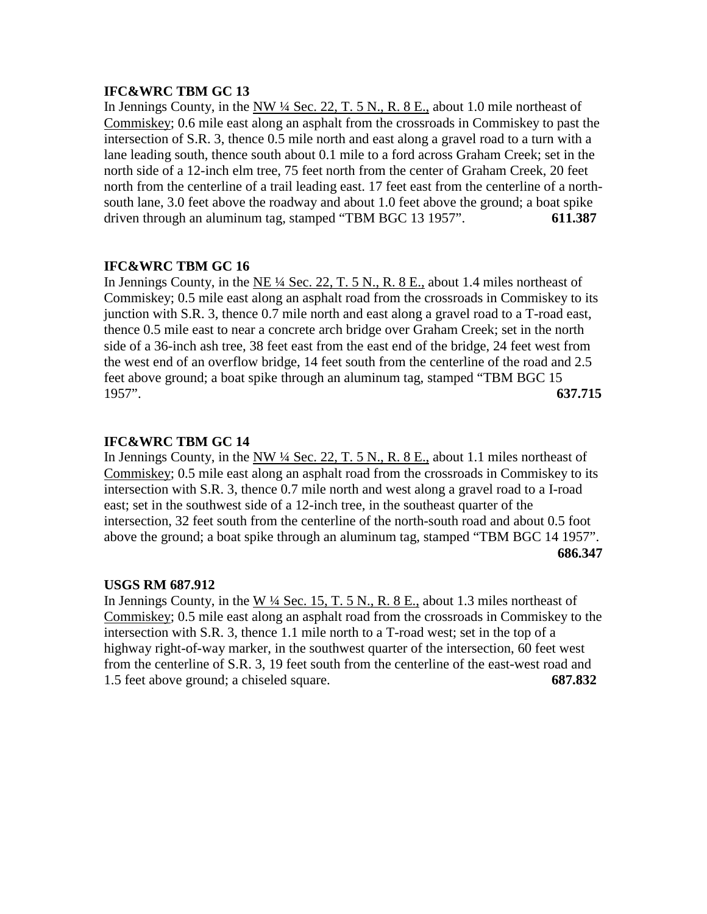**IFC&WRC TBM GC 13**

In Jennings County, in the NW ¼ Sec. 22, T. 5 N., R. 8 E., about 1.0 mile northeast of Commiskey; 0.6 mile east along an asphalt from the crossroads in Commiskey to past the intersection of S.R. 3, thence 0.5 mile north and east along a gravel road to a turn with a lane leading south, thence south about 0.1 mile to a ford across Graham Creek; set in the north side of a 12-inch elm tree, 75 feet north from the center of Graham Creek, 20 feet north from the centerline of a trail leading east. 17 feet east from the centerline of a north-south lane, 3.0 feet above the roadway and about 1.0 feet above the ground; a boat spike driven through an aluminum tag, stamped "TBM BGC 13 1957". **611.387**

**IFC&WRC TBM GC 16**

In Jennings County, in the NE ¼ Sec. 22, T. 5 N., R. 8 E., about 1.4 miles northeast of Commiskey; 0.5 mile east along an asphalt road from the crossroads in Commiskey to its junction with S.R. 3, thence 0.7 mile north and east along a gravel road to a T-road east, thence 0.5 mile east to near a concrete arch bridge over Graham Creek; set in the north side of a 36-inch ash tree, 38 feet east from the east end of the bridge, 24 feet west from the west end of an overflow bridge, 14 feet south from the centerline of the road and 2.5 feet above ground; a boat spike through an aluminum tag, stamped "TBM BGC 15 1957". **637.715**

**IFC&WRC TBM GC 14**

In Jennings County, in the NW ¼ Sec. 22, T. 5 N., R. 8 E., about 1.1 miles northeast of Commiskey; 0.5 mile east along an asphalt road from the crossroads in Commiskey to its intersection with S.R. 3, thence 0.7 mile north and west along a gravel road to a I-road east; set in the southwest side of a 12-inch tree, in the southeast quarter of the intersection, 32 feet south from the centerline of the north-south road and about 0.5 foot above the ground; a boat spike through an aluminum tag, stamped "TBM BGC 14 1957". **686.347**

**USGS RM 687.912**

In Jennings County, in the W ¼ Sec. 15, T. 5 N., R. 8 E., about 1.3 miles northeast of Commiskey; 0.5 mile east along an asphalt road from the crossroads in Commiskey to the intersection with S.R. 3, thence 1.1 mile north to a T-road west; set in the top of a highway right-of-way marker, in the southwest quarter of the intersection, 60 feet west from the centerline of S.R. 3, 19 feet south from the centerline of the east-west road and 1.5 feet above ground; a chiseled square. **687.832**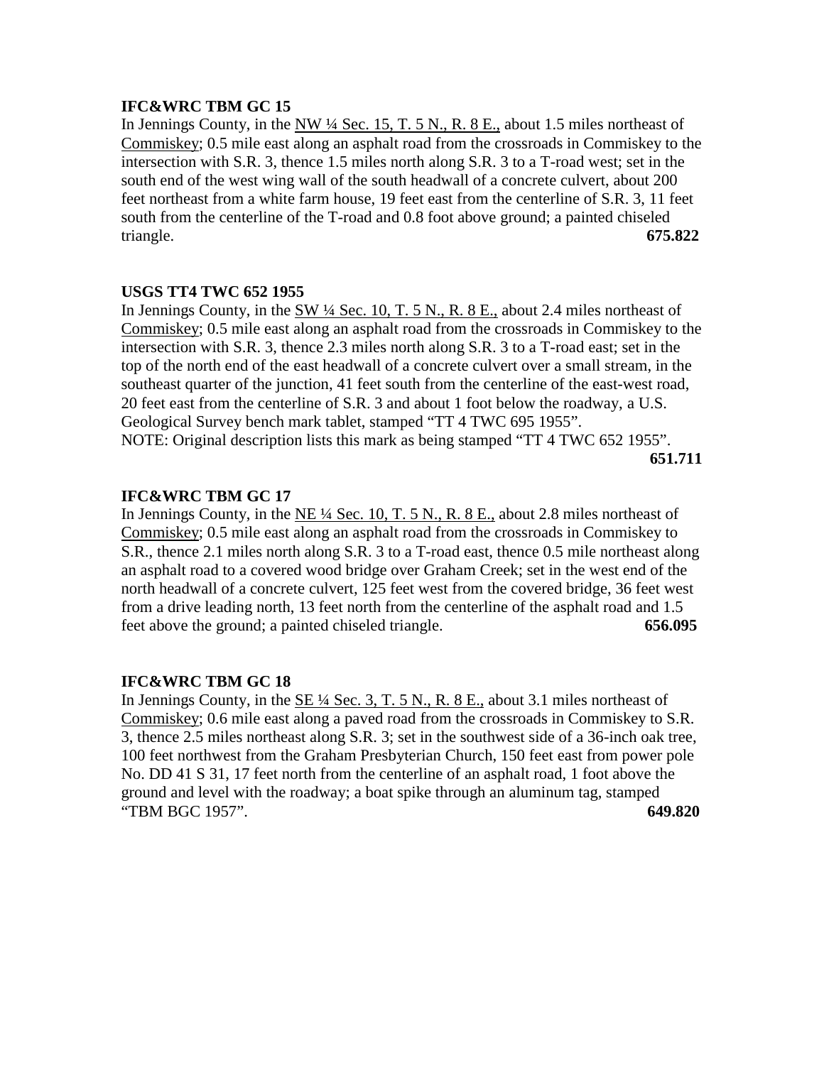**IFC&WRC TBM GC 15**

In Jennings County, in the NW ¼ Sec. 15, T. 5 N., R. 8 E., about 1.5 miles northeast of Commiskey; 0.5 mile east along an asphalt road from the crossroads in Commiskey to the intersection with S.R. 3, thence 1.5 miles north along S.R. 3 to a T-road west; set in the south end of the west wing wall of the south headwall of a concrete culvert, about 200 feet northeast from a white farm house, 19 feet east from the centerline of S.R. 3, 11 feet south from the centerline of the T-road and 0.8 foot above ground; a painted chiseled triangle. **675.822**

**USGS TT4 TWC 652 1955**

In Jennings County, in the SW ¼ Sec. 10, T. 5 N., R. 8 E., about 2.4 miles northeast of Commiskey; 0.5 mile east along an asphalt road from the crossroads in Commiskey to the intersection with S.R. 3, thence 2.3 miles north along S.R. 3 to a T-road east; set in the top of the north end of the east headwall of a concrete culvert over a small stream, in the southeast quarter of the junction, 41 feet south from the centerline of the east-west road, 20 feet east from the centerline of S.R. 3 and about 1 foot below the roadway, a U.S. Geological Survey bench mark tablet, stamped "TT 4 TWC 695 1955".
NOTE: Original description lists this mark as being stamped "TT 4 TWC 652 1955". **651.711**

**IFC&WRC TBM GC 17**

In Jennings County, in the NE ¼ Sec. 10, T. 5 N., R. 8 E., about 2.8 miles northeast of Commiskey; 0.5 mile east along an asphalt road from the crossroads in Commiskey to S.R., thence 2.1 miles north along S.R. 3 to a T-road east, thence 0.5 mile northeast along an asphalt road to a covered wood bridge over Graham Creek; set in the west end of the north headwall of a concrete culvert, 125 feet west from the covered bridge, 36 feet west from a drive leading north, 13 feet north from the centerline of the asphalt road and 1.5 feet above the ground; a painted chiseled triangle. **656.095**

**IFC&WRC TBM GC 18**

In Jennings County, in the SE ¼ Sec. 3, T. 5 N., R. 8 E., about 3.1 miles northeast of Commiskey; 0.6 mile east along a paved road from the crossroads in Commiskey to S.R. 3, thence 2.5 miles northeast along S.R. 3; set in the southwest side of a 36-inch oak tree, 100 feet northwest from the Graham Presbyterian Church, 150 feet east from power pole No. DD 41 S 31, 17 feet north from the centerline of an asphalt road, 1 foot above the ground and level with the roadway; a boat spike through an aluminum tag, stamped "TBM BGC 1957". **649.820**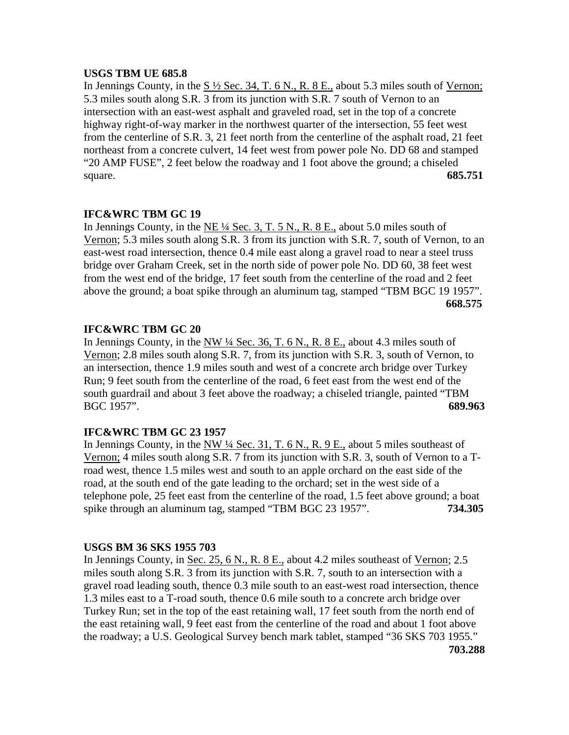**USGS TBM UE 685.8**

In Jennings County, in the S ½ Sec. 34, T. 6 N., R. 8 E., about 5.3 miles south of Vernon; 5.3 miles south along S.R. 3 from its junction with S.R. 7 south of Vernon to an intersection with an east-west asphalt and graveled road, set in the top of a concrete highway right-of-way marker in the northwest quarter of the intersection, 55 feet west from the centerline of S.R. 3, 21 feet north from the centerline of the asphalt road, 21 feet northeast from a concrete culvert, 14 feet west from power pole No. DD 68 and stamped "20 AMP FUSE", 2 feet below the roadway and 1 foot above the ground; a chiseled square. **685.751**

**IFC&WRC TBM GC 19**

In Jennings County, in the NE ¼ Sec. 3, T. 5 N., R. 8 E., about 5.0 miles south of Vernon; 5.3 miles south along S.R. 3 from its junction with S.R. 7, south of Vernon, to an east-west road intersection, thence 0.4 mile east along a gravel road to near a steel truss bridge over Graham Creek, set in the north side of power pole No. DD 60, 38 feet west from the west end of the bridge, 17 feet south from the centerline of the road and 2 feet above the ground; a boat spike through an aluminum tag, stamped "TBM BGC 19 1957". **668.575**

**IFC&WRC TBM GC 20**

In Jennings County, in the NW ¼ Sec. 36, T. 6 N., R. 8 E., about 4.3 miles south of Vernon; 2.8 miles south along S.R. 7, from its junction with S.R. 3, south of Vernon, to an intersection, thence 1.9 miles south and west of a concrete arch bridge over Turkey Run; 9 feet south from the centerline of the road, 6 feet east from the west end of the south guardrail and about 3 feet above the roadway; a chiseled triangle, painted "TBM BGC 1957". **689.963**

**IFC&WRC TBM GC 23 1957**

In Jennings County, in the NW ¼ Sec. 31, T. 6 N., R. 9 E., about 5 miles southeast of Vernon; 4 miles south along S.R. 7 from its junction with S.R. 3, south of Vernon to a T-road west, thence 1.5 miles west and south to an apple orchard on the east side of the road, at the south end of the gate leading to the orchard; set in the west side of a telephone pole, 25 feet east from the centerline of the road, 1.5 feet above ground; a boat spike through an aluminum tag, stamped "TBM BGC 23 1957". **734.305**

**USGS BM 36 SKS 1955 703**

In Jennings County, in Sec. 25, 6 N., R. 8 E., about 4.2 miles southeast of Vernon; 2.5 miles south along S.R. 3 from its junction with S.R. 7, south to an intersection with a gravel road leading south, thence 0.3 mile south to an east-west road intersection, thence 1.3 miles east to a T-road south, thence 0.6 mile south to a concrete arch bridge over Turkey Run; set in the top of the east retaining wall, 17 feet south from the north end of the east retaining wall, 9 feet east from the centerline of the road and about 1 foot above the roadway; a U.S. Geological Survey bench mark tablet, stamped "36 SKS 703 1955." **703.288**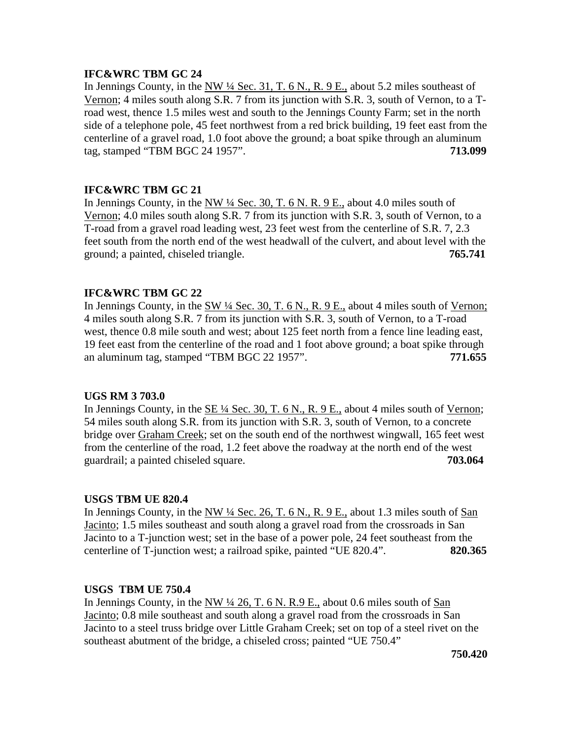**IFC&WRC TBM GC 24**

In Jennings County, in the NW ¼ Sec. 31, T. 6 N., R. 9 E., about 5.2 miles southeast of Vernon; 4 miles south along S.R. 7 from its junction with S.R. 3, south of Vernon, to a T-road west, thence 1.5 miles west and south to the Jennings County Farm; set in the north side of a telephone pole, 45 feet northwest from a red brick building, 19 feet east from the centerline of a gravel road, 1.0 foot above the ground; a boat spike through an aluminum tag, stamped "TBM BGC 24 1957". **713.099**

**IFC&WRC TBM GC 21**

In Jennings County, in the NW ¼ Sec. 30, T. 6 N. R. 9 E., about 4.0 miles south of Vernon; 4.0 miles south along S.R. 7 from its junction with S.R. 3, south of Vernon, to a T-road from a gravel road leading west, 23 feet west from the centerline of S.R. 7, 2.3 feet south from the north end of the west headwall of the culvert, and about level with the ground; a painted, chiseled triangle. **765.741**

**IFC&WRC TBM GC 22**

In Jennings County, in the SW ¼ Sec. 30, T. 6 N., R. 9 E., about 4 miles south of Vernon; 4 miles south along S.R. 7 from its junction with S.R. 3, south of Vernon, to a T-road west, thence 0.8 mile south and west; about 125 feet north from a fence line leading east, 19 feet east from the centerline of the road and 1 foot above ground; a boat spike through an aluminum tag, stamped "TBM BGC 22 1957". **771.655**

**UGS RM 3 703.0**

In Jennings County, in the SE ¼ Sec. 30, T. 6 N., R. 9 E., about 4 miles south of Vernon; 54 miles south along S.R. from its junction with S.R. 3, south of Vernon, to a concrete bridge over Graham Creek; set on the south end of the northwest wingwall, 165 feet west from the centerline of the road, 1.2 feet above the roadway at the north end of the west guardrail; a painted chiseled square. **703.064**

**USGS TBM UE 820.4**

In Jennings County, in the NW ¼ Sec. 26, T. 6 N., R. 9 E., about 1.3 miles south of San Jacinto; 1.5 miles southeast and south along a gravel road from the crossroads in San Jacinto to a T-junction west; set in the base of a power pole, 24 feet southeast from the centerline of T-junction west; a railroad spike, painted "UE 820.4". **820.365**

**USGS TBM UE 750.4**

In Jennings County, in the NW ¼ 26, T. 6 N. R.9 E., about 0.6 miles south of San Jacinto; 0.8 mile southeast and south along a gravel road from the crossroads in San Jacinto to a steel truss bridge over Little Graham Creek; set on top of a steel rivet on the southeast abutment of the bridge, a chiseled cross; painted "UE 750.4" **750.420**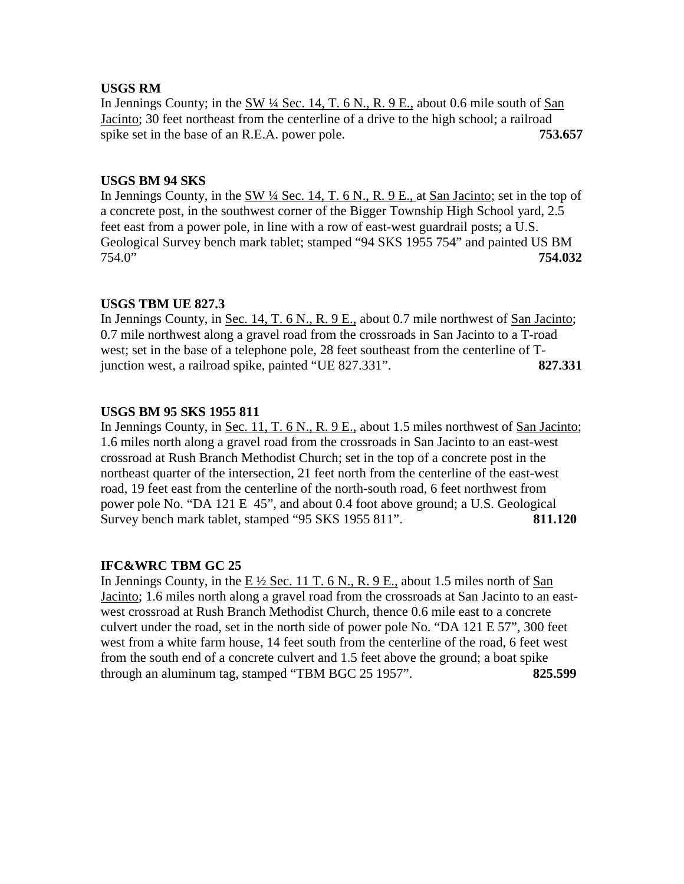**USGS RM**

In Jennings County; in the SW ¼ Sec. 14, T. 6 N., R. 9 E., about 0.6 mile south of San Jacinto; 30 feet northeast from the centerline of a drive to the high school; a railroad spike set in the base of an R.E.A. power pole. **753.657**

**USGS BM 94 SKS**

In Jennings County, in the SW ¼ Sec. 14, T. 6 N., R. 9 E., at San Jacinto; set in the top of a concrete post, in the southwest corner of the Bigger Township High School yard, 2.5 feet east from a power pole, in line with a row of east-west guardrail posts; a U.S. Geological Survey bench mark tablet; stamped "94 SKS 1955 754" and painted US BM 754.0" **754.032**

**USGS TBM UE 827.3**

In Jennings County, in Sec. 14, T. 6 N., R. 9 E., about 0.7 mile northwest of San Jacinto; 0.7 mile northwest along a gravel road from the crossroads in San Jacinto to a T-road west; set in the base of a telephone pole, 28 feet southeast from the centerline of T-junction west, a railroad spike, painted "UE 827.331". **827.331**

**USGS BM 95 SKS 1955 811**

In Jennings County, in Sec. 11, T. 6 N., R. 9 E., about 1.5 miles northwest of San Jacinto; 1.6 miles north along a gravel road from the crossroads in San Jacinto to an east-west crossroad at Rush Branch Methodist Church; set in the top of a concrete post in the northeast quarter of the intersection, 21 feet north from the centerline of the east-west road, 19 feet east from the centerline of the north-south road, 6 feet northwest from power pole No. "DA 121 E 45", and about 0.4 foot above ground; a U.S. Geological Survey bench mark tablet, stamped "95 SKS 1955 811". **811.120**

**IFC&WRC TBM GC 25**

In Jennings County, in the E ½ Sec. 11 T. 6 N., R. 9 E., about 1.5 miles north of San Jacinto; 1.6 miles north along a gravel road from the crossroads at San Jacinto to an east-west crossroad at Rush Branch Methodist Church, thence 0.6 mile east to a concrete culvert under the road, set in the north side of power pole No. "DA 121 E 57", 300 feet west from a white farm house, 14 feet south from the centerline of the road, 6 feet west from the south end of a concrete culvert and 1.5 feet above the ground; a boat spike through an aluminum tag, stamped "TBM BGC 25 1957". **825.599**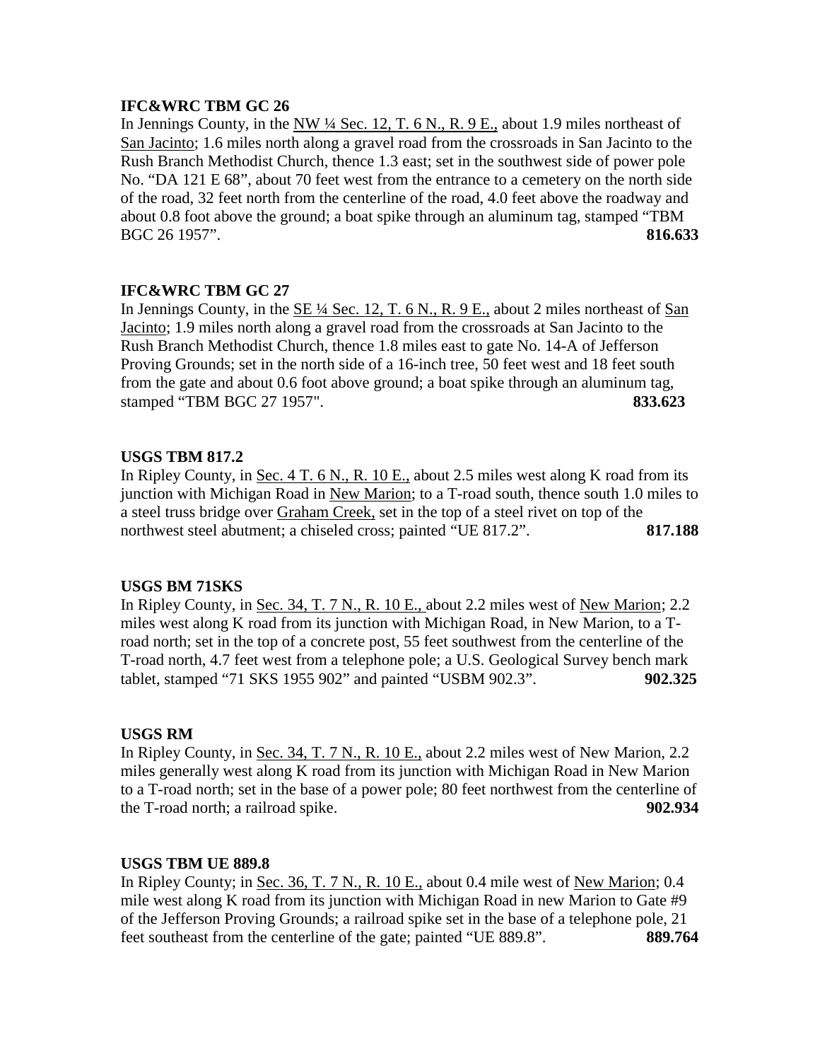**IFC&WRC TBM GC 26**

In Jennings County, in the NW ¼ Sec. 12, T. 6 N., R. 9 E., about 1.9 miles northeast of San Jacinto; 1.6 miles north along a gravel road from the crossroads in San Jacinto to the Rush Branch Methodist Church, thence 1.3 east; set in the southwest side of power pole No. "DA 121 E 68", about 70 feet west from the entrance to a cemetery on the north side of the road, 32 feet north from the centerline of the road, 4.0 feet above the roadway and about 0.8 foot above the ground; a boat spike through an aluminum tag, stamped "TBM BGC 26 1957". **816.633**

**IFC&WRC TBM GC 27**

In Jennings County, in the SE ¼ Sec. 12, T. 6 N., R. 9 E., about 2 miles northeast of San Jacinto; 1.9 miles north along a gravel road from the crossroads at San Jacinto to the Rush Branch Methodist Church, thence 1.8 miles east to gate No. 14-A of Jefferson Proving Grounds; set in the north side of a 16-inch tree, 50 feet west and 18 feet south from the gate and about 0.6 foot above ground; a boat spike through an aluminum tag, stamped "TBM BGC 27 1957". **833.623**

**USGS TBM 817.2**

In Ripley County, in Sec. 4 T. 6 N., R. 10 E., about 2.5 miles west along K road from its junction with Michigan Road in New Marion; to a T-road south, thence south 1.0 miles to a steel truss bridge over Graham Creek, set in the top of a steel rivet on top of the northwest steel abutment; a chiseled cross; painted "UE 817.2". **817.188**

**USGS BM 71SKS**

In Ripley County, in Sec. 34, T. 7 N., R. 10 E., about 2.2 miles west of New Marion; 2.2 miles west along K road from its junction with Michigan Road, in New Marion, to a T-road north; set in the top of a concrete post, 55 feet southwest from the centerline of the T-road north, 4.7 feet west from a telephone pole; a U.S. Geological Survey bench mark tablet, stamped "71 SKS 1955 902" and painted "USBM 902.3". **902.325**

**USGS RM**

In Ripley County, in Sec. 34, T. 7 N., R. 10 E., about 2.2 miles west of New Marion, 2.2 miles generally west along K road from its junction with Michigan Road in New Marion to a T-road north; set in the base of a power pole; 80 feet northwest from the centerline of the T-road north; a railroad spike. **902.934**

**USGS TBM UE 889.8**

In Ripley County; in Sec. 36, T. 7 N., R. 10 E., about 0.4 mile west of New Marion; 0.4 mile west along K road from its junction with Michigan Road in new Marion to Gate #9 of the Jefferson Proving Grounds; a railroad spike set in the base of a telephone pole, 21 feet southeast from the centerline of the gate; painted "UE 889.8". **889.764**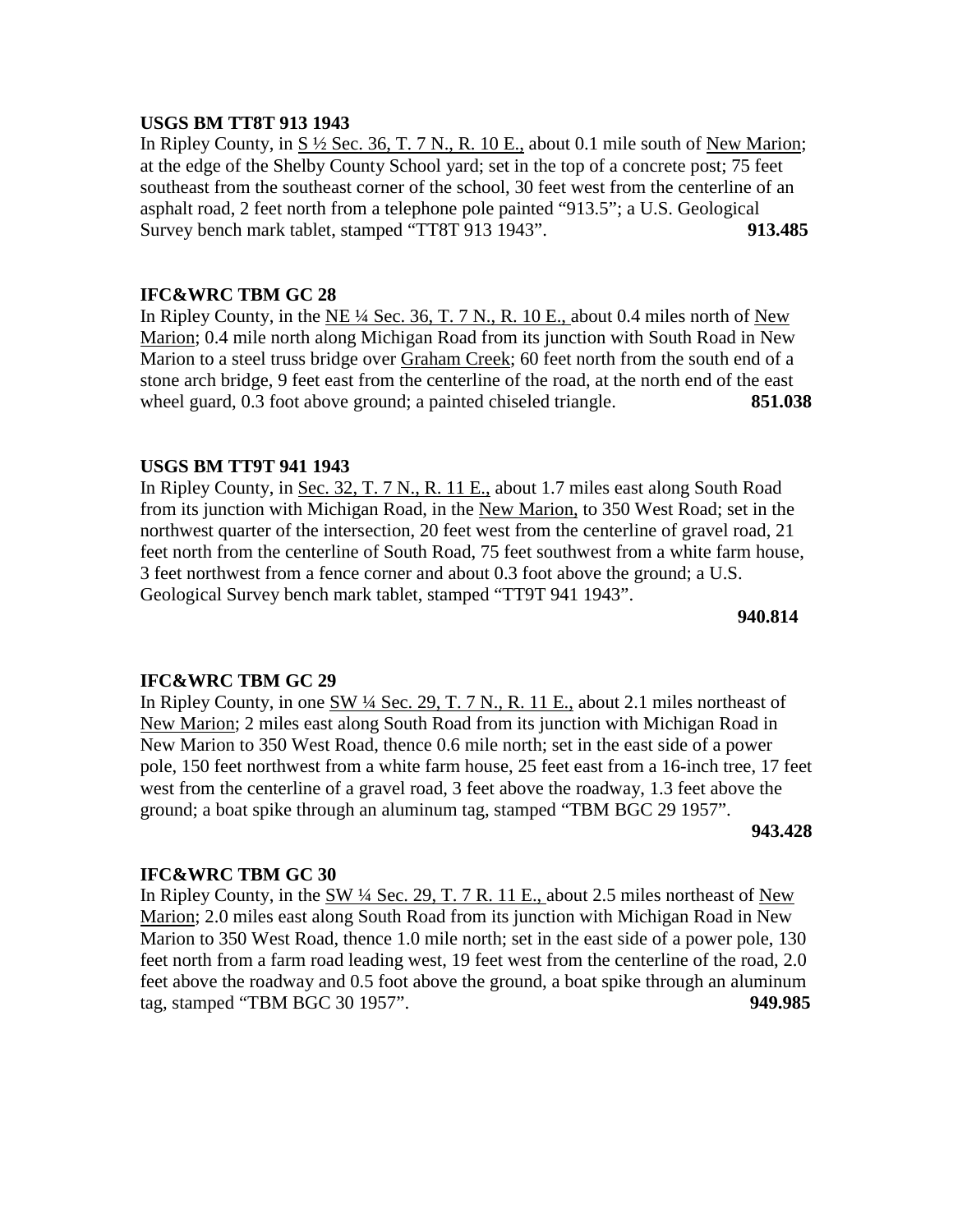**USGS BM TT8T 913 1943**
In Ripley County, in S ½ Sec. 36, T. 7 N., R. 10 E., about 0.1 mile south of New Marion; at the edge of the Shelby County School yard; set in the top of a concrete post; 75 feet southeast from the southeast corner of the school, 30 feet west from the centerline of an asphalt road, 2 feet north from a telephone pole painted "913.5"; a U.S. Geological Survey bench mark tablet, stamped "TT8T 913 1943". **913.485**

**IFC&WRC TBM GC 28**
In Ripley County, in the NE ¼ Sec. 36, T. 7 N., R. 10 E., about 0.4 miles north of New Marion; 0.4 mile north along Michigan Road from its junction with South Road in New Marion to a steel truss bridge over Graham Creek; 60 feet north from the south end of a stone arch bridge, 9 feet east from the centerline of the road, at the north end of the east wheel guard, 0.3 foot above ground; a painted chiseled triangle. **851.038**

**USGS BM TT9T 941 1943**
In Ripley County, in Sec. 32, T. 7 N., R. 11 E., about 1.7 miles east along South Road from its junction with Michigan Road, in the New Marion, to 350 West Road; set in the northwest quarter of the intersection, 20 feet west from the centerline of gravel road, 21 feet north from the centerline of South Road, 75 feet southwest from a white farm house, 3 feet northwest from a fence corner and about 0.3 foot above the ground; a U.S. Geological Survey bench mark tablet, stamped "TT9T 941 1943".
**940.814**

**IFC&WRC TBM GC 29**
In Ripley County, in one SW ¼ Sec. 29, T. 7 N., R. 11 E., about 2.1 miles northeast of New Marion; 2 miles east along South Road from its junction with Michigan Road in New Marion to 350 West Road, thence 0.6 mile north; set in the east side of a power pole, 150 feet northwest from a white farm house, 25 feet east from a 16-inch tree, 17 feet west from the centerline of a gravel road, 3 feet above the roadway, 1.3 feet above the ground; a boat spike through an aluminum tag, stamped "TBM BGC 29 1957".
**943.428**

**IFC&WRC TBM GC 30**
In Ripley County, in the SW ¼ Sec. 29, T. 7 R. 11 E., about 2.5 miles northeast of New Marion; 2.0 miles east along South Road from its junction with Michigan Road in New Marion to 350 West Road, thence 1.0 mile north; set in the east side of a power pole, 130 feet north from a farm road leading west, 19 feet west from the centerline of the road, 2.0 feet above the roadway and 0.5 foot above the ground, a boat spike through an aluminum tag, stamped "TBM BGC 30 1957". **949.985**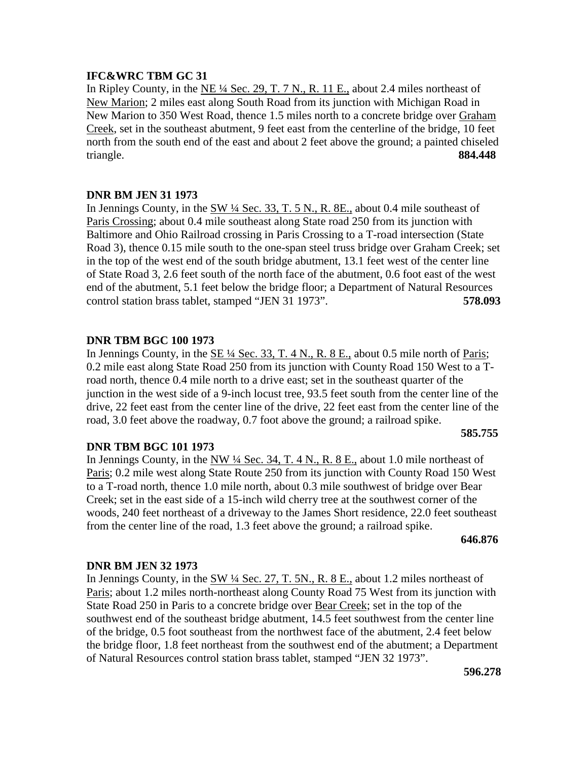**IFC&WRC TBM GC 31**
In Ripley County, in the NE ¼ Sec. 29, T. 7 N., R. 11 E., about 2.4 miles northeast of New Marion; 2 miles east along South Road from its junction with Michigan Road in New Marion to 350 West Road, thence 1.5 miles north to a concrete bridge over Graham Creek, set in the southeast abutment, 9 feet east from the centerline of the bridge, 10 feet north from the south end of the east and about 2 feet above the ground; a painted chiseled triangle. **884.448**

**DNR BM JEN 31 1973**
In Jennings County, in the SW ¼ Sec. 33, T. 5 N., R. 8E., about 0.4 mile southeast of Paris Crossing; about 0.4 mile southeast along State road 250 from its junction with Baltimore and Ohio Railroad crossing in Paris Crossing to a T-road intersection (State Road 3), thence 0.15 mile south to the one-span steel truss bridge over Graham Creek; set in the top of the west end of the south bridge abutment, 13.1 feet west of the center line of State Road 3, 2.6 feet south of the north face of the abutment, 0.6 foot east of the west end of the abutment, 5.1 feet below the bridge floor; a Department of Natural Resources control station brass tablet, stamped "JEN 31 1973". **578.093**

**DNR TBM BGC 100 1973**
In Jennings County, in the SE ¼ Sec. 33, T. 4 N., R. 8 E., about 0.5 mile north of Paris; 0.2 mile east along State Road 250 from its junction with County Road 150 West to a T-road north, thence 0.4 mile north to a drive east; set in the southeast quarter of the junction in the west side of a 9-inch locust tree, 93.5 feet south from the center line of the drive, 22 feet east from the center line of the drive, 22 feet east from the center line of the road, 3.0 feet above the roadway, 0.7 foot above the ground; a railroad spike. **585.755**

**DNR TBM BGC 101 1973**
In Jennings County, in the NW ¼ Sec. 34, T. 4 N., R. 8 E., about 1.0 mile northeast of Paris; 0.2 mile west along State Route 250 from its junction with County Road 150 West to a T-road north, thence 1.0 mile north, about 0.3 mile southwest of bridge over Bear Creek; set in the east side of a 15-inch wild cherry tree at the southwest corner of the woods, 240 feet northeast of a driveway to the James Short residence, 22.0 feet southeast from the center line of the road, 1.3 feet above the ground; a railroad spike. **646.876**

**DNR BM JEN 32 1973**
In Jennings County, in the SW ¼ Sec. 27, T. 5N., R. 8 E., about 1.2 miles northeast of Paris; about 1.2 miles north-northeast along County Road 75 West from its junction with State Road 250 in Paris to a concrete bridge over Bear Creek; set in the top of the southwest end of the southeast bridge abutment, 14.5 feet southwest from the center line of the bridge, 0.5 foot southeast from the northwest face of the abutment, 2.4 feet below the bridge floor, 1.8 feet northeast from the southwest end of the abutment; a Department of Natural Resources control station brass tablet, stamped "JEN 32 1973". **596.278**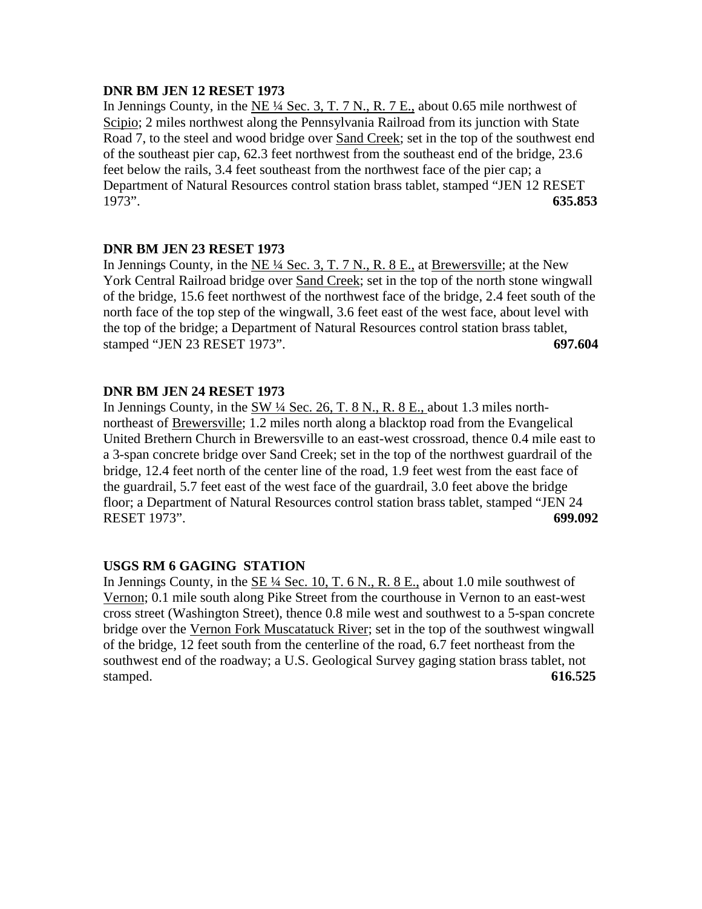**DNR BM JEN 12 RESET 1973**

In Jennings County, in the NE ¼ Sec. 3, T. 7 N., R. 7 E., about 0.65 mile northwest of Scipio; 2 miles northwest along the Pennsylvania Railroad from its junction with State Road 7, to the steel and wood bridge over Sand Creek; set in the top of the southwest end of the southeast pier cap, 62.3 feet northwest from the southeast end of the bridge, 23.6 feet below the rails, 3.4 feet southeast from the northwest face of the pier cap; a Department of Natural Resources control station brass tablet, stamped "JEN 12 RESET 1973". **635.853**

**DNR BM JEN 23 RESET 1973**

In Jennings County, in the NE ¼ Sec. 3, T. 7 N., R. 8 E., at Brewersville; at the New York Central Railroad bridge over Sand Creek; set in the top of the north stone wingwall of the bridge, 15.6 feet northwest of the northwest face of the bridge, 2.4 feet south of the north face of the top step of the wingwall, 3.6 feet east of the west face, about level with the top of the bridge; a Department of Natural Resources control station brass tablet, stamped "JEN 23 RESET 1973". **697.604**

**DNR BM JEN 24 RESET 1973**

In Jennings County, in the SW ¼ Sec. 26, T. 8 N., R. 8 E., about 1.3 miles north-northeast of Brewersville; 1.2 miles north along a blacktop road from the Evangelical United Brethern Church in Brewersville to an east-west crossroad, thence 0.4 mile east to a 3-span concrete bridge over Sand Creek; set in the top of the northwest guardrail of the bridge, 12.4 feet north of the center line of the road, 1.9 feet west from the east face of the guardrail, 5.7 feet east of the west face of the guardrail, 3.0 feet above the bridge floor; a Department of Natural Resources control station brass tablet, stamped "JEN 24 RESET 1973". **699.092**

**USGS RM 6 GAGING STATION**

In Jennings County, in the SE ¼ Sec. 10, T. 6 N., R. 8 E., about 1.0 mile southwest of Vernon; 0.1 mile south along Pike Street from the courthouse in Vernon to an east-west cross street (Washington Street), thence 0.8 mile west and southwest to a 5-span concrete bridge over the Vernon Fork Muscatatuck River; set in the top of the southwest wingwall of the bridge, 12 feet south from the centerline of the road, 6.7 feet northeast from the southwest end of the roadway; a U.S. Geological Survey gaging station brass tablet, not stamped. **616.525**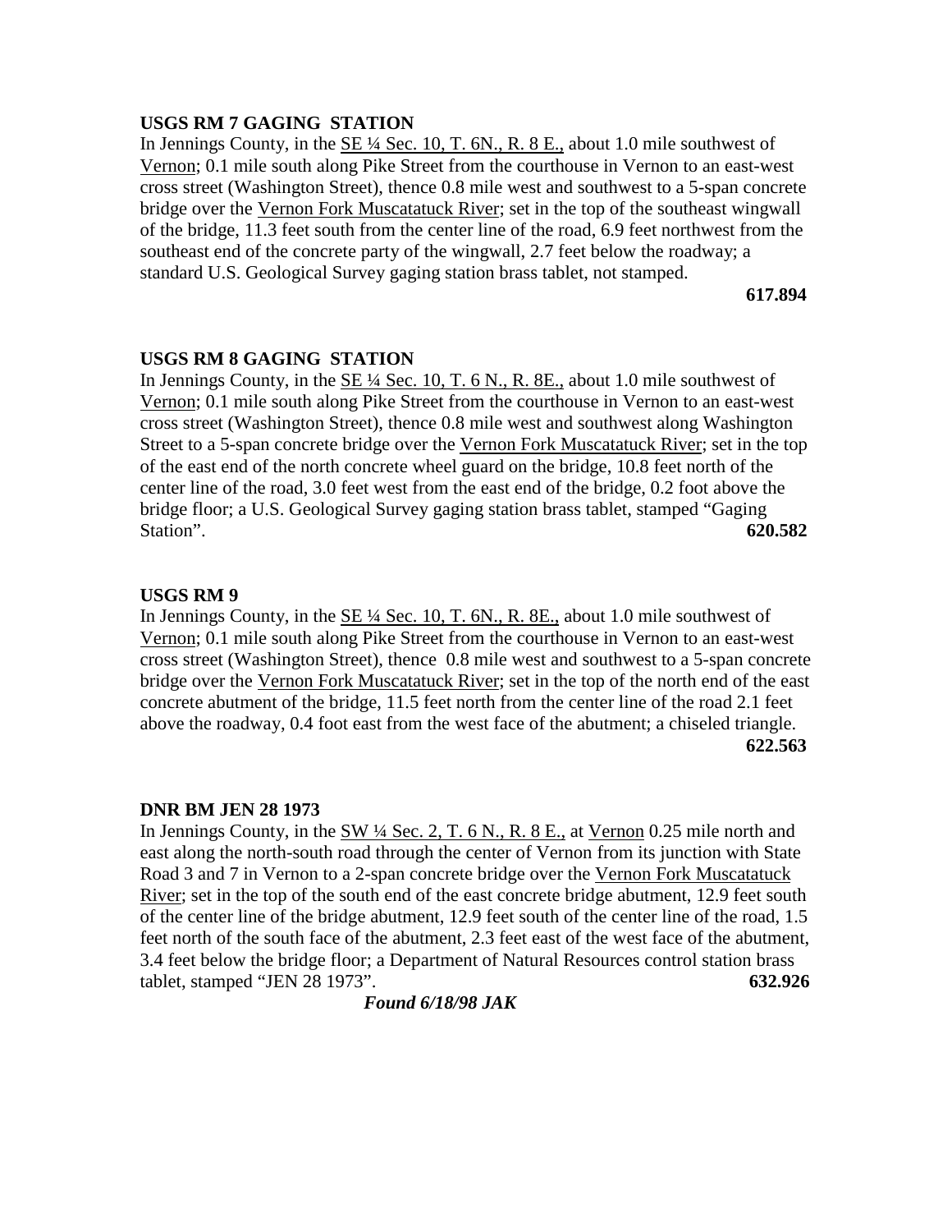**USGS RM 7 GAGING STATION**

In Jennings County, in the <u>SE ¼ Sec. 10, T. 6N., R. 8 E.,</u> about 1.0 mile southwest of <u>Vernon</u>; 0.1 mile south along Pike Street from the courthouse in Vernon to an east-west cross street (Washington Street), thence 0.8 mile west and southwest to a 5-span concrete bridge over the <u>Vernon Fork Muscatatuck River</u>; set in the top of the southeast wingwall of the bridge, 11.3 feet south from the center line of the road, 6.9 feet northwest from the southeast end of the concrete party of the wingwall, 2.7 feet below the roadway; a standard U.S. Geological Survey gaging station brass tablet, not stamped.

**617.894**

**USGS RM 8 GAGING STATION**

In Jennings County, in the <u>SE ¼ Sec. 10, T. 6 N., R. 8E.,</u> about 1.0 mile southwest of <u>Vernon</u>; 0.1 mile south along Pike Street from the courthouse in Vernon to an east-west cross street (Washington Street), thence 0.8 mile west and southwest along Washington Street to a 5-span concrete bridge over the <u>Vernon Fork Muscatatuck River</u>; set in the top of the east end of the north concrete wheel guard on the bridge, 10.8 feet north of the center line of the road, 3.0 feet west from the east end of the bridge, 0.2 foot above the bridge floor; a U.S. Geological Survey gaging station brass tablet, stamped "Gaging Station". **620.582**

**USGS RM 9**

In Jennings County, in the <u>SE ¼ Sec. 10, T. 6N., R. 8E.,</u> about 1.0 mile southwest of <u>Vernon</u>; 0.1 mile south along Pike Street from the courthouse in Vernon to an east-west cross street (Washington Street), thence 0.8 mile west and southwest to a 5-span concrete bridge over the <u>Vernon Fork Muscatatuck River</u>; set in the top of the north end of the east concrete abutment of the bridge, 11.5 feet north from the center line of the road 2.1 feet above the roadway, 0.4 foot east from the west face of the abutment; a chiseled triangle.

**622.563**

**DNR BM JEN 28 1973**

In Jennings County, in the <u>SW ¼ Sec. 2, T. 6 N., R. 8 E.,</u> at <u>Vernon</u> 0.25 mile north and east along the north-south road through the center of Vernon from its junction with State Road 3 and 7 in Vernon to a 2-span concrete bridge over the <u>Vernon Fork Muscatatuck River</u>; set in the top of the south end of the east concrete bridge abutment, 12.9 feet south of the center line of the bridge abutment, 12.9 feet south of the center line of the road, 1.5 feet north of the south face of the abutment, 2.3 feet east of the west face of the abutment, 3.4 feet below the bridge floor; a Department of Natural Resources control station brass tablet, stamped "JEN 28 1973". **632.926**

***Found 6/18/98 JAK***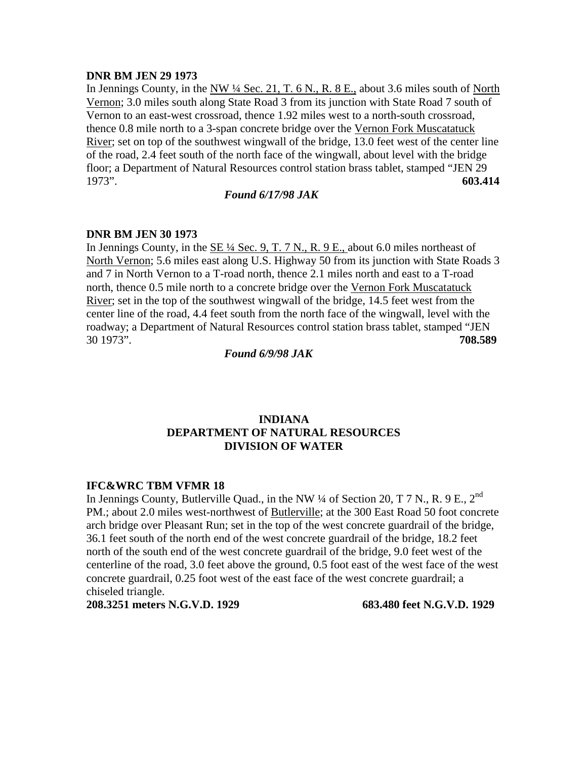**DNR BM JEN 29 1973**

In Jennings County, in the NW ¼ Sec. 21, T. 6 N., R. 8 E., about 3.6 miles south of North Vernon; 3.0 miles south along State Road 3 from its junction with State Road 7 south of Vernon to an east-west crossroad, thence 1.92 miles west to a north-south crossroad, thence 0.8 mile north to a 3-span concrete bridge over the Vernon Fork Muscatatuck River; set on top of the southwest wingwall of the bridge, 13.0 feet west of the center line of the road, 2.4 feet south of the north face of the wingwall, about level with the bridge floor; a Department of Natural Resources control station brass tablet, stamped "JEN 29 1973". **603.414**

***Found 6/17/98 JAK***

**DNR BM JEN 30 1973**

In Jennings County, in the SE ¼ Sec. 9, T. 7 N., R. 9 E., about 6.0 miles northeast of North Vernon; 5.6 miles east along U.S. Highway 50 from its junction with State Roads 3 and 7 in North Vernon to a T-road north, thence 2.1 miles north and east to a T-road north, thence 0.5 mile north to a concrete bridge over the Vernon Fork Muscatatuck River; set in the top of the southwest wingwall of the bridge, 14.5 feet west from the center line of the road, 4.4 feet south from the north face of the wingwall, level with the roadway; a Department of Natural Resources control station brass tablet, stamped "JEN 30 1973". **708.589**

***Found 6/9/98 JAK***

## INDIANA
## DEPARTMENT OF NATURAL RESOURCES
## DIVISION OF WATER

**IFC&WRC TBM VFMR 18**

In Jennings County, Butlerville Quad., in the NW ¼ of Section 20, T 7 N., R. 9 E., 2nd PM.; about 2.0 miles west-northwest of Butlerville; at the 300 East Road 50 foot concrete arch bridge over Pleasant Run; set in the top of the west concrete guardrail of the bridge, 36.1 feet south of the north end of the west concrete guardrail of the bridge, 18.2 feet north of the south end of the west concrete guardrail of the bridge, 9.0 feet west of the centerline of the road, 3.0 feet above the ground, 0.5 foot east of the west face of the west concrete guardrail, 0.25 foot west of the east face of the west concrete guardrail; a chiseled triangle.

**208.3251 meters N.G.V.D. 1929** **683.480 feet N.G.V.D. 1929**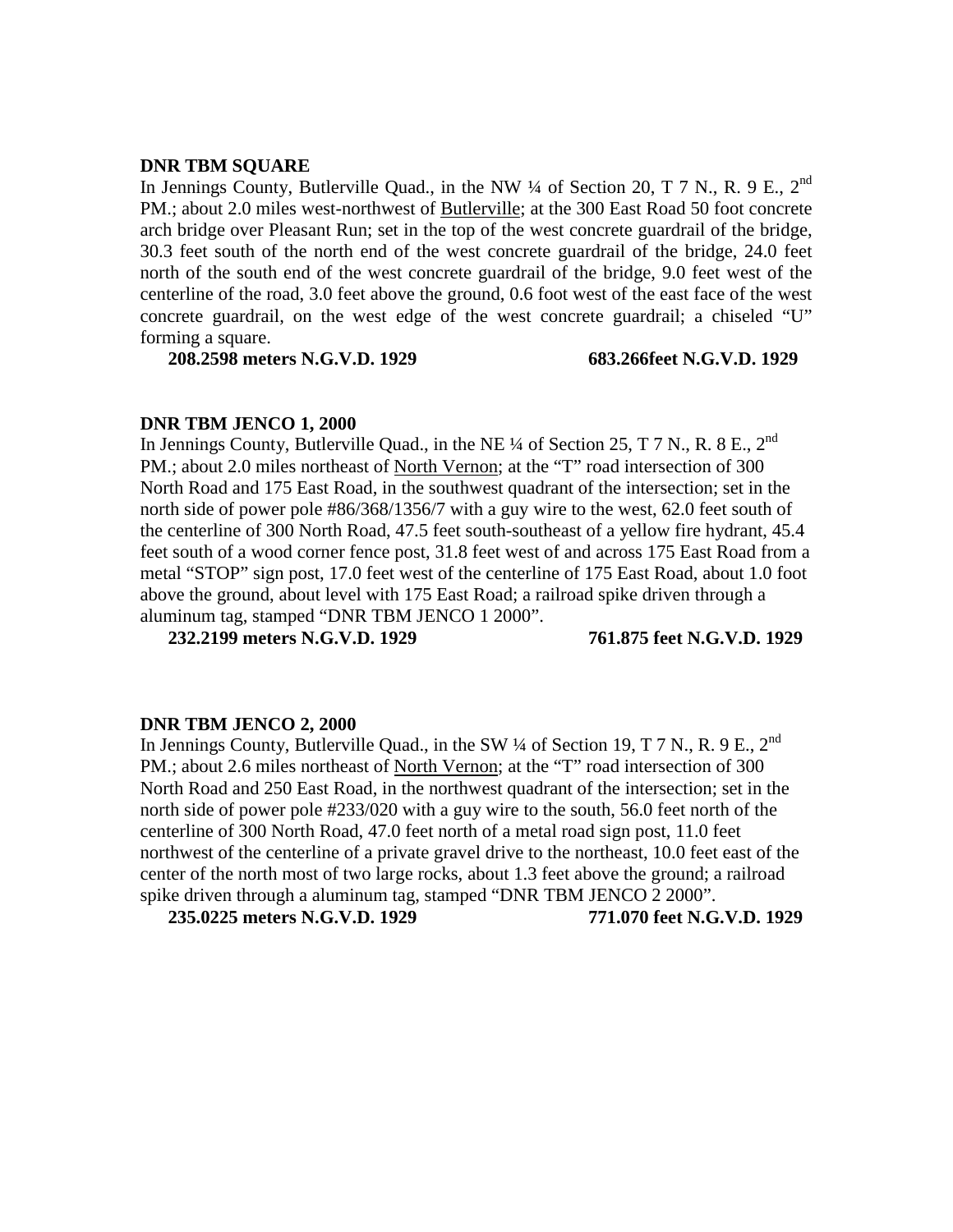**DNR TBM SQUARE**

In Jennings County, Butlerville Quad., in the NW ¼ of Section 20, T 7 N., R. 9 E., 2nd PM.; about 2.0 miles west-northwest of Butlerville; at the 300 East Road 50 foot concrete arch bridge over Pleasant Run; set in the top of the west concrete guardrail of the bridge, 30.3 feet south of the north end of the west concrete guardrail of the bridge, 24.0 feet north of the south end of the west concrete guardrail of the bridge, 9.0 feet west of the centerline of the road, 3.0 feet above the ground, 0.6 foot west of the east face of the west concrete guardrail, on the west edge of the west concrete guardrail; a chiseled "U" forming a square.

**208.2598 meters N.G.V.D. 1929** **683.266feet N.G.V.D. 1929**

**DNR TBM JENCO 1, 2000**

In Jennings County, Butlerville Quad., in the NE ¼ of Section 25, T 7 N., R. 8 E., 2nd PM.; about 2.0 miles northeast of North Vernon; at the "T" road intersection of 300 North Road and 175 East Road, in the southwest quadrant of the intersection; set in the north side of power pole #86/368/1356/7 with a guy wire to the west, 62.0 feet south of the centerline of 300 North Road, 47.5 feet south-southeast of a yellow fire hydrant, 45.4 feet south of a wood corner fence post, 31.8 feet west of and across 175 East Road from a metal "STOP" sign post, 17.0 feet west of the centerline of 175 East Road, about 1.0 foot above the ground, about level with 175 East Road; a railroad spike driven through a aluminum tag, stamped "DNR TBM JENCO 1 2000".

**232.2199 meters N.G.V.D. 1929** **761.875 feet N.G.V.D. 1929**

**DNR TBM JENCO 2, 2000**

In Jennings County, Butlerville Quad., in the SW ¼ of Section 19, T 7 N., R. 9 E., 2nd PM.; about 2.6 miles northeast of North Vernon; at the "T" road intersection of 300 North Road and 250 East Road, in the northwest quadrant of the intersection; set in the north side of power pole #233/020 with a guy wire to the south, 56.0 feet north of the centerline of 300 North Road, 47.0 feet north of a metal road sign post, 11.0 feet northwest of the centerline of a private gravel drive to the northeast, 10.0 feet east of the center of the north most of two large rocks, about 1.3 feet above the ground; a railroad spike driven through a aluminum tag, stamped "DNR TBM JENCO 2 2000".

**235.0225 meters N.G.V.D. 1929** **771.070 feet N.G.V.D. 1929**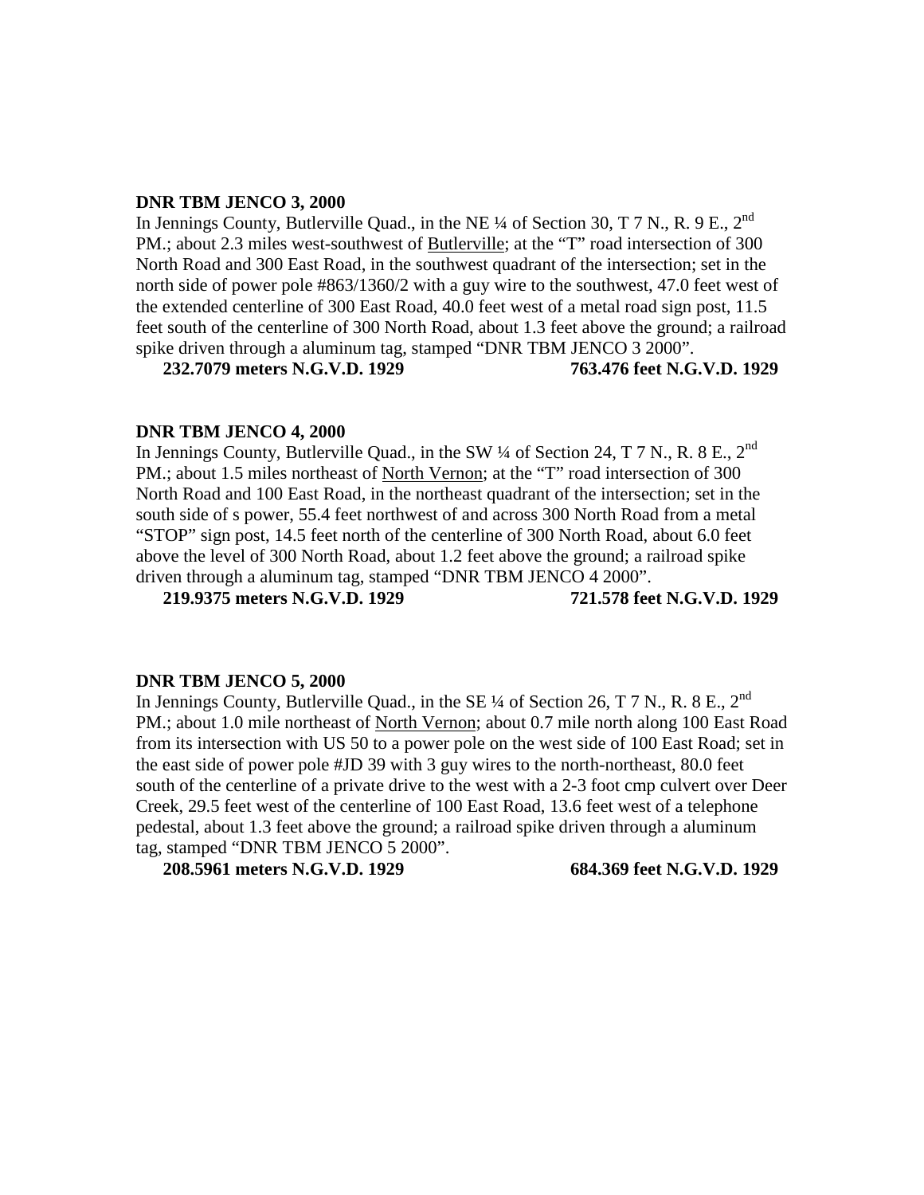**DNR TBM JENCO 3, 2000**

In Jennings County, Butlerville Quad., in the NE ¼ of Section 30, T 7 N., R. 9 E., 2nd PM.; about 2.3 miles west-southwest of Butlerville; at the "T" road intersection of 300 North Road and 300 East Road, in the southwest quadrant of the intersection; set in the north side of power pole #863/1360/2 with a guy wire to the southwest, 47.0 feet west of the extended centerline of 300 East Road, 40.0 feet west of a metal road sign post, 11.5 feet south of the centerline of 300 North Road, about 1.3 feet above the ground; a railroad spike driven through a aluminum tag, stamped "DNR TBM JENCO 3 2000".

**232.7079 meters N.G.V.D. 1929** **763.476 feet N.G.V.D. 1929**

**DNR TBM JENCO 4, 2000**

In Jennings County, Butlerville Quad., in the SW ¼ of Section 24, T 7 N., R. 8 E., 2nd PM.; about 1.5 miles northeast of North Vernon; at the "T" road intersection of 300 North Road and 100 East Road, in the northeast quadrant of the intersection; set in the south side of s power, 55.4 feet northwest of and across 300 North Road from a metal "STOP" sign post, 14.5 feet north of the centerline of 300 North Road, about 6.0 feet above the level of 300 North Road, about 1.2 feet above the ground; a railroad spike driven through a aluminum tag, stamped "DNR TBM JENCO 4 2000".

**219.9375 meters N.G.V.D. 1929** **721.578 feet N.G.V.D. 1929**

**DNR TBM JENCO 5, 2000**

In Jennings County, Butlerville Quad., in the SE ¼ of Section 26, T 7 N., R. 8 E., 2nd PM.; about 1.0 mile northeast of North Vernon; about 0.7 mile north along 100 East Road from its intersection with US 50 to a power pole on the west side of 100 East Road; set in the east side of power pole #JD 39 with 3 guy wires to the north-northeast, 80.0 feet south of the centerline of a private drive to the west with a 2-3 foot cmp culvert over Deer Creek, 29.5 feet west of the centerline of 100 East Road, 13.6 feet west of a telephone pedestal, about 1.3 feet above the ground; a railroad spike driven through a aluminum tag, stamped "DNR TBM JENCO 5 2000".

**208.5961 meters N.G.V.D. 1929** **684.369 feet N.G.V.D. 1929**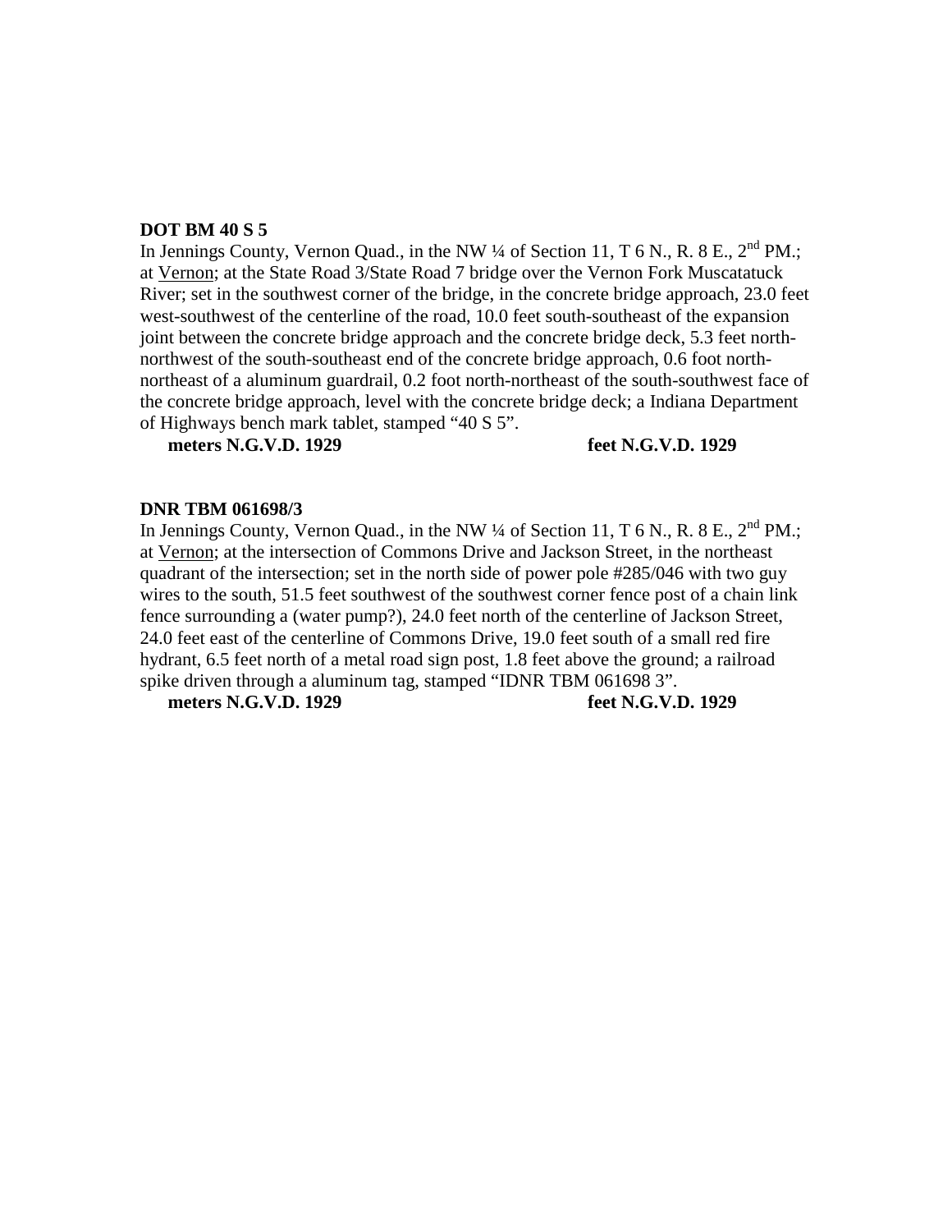**DOT BM 40 S 5**

In Jennings County, Vernon Quad., in the NW ¼ of Section 11, T 6 N., R. 8 E., 2nd PM.; at Vernon; at the State Road 3/State Road 7 bridge over the Vernon Fork Muscatatuck River; set in the southwest corner of the bridge, in the concrete bridge approach, 23.0 feet west-southwest of the centerline of the road, 10.0 feet south-southeast of the expansion joint between the concrete bridge approach and the concrete bridge deck, 5.3 feet north-northwest of the south-southeast end of the concrete bridge approach, 0.6 foot north-northeast of a aluminum guardrail, 0.2 foot north-northeast of the south-southwest face of the concrete bridge approach, level with the concrete bridge deck; a Indiana Department of Highways bench mark tablet, stamped “40 S 5”.

**meters N.G.V.D. 1929** **feet N.G.V.D. 1929**

**DNR TBM 061698/3**

In Jennings County, Vernon Quad., in the NW ¼ of Section 11, T 6 N., R. 8 E., 2nd PM.; at Vernon; at the intersection of Commons Drive and Jackson Street, in the northeast quadrant of the intersection; set in the north side of power pole #285/046 with two guy wires to the south, 51.5 feet southwest of the southwest corner fence post of a chain link fence surrounding a (water pump?), 24.0 feet north of the centerline of Jackson Street, 24.0 feet east of the centerline of Commons Drive, 19.0 feet south of a small red fire hydrant, 6.5 feet north of a metal road sign post, 1.8 feet above the ground; a railroad spike driven through a aluminum tag, stamped “IDNR TBM 061698 3”.

**meters N.G.V.D. 1929** **feet N.G.V.D. 1929**